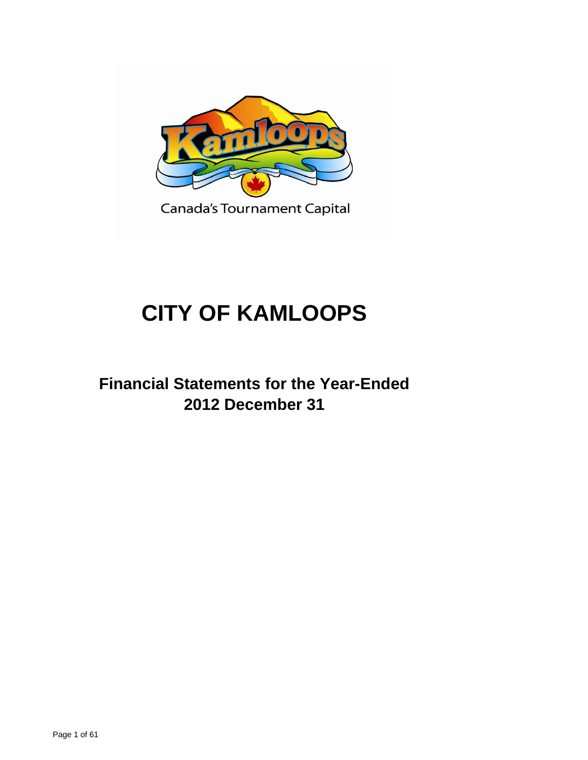# CITY OF KAMLOOPS

## Financial Statements for the Year-Ended 2012 December 31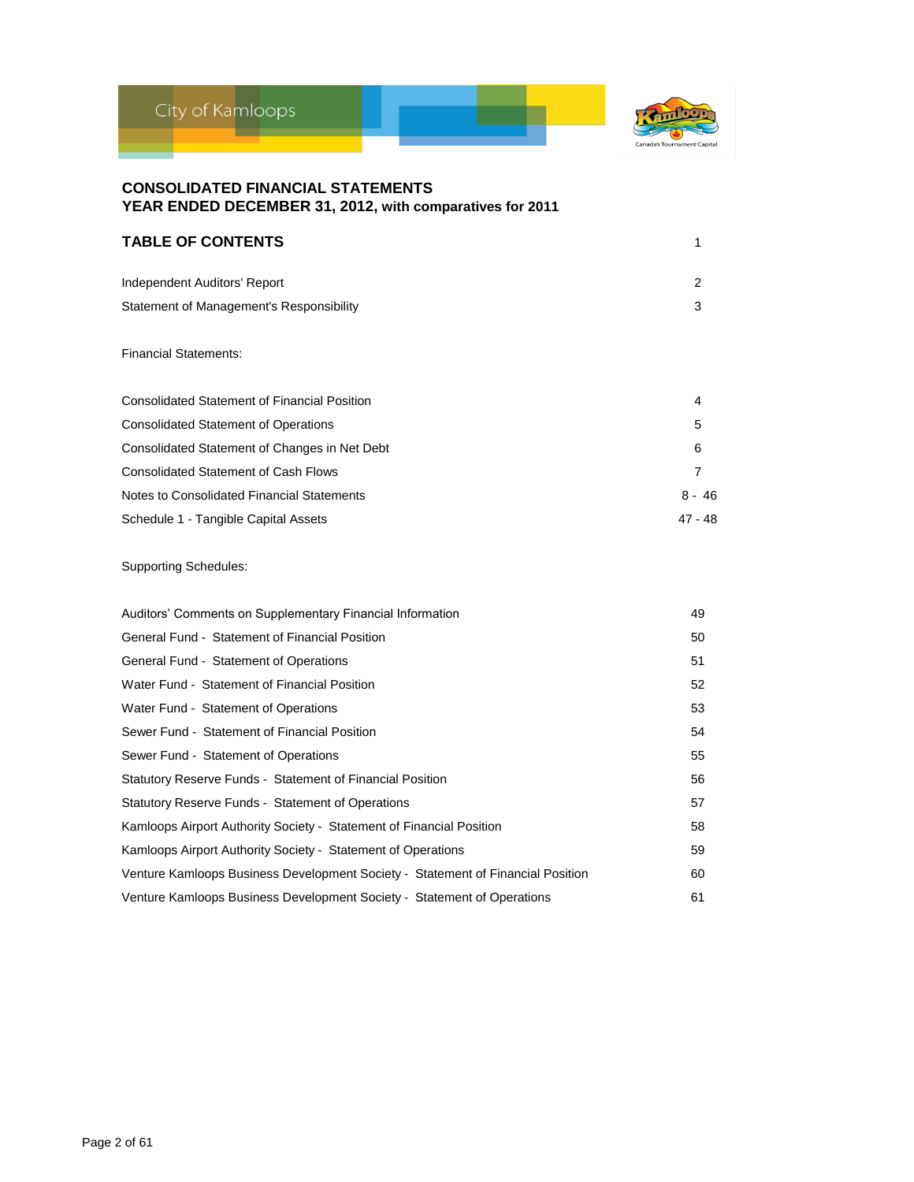City of Kamloops

# CONSOLIDATED FINANCIAL STATEMENTS
## YEAR ENDED DECEMBER 31, 2012, with comparatives for 2011

## TABLE OF CONTENTS

| | |
|---|---|
| TABLE OF CONTENTS | 1 |
| Independent Auditors' Report | 2 |
| Statement of Management's Responsibility | 3 |
| **Financial Statements:** | |
| Consolidated Statement of Financial Position | 4 |
| Consolidated Statement of Operations | 5 |
| Consolidated Statement of Changes in Net Debt | 6 |
| Consolidated Statement of Cash Flows | 7 |
| Notes to Consolidated Financial Statements | 8 - 46 |
| Schedule 1 - Tangible Capital Assets | 47 - 48 |
| **Supporting Schedules:** | |
| Auditors' Comments on Supplementary Financial Information | 49 |
| General Fund - Statement of Financial Position | 50 |
| General Fund - Statement of Operations | 51 |
| Water Fund - Statement of Financial Position | 52 |
| Water Fund - Statement of Operations | 53 |
| Sewer Fund - Statement of Financial Position | 54 |
| Sewer Fund - Statement of Operations | 55 |
| Statutory Reserve Funds - Statement of Financial Position | 56 |
| Statutory Reserve Funds - Statement of Operations | 57 |
| Kamloops Airport Authority Society - Statement of Financial Position | 58 |
| Kamloops Airport Authority Society - Statement of Operations | 59 |
| Venture Kamloops Business Development Society - Statement of Financial Position | 60 |
| Venture Kamloops Business Development Society - Statement of Operations | 61 |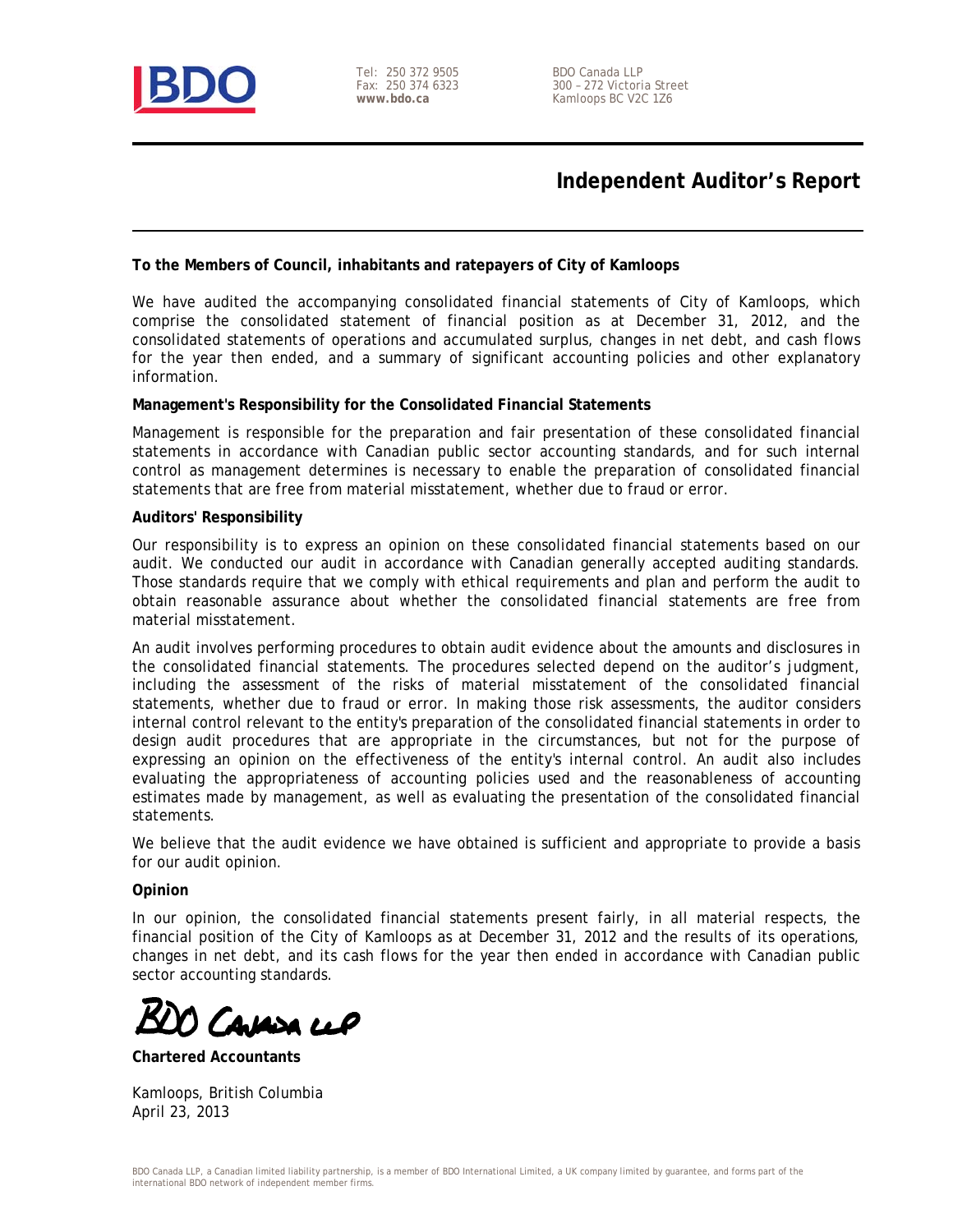Tel: 250 372 9505
Fax: 250 374 6323
**www.bdo.ca**

BDO Canada LLP
300 – 272 Victoria Street
Kamloops BC V2C 1Z6

# Independent Auditor's Report

**To the Members of Council, inhabitants and ratepayers of City of Kamloops**

We have audited the accompanying consolidated financial statements of City of Kamloops, which comprise the consolidated statement of financial position as at December 31, 2012, and the consolidated statements of operations and accumulated surplus, changes in net debt, and cash flows for the year then ended, and a summary of significant accounting policies and other explanatory information.

**Management's Responsibility for the Consolidated Financial Statements**

Management is responsible for the preparation and fair presentation of these consolidated financial statements in accordance with Canadian public sector accounting standards, and for such internal control as management determines is necessary to enable the preparation of consolidated financial statements that are free from material misstatement, whether due to fraud or error.

**Auditors' Responsibility**

Our responsibility is to express an opinion on these consolidated financial statements based on our audit. We conducted our audit in accordance with Canadian generally accepted auditing standards. Those standards require that we comply with ethical requirements and plan and perform the audit to obtain reasonable assurance about whether the consolidated financial statements are free from material misstatement.

An audit involves performing procedures to obtain audit evidence about the amounts and disclosures in the consolidated financial statements. The procedures selected depend on the auditor's judgment, including the assessment of the risks of material misstatement of the consolidated financial statements, whether due to fraud or error. In making those risk assessments, the auditor considers internal control relevant to the entity's preparation of the consolidated financial statements in order to design audit procedures that are appropriate in the circumstances, but not for the purpose of expressing an opinion on the effectiveness of the entity's internal control. An audit also includes evaluating the appropriateness of accounting policies used and the reasonableness of accounting estimates made by management, as well as evaluating the presentation of the consolidated financial statements.

We believe that the audit evidence we have obtained is sufficient and appropriate to provide a basis for our audit opinion.

**Opinion**

In our opinion, the consolidated financial statements present fairly, in all material respects, the financial position of the City of Kamloops as at December 31, 2012 and the results of its operations, changes in net debt, and its cash flows for the year then ended in accordance with Canadian public sector accounting standards.

BDO Canada LLP

**Chartered Accountants**

Kamloops, British Columbia
April 23, 2013

BDO Canada LLP, a Canadian limited liability partnership, is a member of BDO International Limited, a UK company limited by guarantee, and forms part of the international BDO network of independent member firms.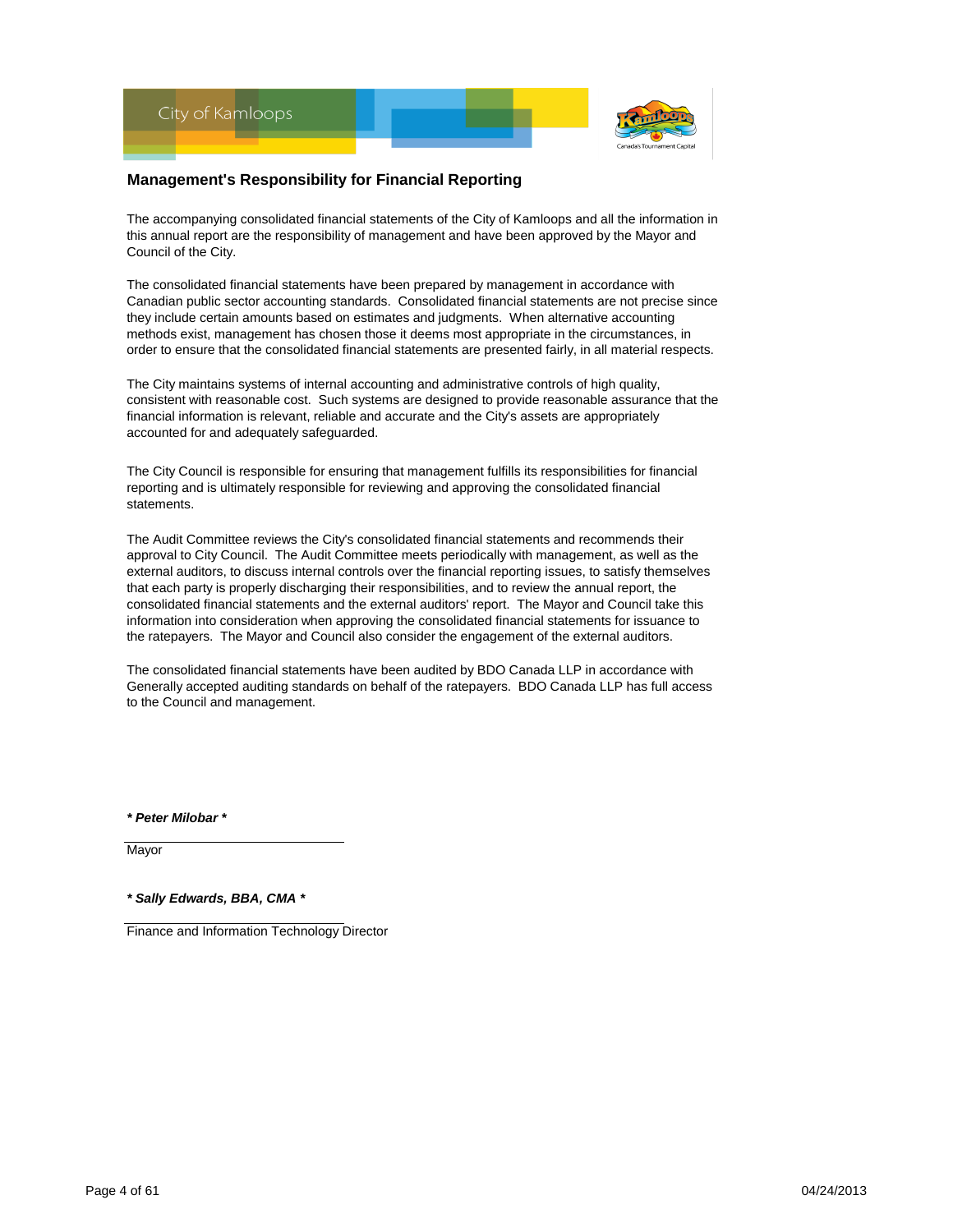City of Kamloops

## Management's Responsibility for Financial Reporting

The accompanying consolidated financial statements of the City of Kamloops and all the information in this annual report are the responsibility of management and have been approved by the Mayor and Council of the City.

The consolidated financial statements have been prepared by management in accordance with Canadian public sector accounting standards. Consolidated financial statements are not precise since they include certain amounts based on estimates and judgments. When alternative accounting methods exist, management has chosen those it deems most appropriate in the circumstances, in order to ensure that the consolidated financial statements are presented fairly, in all material respects.

The City maintains systems of internal accounting and administrative controls of high quality, consistent with reasonable cost. Such systems are designed to provide reasonable assurance that the financial information is relevant, reliable and accurate and the City's assets are appropriately accounted for and adequately safeguarded.

The City Council is responsible for ensuring that management fulfills its responsibilities for financial reporting and is ultimately responsible for reviewing and approving the consolidated financial statements.

The Audit Committee reviews the City's consolidated financial statements and recommends their approval to City Council. The Audit Committee meets periodically with management, as well as the external auditors, to discuss internal controls over the financial reporting issues, to satisfy themselves that each party is properly discharging their responsibilities, and to review the annual report, the consolidated financial statements and the external auditors' report. The Mayor and Council take this information into consideration when approving the consolidated financial statements for issuance to the ratepayers. The Mayor and Council also consider the engagement of the external auditors.

The consolidated financial statements have been audited by BDO Canada LLP in accordance with Generally accepted auditing standards on behalf of the ratepayers. BDO Canada LLP has full access to the Council and management.

***\* Peter Milobar \****

Mayor

***\* Sally Edwards, BBA, CMA \****

Finance and Information Technology Director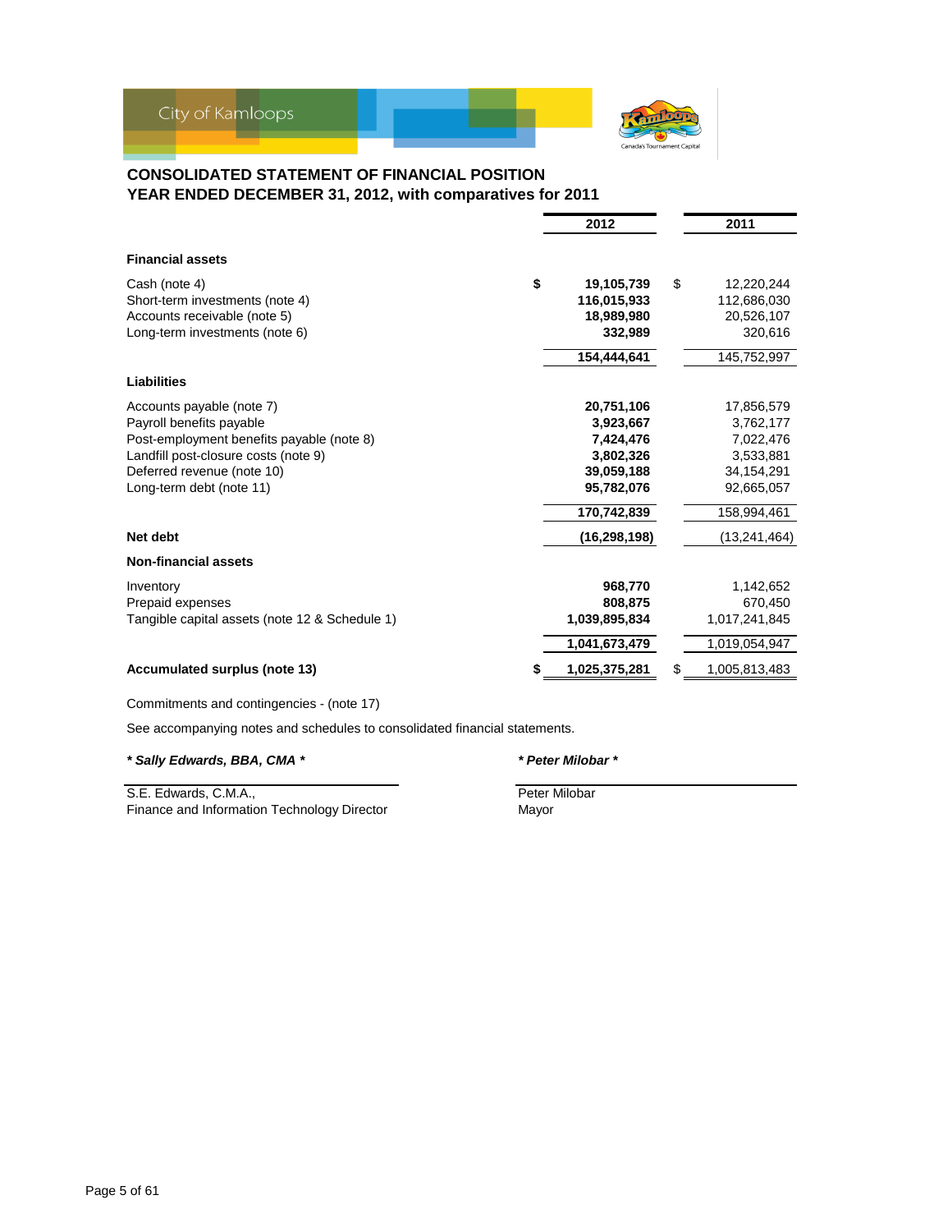City of Kamloops

## CONSOLIDATED STATEMENT OF FINANCIAL POSITION
## YEAR ENDED DECEMBER 31, 2012, with comparatives for 2011

| | 2012 | 2011 |
|---|---|---|
| **Financial assets** | | |
| Cash (note 4) | $ **19,105,739** | $ 12,220,244 |
| Short-term investments (note 4) | **116,015,933** | 112,686,030 |
| Accounts receivable (note 5) | **18,989,980** | 20,526,107 |
| Long-term investments (note 6) | **332,989** | 320,616 |
| | **154,444,641** | 145,752,997 |
| **Liabilities** | | |
| Accounts payable (note 7) | **20,751,106** | 17,856,579 |
| Payroll benefits payable | **3,923,667** | 3,762,177 |
| Post-employment benefits payable (note 8) | **7,424,476** | 7,022,476 |
| Landfill post-closure costs (note 9) | **3,802,326** | 3,533,881 |
| Deferred revenue (note 10) | **39,059,188** | 34,154,291 |
| Long-term debt (note 11) | **95,782,076** | 92,665,057 |
| | **170,742,839** | 158,994,461 |
| **Net debt** | **(16,298,198)** | (13,241,464) |
| **Non-financial assets** | | |
| Inventory | **968,770** | 1,142,652 |
| Prepaid expenses | **808,875** | 670,450 |
| Tangible capital assets (note 12 & Schedule 1) | **1,039,895,834** | 1,017,241,845 |
| | **1,041,673,479** | 1,019,054,947 |
| **Accumulated surplus (note 13)** | $ **1,025,375,281** | $ 1,005,813,483 |

Commitments and contingencies - (note 17)

See accompanying notes and schedules to consolidated financial statements.

***\* Sally Edwards, BBA, CMA \****

S.E. Edwards, C.M.A.,
Finance and Information Technology Director

***\* Peter Milobar \****

Peter Milobar
Mayor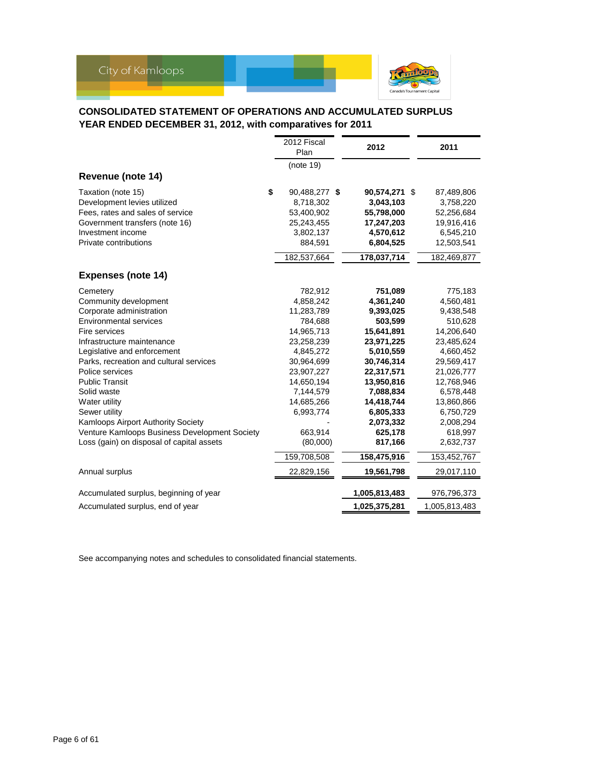City of Kamloops

## CONSOLIDATED STATEMENT OF OPERATIONS AND ACCUMULATED SURPLUS
## YEAR ENDED DECEMBER 31, 2012, with comparatives for 2011

| | 2012 Fiscal Plan (note 19) | 2012 | 2011 |
|---|---|---|---|
| **Revenue (note 14)** | | | |
| Taxation (note 15) | $ 90,488,277 | **$ 90,574,271** | $ 87,489,806 |
| Development levies utilized | 8,718,302 | **3,043,103** | 3,758,220 |
| Fees, rates and sales of service | 53,400,902 | **55,798,000** | 52,256,684 |
| Government transfers (note 16) | 25,243,455 | **17,247,203** | 19,916,416 |
| Investment income | 3,802,137 | **4,570,612** | 6,545,210 |
| Private contributions | 884,591 | **6,804,525** | 12,503,541 |
| | 182,537,664 | **178,037,714** | 182,469,877 |
| **Expenses (note 14)** | | | |
| Cemetery | 782,912 | **751,089** | 775,183 |
| Community development | 4,858,242 | **4,361,240** | 4,560,481 |
| Corporate administration | 11,283,789 | **9,393,025** | 9,438,548 |
| Environmental services | 784,688 | **503,599** | 510,628 |
| Fire services | 14,965,713 | **15,641,891** | 14,206,640 |
| Infrastructure maintenance | 23,258,239 | **23,971,225** | 23,485,624 |
| Legislative and enforcement | 4,845,272 | **5,010,559** | 4,660,452 |
| Parks, recreation and cultural services | 30,964,699 | **30,746,314** | 29,569,417 |
| Police services | 23,907,227 | **22,317,571** | 21,026,777 |
| Public Transit | 14,650,194 | **13,950,816** | 12,768,946 |
| Solid waste | 7,144,579 | **7,088,834** | 6,578,448 |
| Water utility | 14,685,266 | **14,418,744** | 13,860,866 |
| Sewer utility | 6,993,774 | **6,805,333** | 6,750,729 |
| Kamloops Airport Authority Society | - | **2,073,332** | 2,008,294 |
| Venture Kamloops Business Development Society | 663,914 | **625,178** | 618,997 |
| Loss (gain) on disposal of capital assets | (80,000) | **817,166** | 2,632,737 |
| | 159,708,508 | **158,475,916** | 153,452,767 |
| Annual surplus | 22,829,156 | **19,561,798** | 29,017,110 |
| Accumulated surplus, beginning of year | | **1,005,813,483** | 976,796,373 |
| Accumulated surplus, end of year | | **1,025,375,281** | 1,005,813,483 |

See accompanying notes and schedules to consolidated financial statements.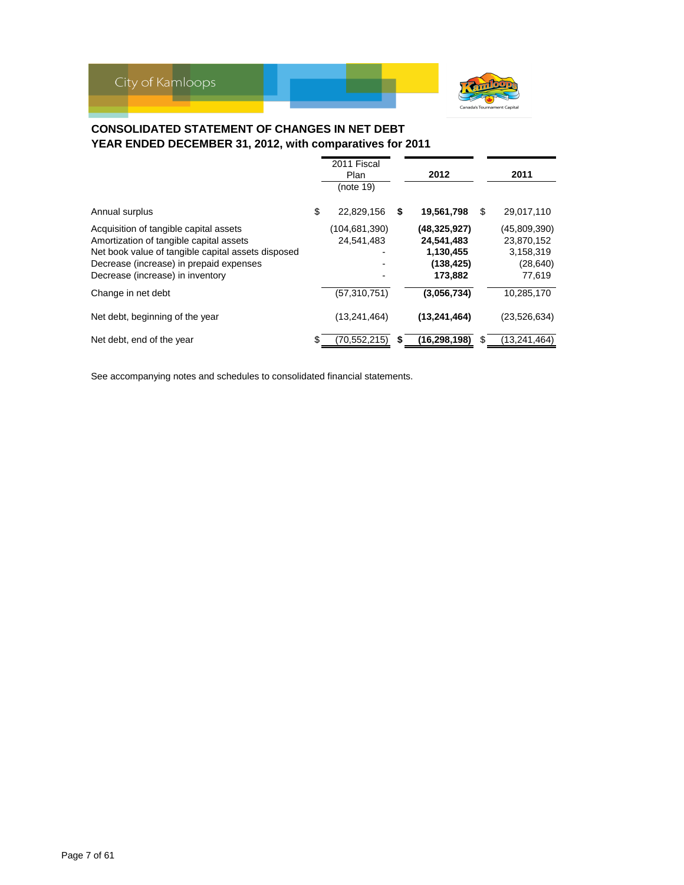City of Kamloops

## CONSOLIDATED STATEMENT OF CHANGES IN NET DEBT
## YEAR ENDED DECEMBER 31, 2012, with comparatives for 2011

| | 2011 Fiscal Plan (note 19) | **2012** | 2011 |
|---|---|---|---|
| Annual surplus | $ 22,829,156 | **$ 19,561,798** | $ 29,017,110 |
| Acquisition of tangible capital assets | (104,681,390) | **(48,325,927)** | (45,809,390) |
| Amortization of tangible capital assets | 24,541,483 | **24,541,483** | 23,870,152 |
| Net book value of tangible capital assets disposed | - | **1,130,455** | 3,158,319 |
| Decrease (increase) in prepaid expenses | - | **(138,425)** | (28,640) |
| Decrease (increase) in inventory | - | **173,882** | 77,619 |
| Change in net debt | (57,310,751) | **(3,056,734)** | 10,285,170 |
| Net debt, beginning of the year | (13,241,464) | **(13,241,464)** | (23,526,634) |
| Net debt, end of the year | $ (70,552,215) | **$ (16,298,198)** | $ (13,241,464) |

See accompanying notes and schedules to consolidated financial statements.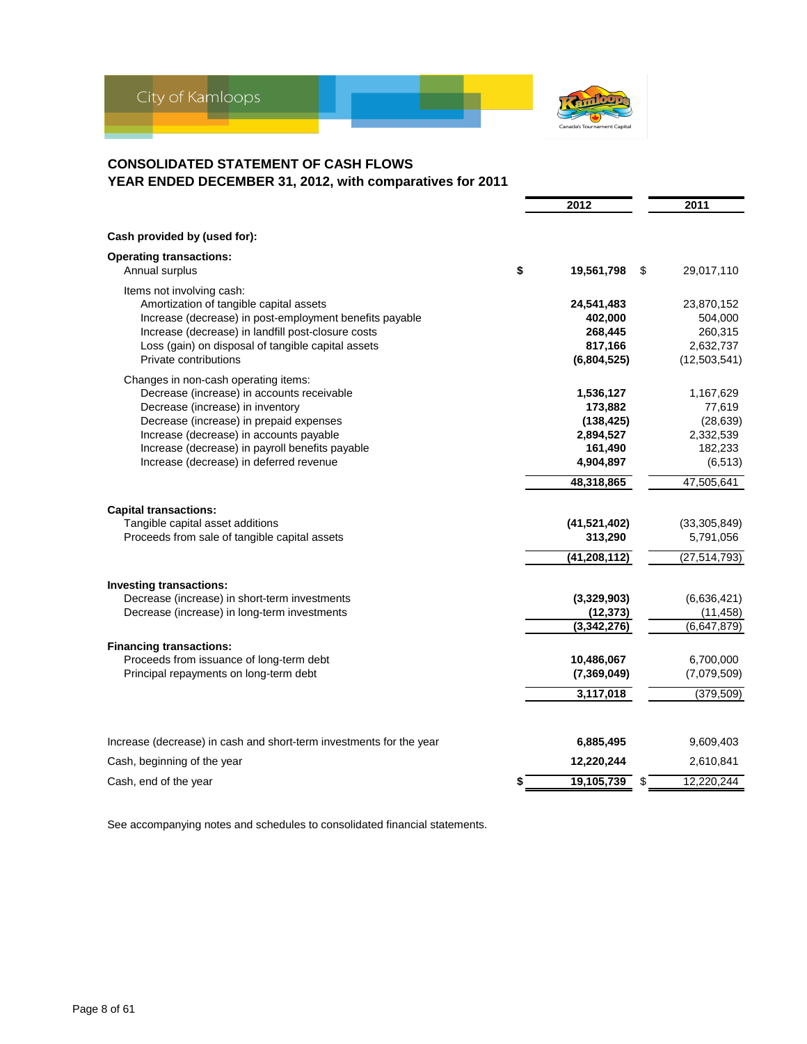City of Kamloops

## CONSOLIDATED STATEMENT OF CASH FLOWS
## YEAR ENDED DECEMBER 31, 2012, with comparatives for 2011

| | 2012 | 2011 |
|---|---|---|
| **Cash provided by (used for):** | | |
| **Operating transactions:** | | |
| Annual surplus | $ **19,561,798** | $ 29,017,110 |
| Items not involving cash: | | |
| Amortization of tangible capital assets | **24,541,483** | 23,870,152 |
| Increase (decrease) in post-employment benefits payable | **402,000** | 504,000 |
| Increase (decrease) in landfill post-closure costs | **268,445** | 260,315 |
| Loss (gain) on disposal of tangible capital assets | **817,166** | 2,632,737 |
| Private contributions | **(6,804,525)** | (12,503,541) |
| Changes in non-cash operating items: | | |
| Decrease (increase) in accounts receivable | **1,536,127** | 1,167,629 |
| Decrease (increase) in inventory | **173,882** | 77,619 |
| Decrease (increase) in prepaid expenses | **(138,425)** | (28,639) |
| Increase (decrease) in accounts payable | **2,894,527** | 2,332,539 |
| Increase (decrease) in payroll benefits payable | **161,490** | 182,233 |
| Increase (decrease) in deferred revenue | **4,904,897** | (6,513) |
| | **48,318,865** | 47,505,641 |
| **Capital transactions:** | | |
| Tangible capital asset additions | **(41,521,402)** | (33,305,849) |
| Proceeds from sale of tangible capital assets | **313,290** | 5,791,056 |
| | **(41,208,112)** | (27,514,793) |
| **Investing transactions:** | | |
| Decrease (increase) in short-term investments | **(3,329,903)** | (6,636,421) |
| Decrease (increase) in long-term investments | **(12,373)** | (11,458) |
| | **(3,342,276)** | (6,647,879) |
| **Financing transactions:** | | |
| Proceeds from issuance of long-term debt | **10,486,067** | 6,700,000 |
| Principal repayments on long-term debt | **(7,369,049)** | (7,079,509) |
| | **3,117,018** | (379,509) |
| Increase (decrease) in cash and short-term investments for the year | **6,885,495** | 9,609,403 |
| Cash, beginning of the year | **12,220,244** | 2,610,841 |
| Cash, end of the year | $ **19,105,739** | $ 12,220,244 |

See accompanying notes and schedules to consolidated financial statements.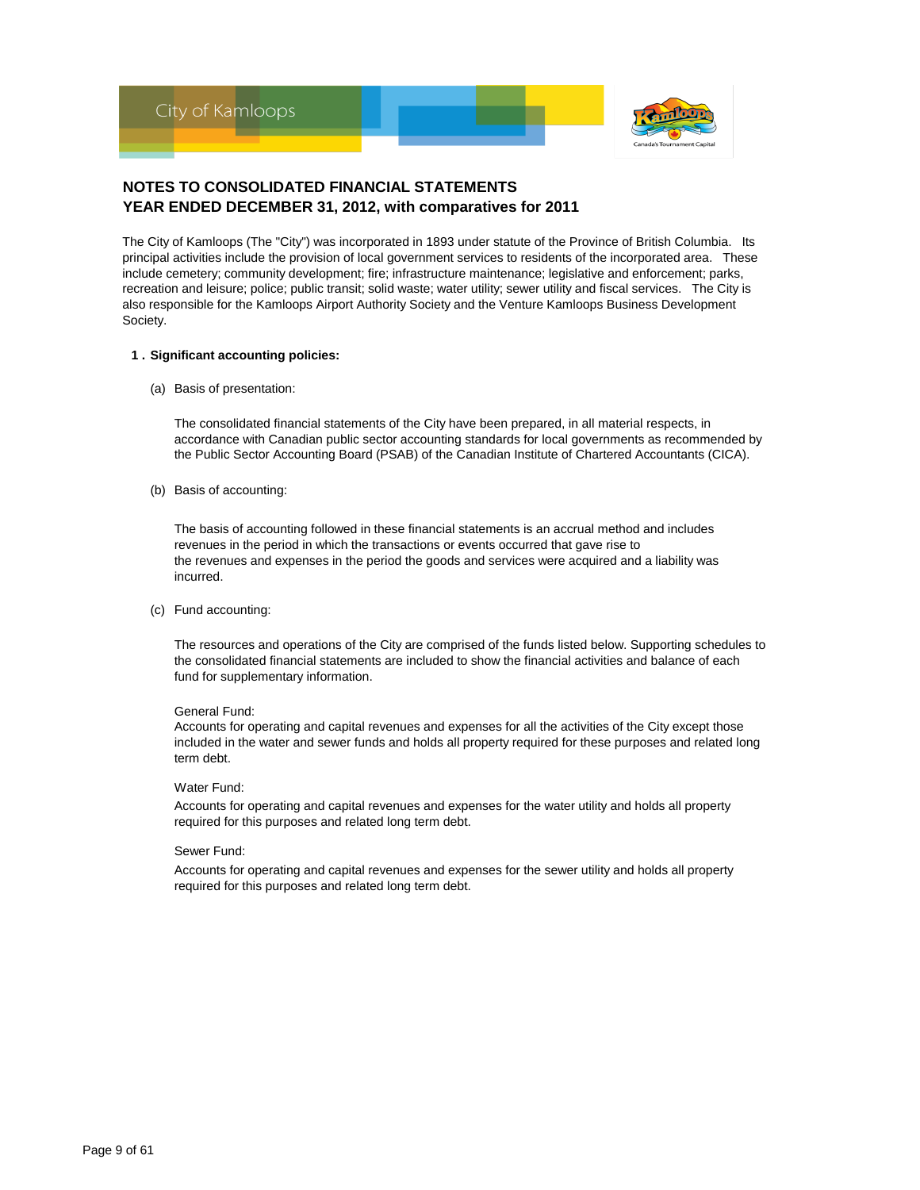## NOTES TO CONSOLIDATED FINANCIAL STATEMENTS
## YEAR ENDED DECEMBER 31, 2012, with comparatives for 2011

The City of Kamloops (The "City") was incorporated in 1893 under statute of the Province of British Columbia. Its principal activities include the provision of local government services to residents of the incorporated area. These include cemetery; community development; fire; infrastructure maintenance; legislative and enforcement; parks, recreation and leisure; police; public transit; solid waste; water utility; sewer utility and fiscal services. The City is also responsible for the Kamloops Airport Authority Society and the Venture Kamloops Business Development Society.

**1 . Significant accounting policies:**

(a) Basis of presentation:

The consolidated financial statements of the City have been prepared, in all material respects, in accordance with Canadian public sector accounting standards for local governments as recommended by the Public Sector Accounting Board (PSAB) of the Canadian Institute of Chartered Accountants (CICA).

(b) Basis of accounting:

The basis of accounting followed in these financial statements is an accrual method and includes revenues in the period in which the transactions or events occurred that gave rise to the revenues and expenses in the period the goods and services were acquired and a liability was incurred.

(c) Fund accounting:

The resources and operations of the City are comprised of the funds listed below. Supporting schedules to the consolidated financial statements are included to show the financial activities and balance of each fund for supplementary information.

General Fund:
Accounts for operating and capital revenues and expenses for all the activities of the City except those included in the water and sewer funds and holds all property required for these purposes and related long term debt.

Water Fund:
Accounts for operating and capital revenues and expenses for the water utility and holds all property required for this purposes and related long term debt.

Sewer Fund:
Accounts for operating and capital revenues and expenses for the sewer utility and holds all property required for this purposes and related long term debt.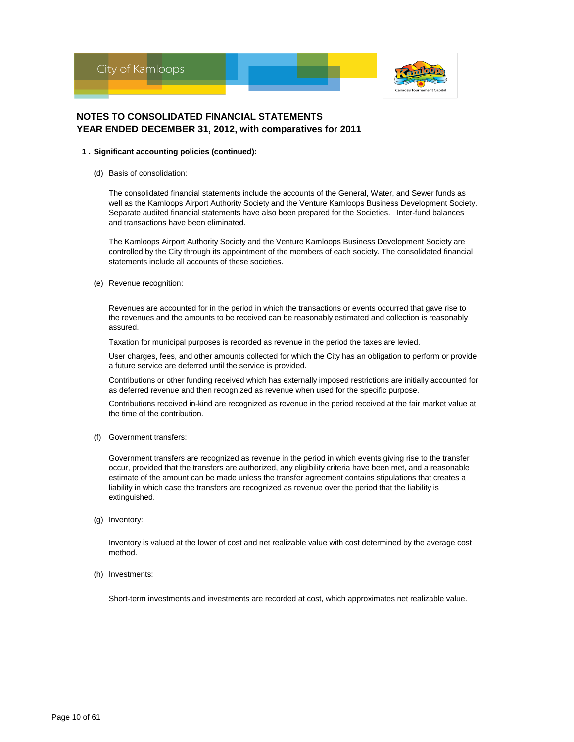## NOTES TO CONSOLIDATED FINANCIAL STATEMENTS
## YEAR ENDED DECEMBER 31, 2012, with comparatives for 2011

**1 . Significant accounting policies (continued):**

(d) Basis of consolidation:

The consolidated financial statements include the accounts of the General, Water, and Sewer funds as well as the Kamloops Airport Authority Society and the Venture Kamloops Business Development Society. Separate audited financial statements have also been prepared for the Societies. Inter-fund balances and transactions have been eliminated.

The Kamloops Airport Authority Society and the Venture Kamloops Business Development Society are controlled by the City through its appointment of the members of each society. The consolidated financial statements include all accounts of these societies.

(e) Revenue recognition:

Revenues are accounted for in the period in which the transactions or events occurred that gave rise to the revenues and the amounts to be received can be reasonably estimated and collection is reasonably assured.

Taxation for municipal purposes is recorded as revenue in the period the taxes are levied.

User charges, fees, and other amounts collected for which the City has an obligation to perform or provide a future service are deferred until the service is provided.

Contributions or other funding received which has externally imposed restrictions are initially accounted for as deferred revenue and then recognized as revenue when used for the specific purpose.

Contributions received in-kind are recognized as revenue in the period received at the fair market value at the time of the contribution.

(f) Government transfers:

Government transfers are recognized as revenue in the period in which events giving rise to the transfer occur, provided that the transfers are authorized, any eligibility criteria have been met, and a reasonable estimate of the amount can be made unless the transfer agreement contains stipulations that creates a liability in which case the transfers are recognized as revenue over the period that the liability is extinguished.

(g) Inventory:

Inventory is valued at the lower of cost and net realizable value with cost determined by the average cost method.

(h) Investments:

Short-term investments and investments are recorded at cost, which approximates net realizable value.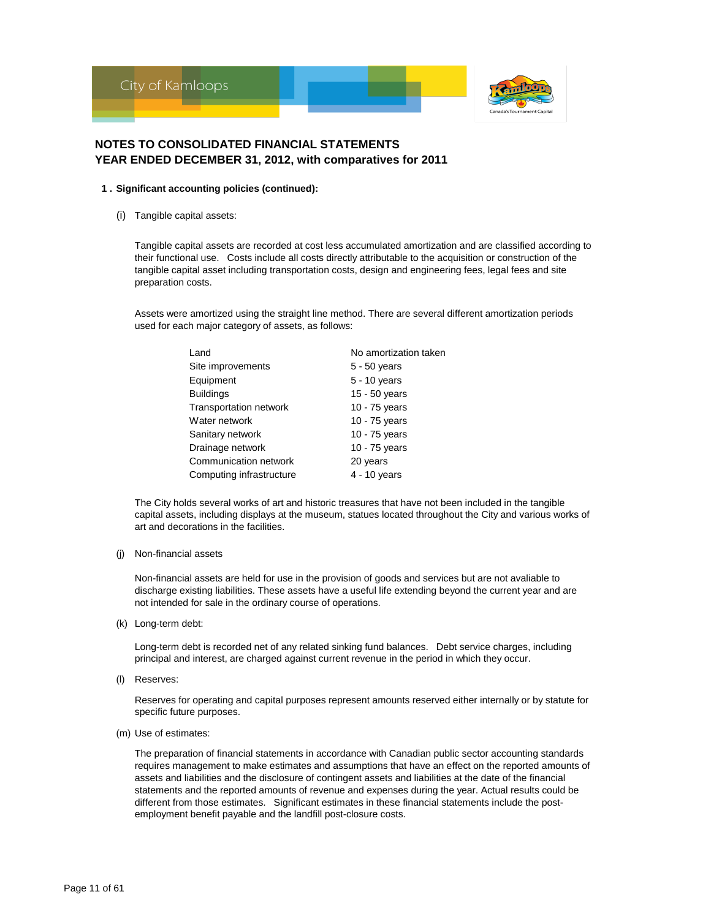## NOTES TO CONSOLIDATED FINANCIAL STATEMENTS
## YEAR ENDED DECEMBER 31, 2012, with comparatives for 2011

**1 . Significant accounting policies (continued):**

(i) Tangible capital assets:

Tangible capital assets are recorded at cost less accumulated amortization and are classified according to their functional use. Costs include all costs directly attributable to the acquisition or construction of the tangible capital asset including transportation costs, design and engineering fees, legal fees and site preparation costs.

Assets were amortized using the straight line method. There are several different amortization periods used for each major category of assets, as follows:

| | |
|---|---|
| Land | No amortization taken |
| Site improvements | 5 - 50 years |
| Equipment | 5 - 10 years |
| Buildings | 15 - 50 years |
| Transportation network | 10 - 75 years |
| Water network | 10 - 75 years |
| Sanitary network | 10 - 75 years |
| Drainage network | 10 - 75 years |
| Communication network | 20 years |
| Computing infrastructure | 4 - 10 years |

The City holds several works of art and historic treasures that have not been included in the tangible capital assets, including displays at the museum, statues located throughout the City and various works of art and decorations in the facilities.

(j) Non-financial assets

Non-financial assets are held for use in the provision of goods and services but are not avaliable to discharge existing liabilities. These assets have a useful life extending beyond the current year and are not intended for sale in the ordinary course of operations.

(k) Long-term debt:

Long-term debt is recorded net of any related sinking fund balances. Debt service charges, including principal and interest, are charged against current revenue in the period in which they occur.

(l) Reserves:

Reserves for operating and capital purposes represent amounts reserved either internally or by statute for specific future purposes.

(m) Use of estimates:

The preparation of financial statements in accordance with Canadian public sector accounting standards requires management to make estimates and assumptions that have an effect on the reported amounts of assets and liabilities and the disclosure of contingent assets and liabilities at the date of the financial statements and the reported amounts of revenue and expenses during the year. Actual results could be different from those estimates. Significant estimates in these financial statements include the post-employment benefit payable and the landfill post-closure costs.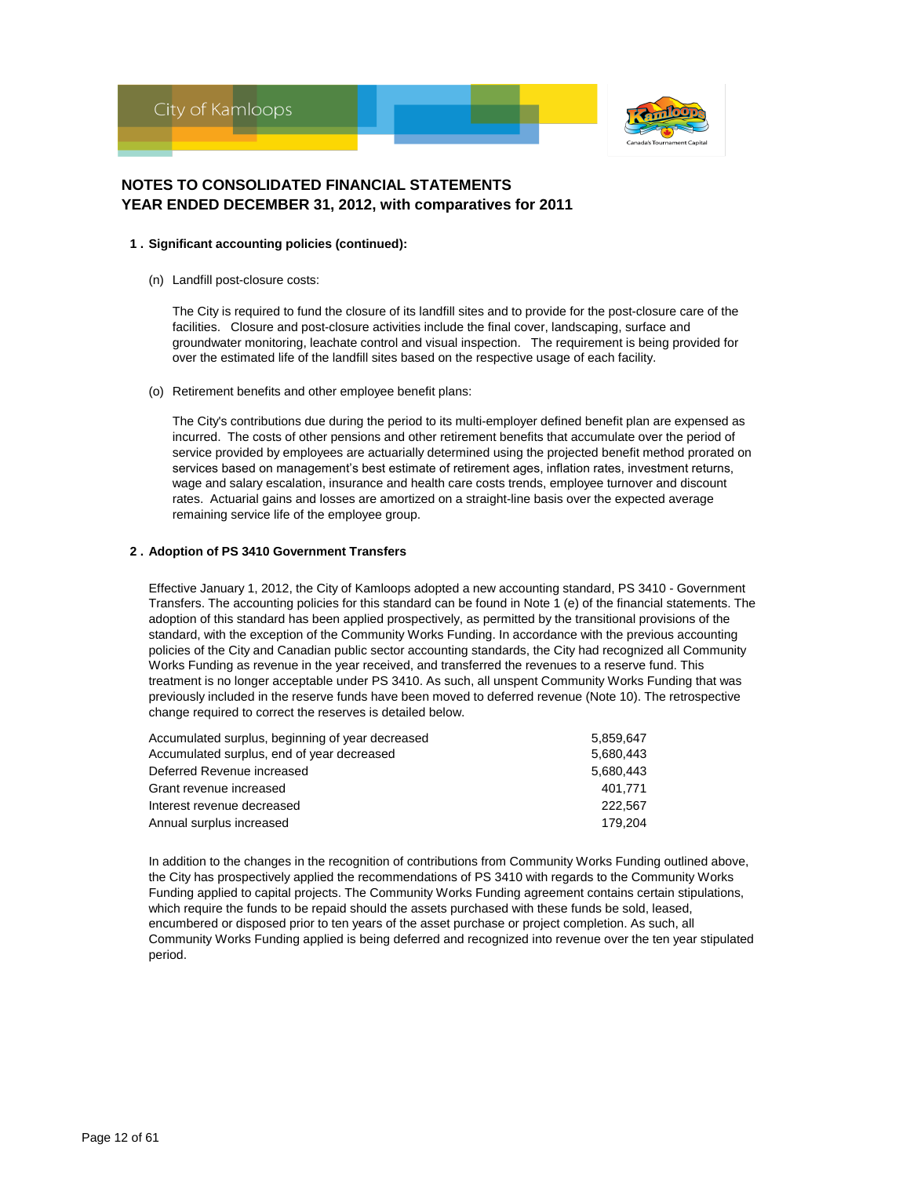# NOTES TO CONSOLIDATED FINANCIAL STATEMENTS
# YEAR ENDED DECEMBER 31, 2012, with comparatives for 2011

## 1 . Significant accounting policies (continued):

(n) Landfill post-closure costs:

The City is required to fund the closure of its landfill sites and to provide for the post-closure care of the facilities. Closure and post-closure activities include the final cover, landscaping, surface and groundwater monitoring, leachate control and visual inspection. The requirement is being provided for over the estimated life of the landfill sites based on the respective usage of each facility.

(o) Retirement benefits and other employee benefit plans:

The City's contributions due during the period to its multi-employer defined benefit plan are expensed as incurred. The costs of other pensions and other retirement benefits that accumulate over the period of service provided by employees are actuarially determined using the projected benefit method prorated on services based on management's best estimate of retirement ages, inflation rates, investment returns, wage and salary escalation, insurance and health care costs trends, employee turnover and discount rates. Actuarial gains and losses are amortized on a straight-line basis over the expected average remaining service life of the employee group.

## 2 . Adoption of PS 3410 Government Transfers

Effective January 1, 2012, the City of Kamloops adopted a new accounting standard, PS 3410 - Government Transfers. The accounting policies for this standard can be found in Note 1 (e) of the financial statements. The adoption of this standard has been applied prospectively, as permitted by the transitional provisions of the standard, with the exception of the Community Works Funding. In accordance with the previous accounting policies of the City and Canadian public sector accounting standards, the City had recognized all Community Works Funding as revenue in the year received, and transferred the revenues to a reserve fund. This treatment is no longer acceptable under PS 3410. As such, all unspent Community Works Funding that was previously included in the reserve funds have been moved to deferred revenue (Note 10). The retrospective change required to correct the reserves is detailed below.

| | |
|---|---|
| Accumulated surplus, beginning of year decreased | 5,859,647 |
| Accumulated surplus, end of year decreased | 5,680,443 |
| Deferred Revenue increased | 5,680,443 |
| Grant revenue increased | 401,771 |
| Interest revenue decreased | 222,567 |
| Annual surplus increased | 179,204 |

In addition to the changes in the recognition of contributions from Community Works Funding outlined above, the City has prospectively applied the recommendations of PS 3410 with regards to the Community Works Funding applied to capital projects. The Community Works Funding agreement contains certain stipulations, which require the funds to be repaid should the assets purchased with these funds be sold, leased, encumbered or disposed prior to ten years of the asset purchase or project completion. As such, all Community Works Funding applied is being deferred and recognized into revenue over the ten year stipulated period.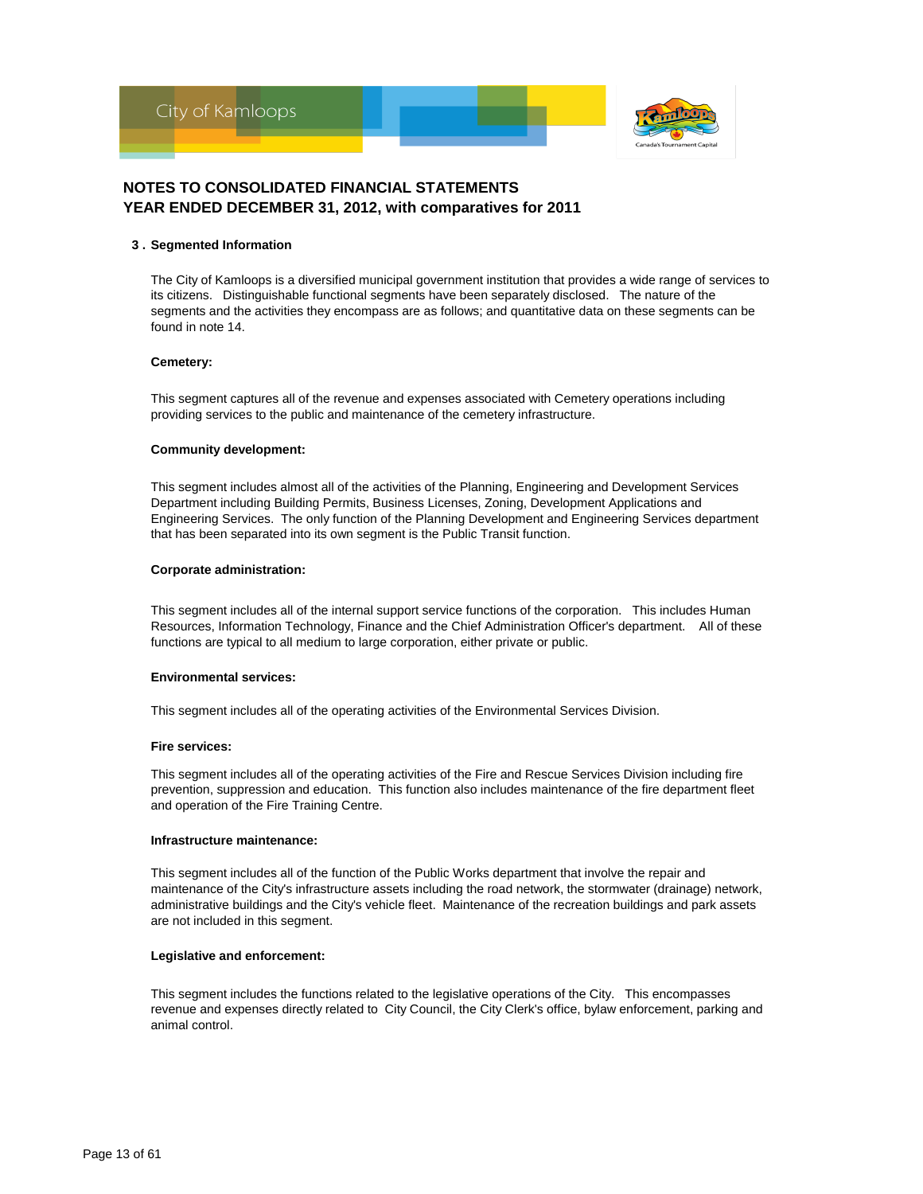## NOTES TO CONSOLIDATED FINANCIAL STATEMENTS
## YEAR ENDED DECEMBER 31, 2012, with comparatives for 2011

### 3 . Segmented Information

The City of Kamloops is a diversified municipal government institution that provides a wide range of services to its citizens. Distinguishable functional segments have been separately disclosed. The nature of the segments and the activities they encompass are as follows; and quantitative data on these segments can be found in note 14.

**Cemetery:**

This segment captures all of the revenue and expenses associated with Cemetery operations including providing services to the public and maintenance of the cemetery infrastructure.

**Community development:**

This segment includes almost all of the activities of the Planning, Engineering and Development Services Department including Building Permits, Business Licenses, Zoning, Development Applications and Engineering Services. The only function of the Planning Development and Engineering Services department that has been separated into its own segment is the Public Transit function.

**Corporate administration:**

This segment includes all of the internal support service functions of the corporation. This includes Human Resources, Information Technology, Finance and the Chief Administration Officer's department. All of these functions are typical to all medium to large corporation, either private or public.

**Environmental services:**

This segment includes all of the operating activities of the Environmental Services Division.

**Fire services:**

This segment includes all of the operating activities of the Fire and Rescue Services Division including fire prevention, suppression and education. This function also includes maintenance of the fire department fleet and operation of the Fire Training Centre.

**Infrastructure maintenance:**

This segment includes all of the function of the Public Works department that involve the repair and maintenance of the City's infrastructure assets including the road network, the stormwater (drainage) network, administrative buildings and the City's vehicle fleet. Maintenance of the recreation buildings and park assets are not included in this segment.

**Legislative and enforcement:**

This segment includes the functions related to the legislative operations of the City. This encompasses revenue and expenses directly related to City Council, the City Clerk's office, bylaw enforcement, parking and animal control.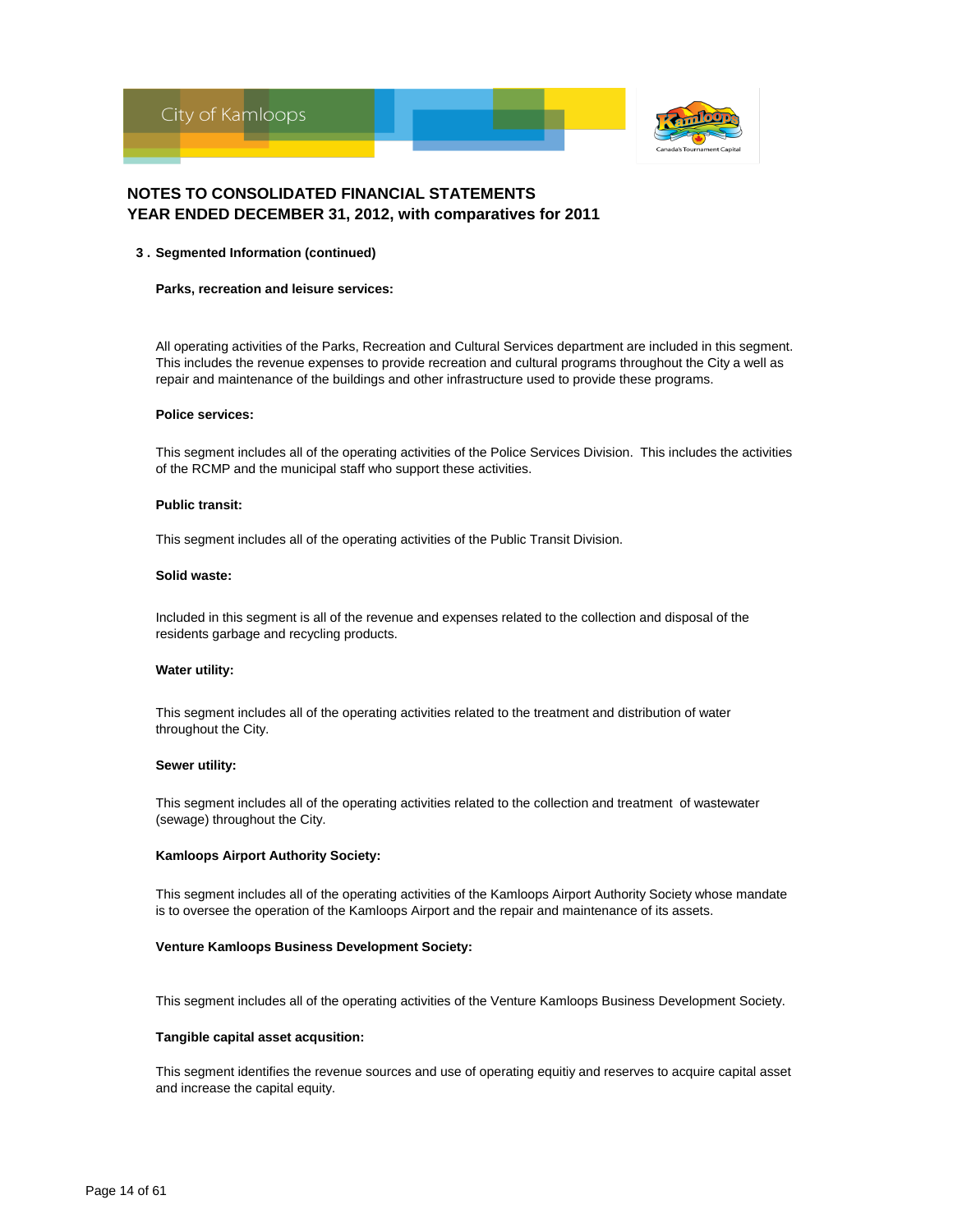# NOTES TO CONSOLIDATED FINANCIAL STATEMENTS
# YEAR ENDED DECEMBER 31, 2012, with comparatives for 2011

## 3 . Segmented Information (continued)

**Parks, recreation and leisure services:**

All operating activities of the Parks, Recreation and Cultural Services department are included in this segment. This includes the revenue expenses to provide recreation and cultural programs throughout the City a well as repair and maintenance of the buildings and other infrastructure used to provide these programs.

**Police services:**

This segment includes all of the operating activities of the Police Services Division. This includes the activities of the RCMP and the municipal staff who support these activities.

**Public transit:**

This segment includes all of the operating activities of the Public Transit Division.

**Solid waste:**

Included in this segment is all of the revenue and expenses related to the collection and disposal of the residents garbage and recycling products.

**Water utility:**

This segment includes all of the operating activities related to the treatment and distribution of water throughout the City.

**Sewer utility:**

This segment includes all of the operating activities related to the collection and treatment of wastewater (sewage) throughout the City.

**Kamloops Airport Authority Society:**

This segment includes all of the operating activities of the Kamloops Airport Authority Society whose mandate is to oversee the operation of the Kamloops Airport and the repair and maintenance of its assets.

**Venture Kamloops Business Development Society:**

This segment includes all of the operating activities of the Venture Kamloops Business Development Society.

**Tangible capital asset acqusition:**

This segment identifies the revenue sources and use of operating equitiy and reserves to acquire capital asset and increase the capital equity.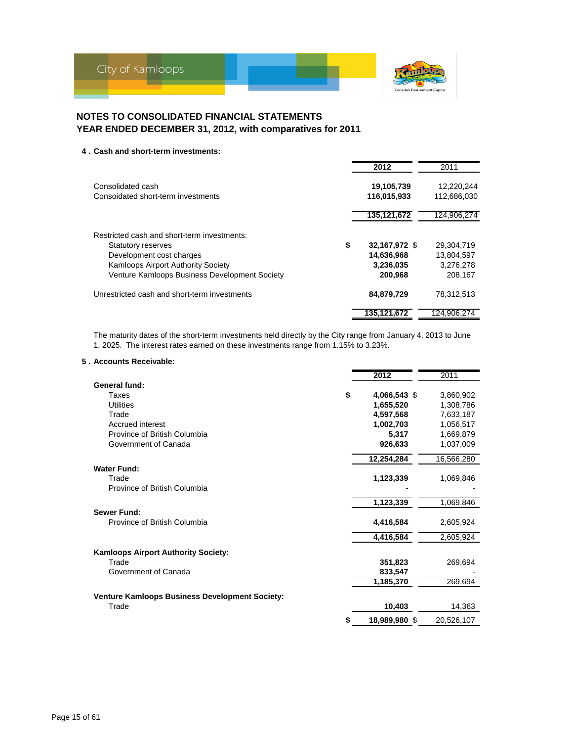## NOTES TO CONSOLIDATED FINANCIAL STATEMENTS
## YEAR ENDED DECEMBER 31, 2012, with comparatives for 2011

### 4 . Cash and short-term investments:

| | 2012 | 2011 |
|---|---|---|
| Consolidated cash | **19,105,739** | 12,220,244 |
| Consoidated short-term investments | **116,015,933** | 112,686,030 |
| | **135,121,672** | 124,906,274 |
| Restricted cash and short-term investments: | | |
| Statutory reserves | $ **32,167,972** | $ 29,304,719 |
| Development cost charges | **14,636,968** | 13,804,597 |
| Kamloops Airport Authority Society | **3,236,035** | 3,276,278 |
| Venture Kamloops Business Development Society | **200,968** | 208,167 |
| Unrestricted cash and short-term investments | **84,879,729** | 78,312,513 |
| | **135,121,672** | 124,906,274 |

The maturity dates of the short-term investments held directly by the City range from January 4, 2013 to June 1, 2025. The interest rates earned on these investments range from 1.15% to 3.23%.

### 5 . Accounts Receivable:

| | 2012 | 2011 |
|---|---|---|
| **General fund:** | | |
| Taxes | $ **4,066,543** | $ 3,860,902 |
| Utilities | **1,655,520** | 1,308,786 |
| Trade | **4,597,568** | 7,633,187 |
| Accrued interest | **1,002,703** | 1,056,517 |
| Province of British Columbia | **5,317** | 1,669,879 |
| Government of Canada | **926,633** | 1,037,009 |
| | **12,254,284** | 16,566,280 |
| **Water Fund:** | | |
| Trade | **1,123,339** | 1,069,846 |
| Province of British Columbia | **-** | - |
| | **1,123,339** | 1,069,846 |
| **Sewer Fund:** | | |
| Province of British Columbia | **4,416,584** | 2,605,924 |
| | **4,416,584** | 2,605,924 |
| **Kamloops Airport Authority Society:** | | |
| Trade | **351,823** | 269,694 |
| Government of Canada | **833,547** | - |
| | **1,185,370** | 269,694 |
| **Venture Kamloops Business Development Society:** | | |
| Trade | **10,403** | 14,363 |
| | $ **18,989,980** | $ 20,526,107 |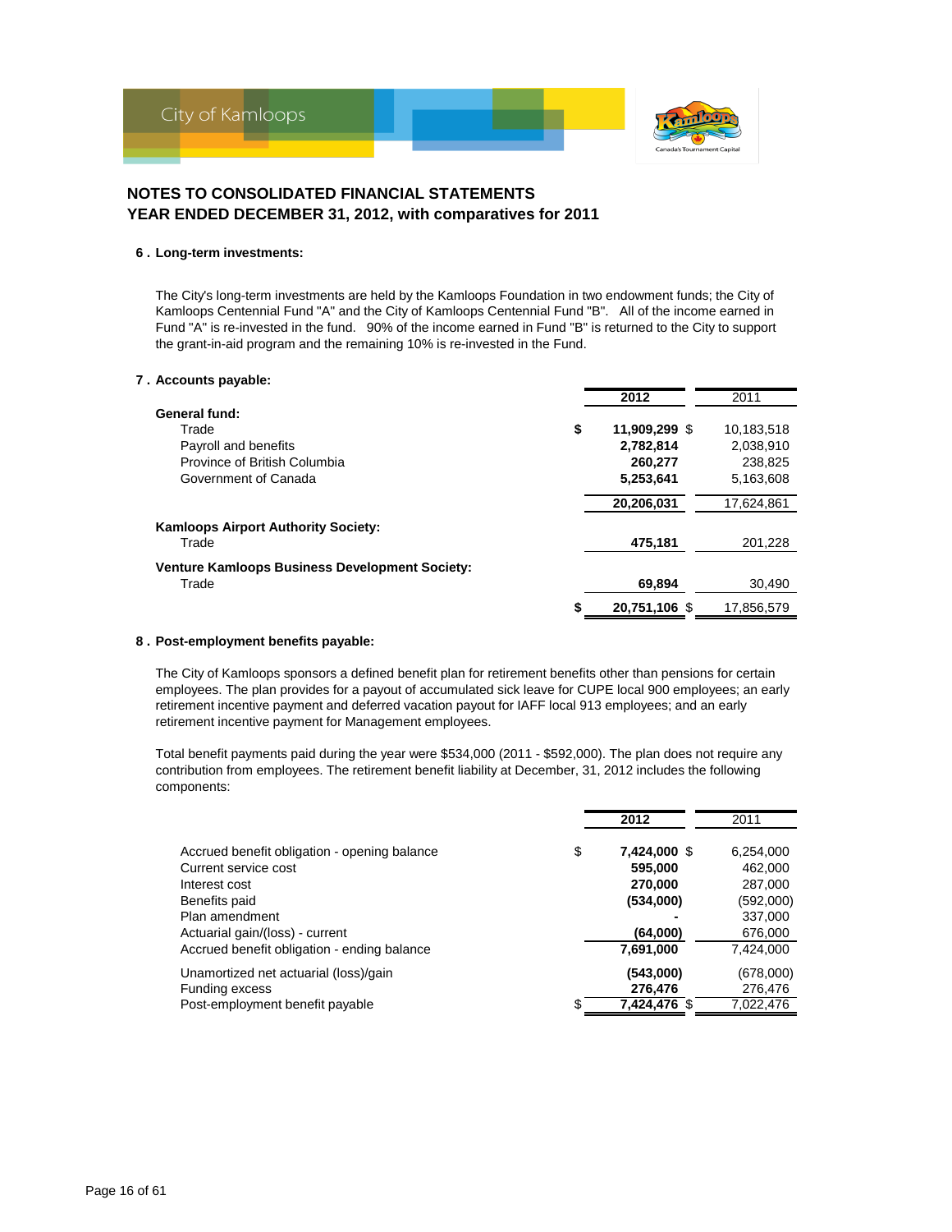City of Kamloops

# NOTES TO CONSOLIDATED FINANCIAL STATEMENTS
# YEAR ENDED DECEMBER 31, 2012, with comparatives for 2011

## 6. Long-term investments:

The City's long-term investments are held by the Kamloops Foundation in two endowment funds; the City of Kamloops Centennial Fund "A" and the City of Kamloops Centennial Fund "B". All of the income earned in Fund "A" is re-invested in the fund. 90% of the income earned in Fund "B" is returned to the City to support the grant-in-aid program and the remaining 10% is re-invested in the Fund.

## 7. Accounts payable:

| | 2012 | 2011 |
|---|---|---|
| **General fund:** | | |
| Trade | $ **11,909,299** | $ 10,183,518 |
| Payroll and benefits | **2,782,814** | 2,038,910 |
| Province of British Columbia | **260,277** | 238,825 |
| Government of Canada | **5,253,641** | 5,163,608 |
| | **20,206,031** | 17,624,861 |
| **Kamloops Airport Authority Society:** | | |
| Trade | **475,181** | 201,228 |
| **Venture Kamloops Business Development Society:** | | |
| Trade | **69,894** | 30,490 |
| | $ **20,751,106** | $ 17,856,579 |

## 8. Post-employment benefits payable:

The City of Kamloops sponsors a defined benefit plan for retirement benefits other than pensions for certain employees. The plan provides for a payout of accumulated sick leave for CUPE local 900 employees; an early retirement incentive payment and deferred vacation payout for IAFF local 913 employees; and an early retirement incentive payment for Management employees.

Total benefit payments paid during the year were $534,000 (2011 - $592,000). The plan does not require any contribution from employees. The retirement benefit liability at December, 31, 2012 includes the following components:

| | 2012 | 2011 |
|---|---|---|
| Accrued benefit obligation - opening balance | $ **7,424,000** | $ 6,254,000 |
| Current service cost | **595,000** | 462,000 |
| Interest cost | **270,000** | 287,000 |
| Benefits paid | **(534,000)** | (592,000) |
| Plan amendment | **-** | 337,000 |
| Actuarial gain/(loss) - current | **(64,000)** | 676,000 |
| Accrued benefit obligation - ending balance | **7,691,000** | 7,424,000 |
| Unamortized net actuarial (loss)/gain | **(543,000)** | (678,000) |
| Funding excess | **276,476** | 276,476 |
| Post-employment benefit payable | $ **7,424,476** | $ 7,022,476 |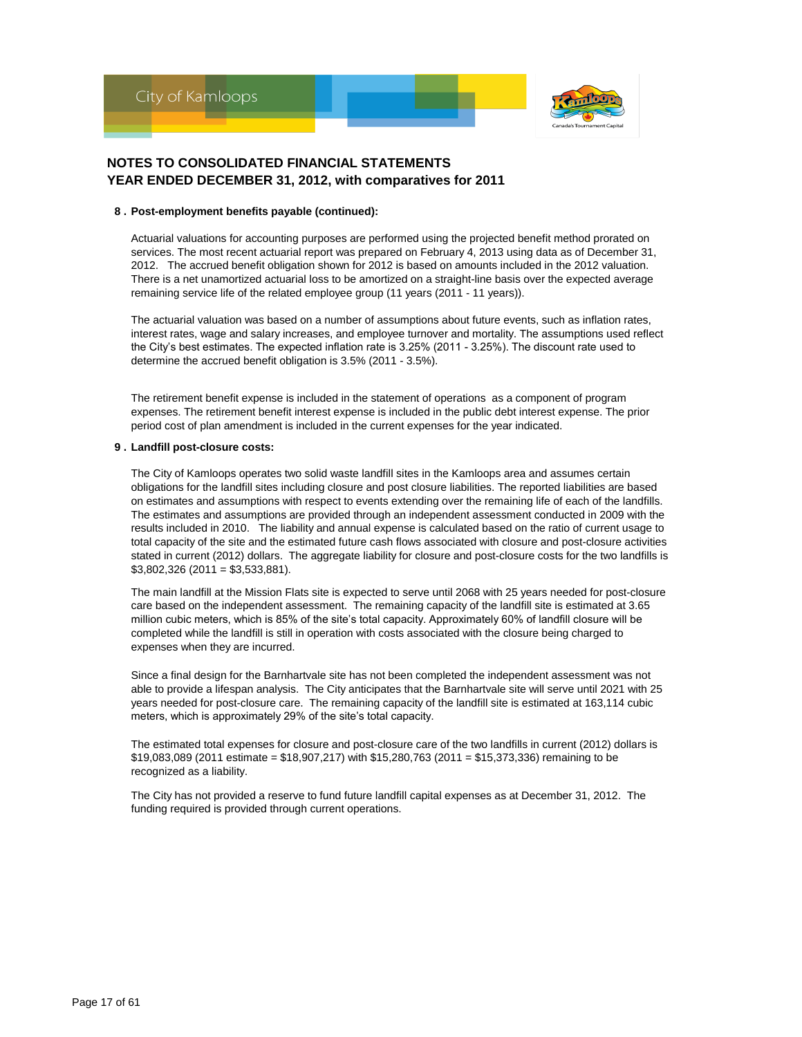# NOTES TO CONSOLIDATED FINANCIAL STATEMENTS
# YEAR ENDED DECEMBER 31, 2012, with comparatives for 2011

**8 . Post-employment benefits payable (continued):**

Actuarial valuations for accounting purposes are performed using the projected benefit method prorated on services. The most recent actuarial report was prepared on February 4, 2013 using data as of December 31, 2012. The accrued benefit obligation shown for 2012 is based on amounts included in the 2012 valuation. There is a net unamortized actuarial loss to be amortized on a straight-line basis over the expected average remaining service life of the related employee group (11 years (2011 - 11 years)).

The actuarial valuation was based on a number of assumptions about future events, such as inflation rates, interest rates, wage and salary increases, and employee turnover and mortality. The assumptions used reflect the City's best estimates. The expected inflation rate is 3.25% (2011 - 3.25%). The discount rate used to determine the accrued benefit obligation is 3.5% (2011 - 3.5%).

The retirement benefit expense is included in the statement of operations as a component of program expenses. The retirement benefit interest expense is included in the public debt interest expense. The prior period cost of plan amendment is included in the current expenses for the year indicated.

**9 . Landfill post-closure costs:**

The City of Kamloops operates two solid waste landfill sites in the Kamloops area and assumes certain obligations for the landfill sites including closure and post closure liabilities. The reported liabilities are based on estimates and assumptions with respect to events extending over the remaining life of each of the landfills. The estimates and assumptions are provided through an independent assessment conducted in 2009 with the results included in 2010. The liability and annual expense is calculated based on the ratio of current usage to total capacity of the site and the estimated future cash flows associated with closure and post-closure activities stated in current (2012) dollars. The aggregate liability for closure and post-closure costs for the two landfills is $3,802,326 (2011 = $3,533,881).

The main landfill at the Mission Flats site is expected to serve until 2068 with 25 years needed for post-closure care based on the independent assessment. The remaining capacity of the landfill site is estimated at 3.65 million cubic meters, which is 85% of the site's total capacity. Approximately 60% of landfill closure will be completed while the landfill is still in operation with costs associated with the closure being charged to expenses when they are incurred.

Since a final design for the Barnhartvale site has not been completed the independent assessment was not able to provide a lifespan analysis. The City anticipates that the Barnhartvale site will serve until 2021 with 25 years needed for post-closure care. The remaining capacity of the landfill site is estimated at 163,114 cubic meters, which is approximately 29% of the site's total capacity.

The estimated total expenses for closure and post-closure care of the two landfills in current (2012) dollars is $19,083,089 (2011 estimate = $18,907,217) with $15,280,763 (2011 = $15,373,336) remaining to be recognized as a liability.

The City has not provided a reserve to fund future landfill capital expenses as at December 31, 2012. The funding required is provided through current operations.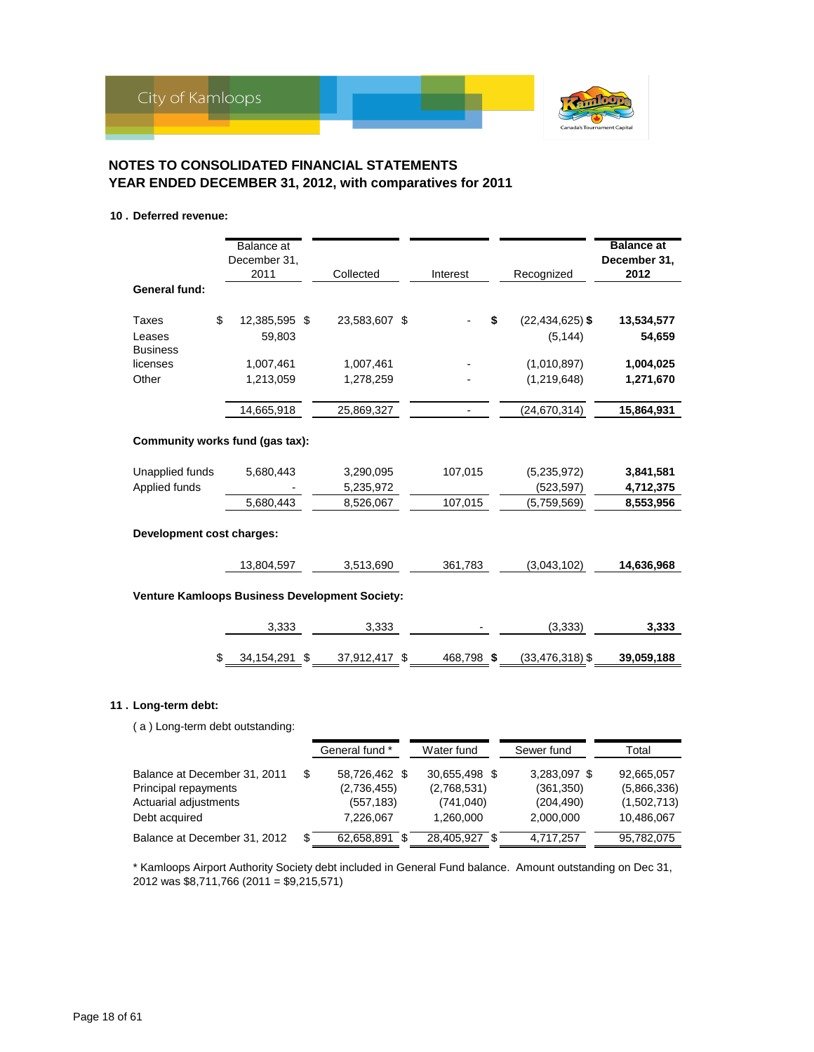# NOTES TO CONSOLIDATED FINANCIAL STATEMENTS
# YEAR ENDED DECEMBER 31, 2012, with comparatives for 2011

## 10 . Deferred revenue:

| | Balance at December 31, 2011 | Collected | Interest | Recognized | **Balance at December 31, 2012** |
|---|---|---|---|---|---|
| **General fund:** | | | | | |
| Taxes | $ 12,385,595 | $ 23,583,607 | $ - | $ (22,434,625) | $ **13,534,577** |
| Leases | 59,803 | | | (5,144) | **54,659** |
| Business licenses | 1,007,461 | 1,007,461 | - | (1,010,897) | **1,004,025** |
| Other | 1,213,059 | 1,278,259 | - | (1,219,648) | **1,271,670** |
| | 14,665,918 | 25,869,327 | - | (24,670,314) | **15,864,931** |
| **Community works fund (gas tax):** | | | | | |
| Unapplied funds | 5,680,443 | 3,290,095 | 107,015 | (5,235,972) | **3,841,581** |
| Applied funds | - | 5,235,972 | | (523,597) | **4,712,375** |
| | 5,680,443 | 8,526,067 | 107,015 | (5,759,569) | **8,553,956** |
| **Development cost charges:** | | | | | |
| | 13,804,597 | 3,513,690 | 361,783 | (3,043,102) | **14,636,968** |
| **Venture Kamloops Business Development Society:** | | | | | |
| | 3,333 | 3,333 | - | (3,333) | **3,333** |
| | $ 34,154,291 | $ 37,912,417 | $ 468,798 | $ (33,476,318) | $ **39,059,188** |

## 11 . Long-term debt:

( a ) Long-term debt outstanding:

| | General fund * | Water fund | Sewer fund | Total |
|---|---|---|---|---|
| Balance at December 31, 2011 | $ 58,726,462 | $ 30,655,498 | $ 3,283,097 | $ 92,665,057 |
| Principal repayments | (2,736,455) | (2,768,531) | (361,350) | (5,866,336) |
| Actuarial adjustments | (557,183) | (741,040) | (204,490) | (1,502,713) |
| Debt acquired | 7,226,067 | 1,260,000 | 2,000,000 | 10,486,067 |
| Balance at December 31, 2012 | $ 62,658,891 | $ 28,405,927 | $ 4,717,257 | 95,782,075 |

* Kamloops Airport Authority Society debt included in General Fund balance. Amount outstanding on Dec 31, 2012 was $8,711,766 (2011 = $9,215,571)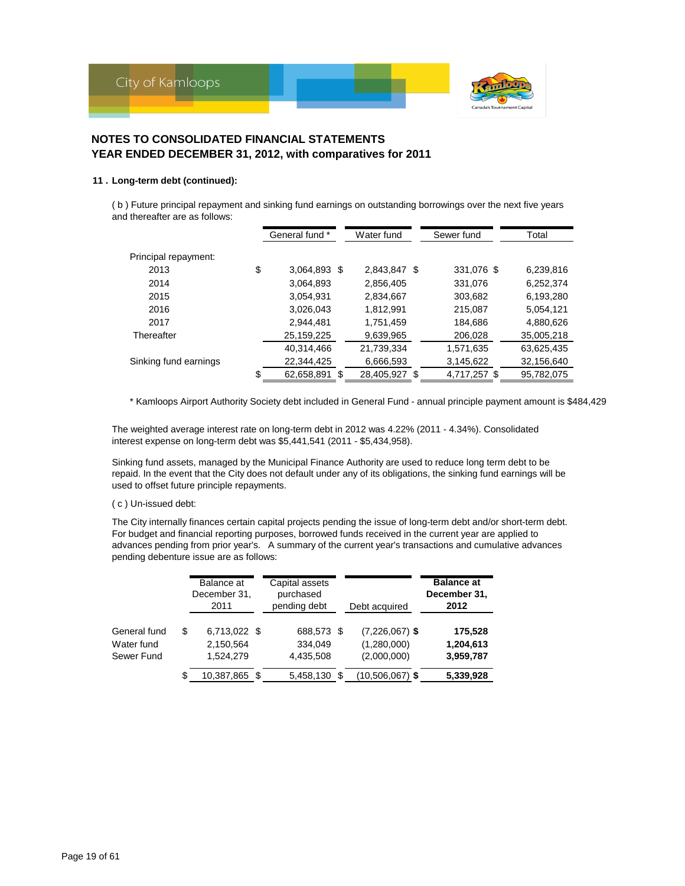## NOTES TO CONSOLIDATED FINANCIAL STATEMENTS
## YEAR ENDED DECEMBER 31, 2012, with comparatives for 2011

### 11 . Long-term debt (continued):

( b ) Future principal repayment and sinking fund earnings on outstanding borrowings over the next five years and thereafter are as follows:

| | General fund * | Water fund | Sewer fund | Total |
|---|---|---|---|---|
| Principal repayment: | | | | |
| 2013 | $ 3,064,893 | $ 2,843,847 | $ 331,076 | $ 6,239,816 |
| 2014 | 3,064,893 | 2,856,405 | 331,076 | 6,252,374 |
| 2015 | 3,054,931 | 2,834,667 | 303,682 | 6,193,280 |
| 2016 | 3,026,043 | 1,812,991 | 215,087 | 5,054,121 |
| 2017 | 2,944,481 | 1,751,459 | 184,686 | 4,880,626 |
| Thereafter | 25,159,225 | 9,639,965 | 206,028 | 35,005,218 |
| | 40,314,466 | 21,739,334 | 1,571,635 | 63,625,435 |
| Sinking fund earnings | 22,344,425 | 6,666,593 | 3,145,622 | 32,156,640 |
| | $ 62,658,891 | $ 28,405,927 | $ 4,717,257 | $ 95,782,075 |

* Kamloops Airport Authority Society debt included in General Fund - annual principle payment amount is $484,429

The weighted average interest rate on long-term debt in 2012 was 4.22% (2011 - 4.34%). Consolidated interest expense on long-term debt was $5,441,541 (2011 - $5,434,958).

Sinking fund assets, managed by the Municipal Finance Authority are used to reduce long term debt to be repaid. In the event that the City does not default under any of its obligations, the sinking fund earnings will be used to offset future principle repayments.

( c ) Un-issued debt:

The City internally finances certain capital projects pending the issue of long-term debt and/or short-term debt. For budget and financial reporting purposes, borrowed funds received in the current year are applied to advances pending from prior year's. A summary of the current year's transactions and cumulative advances pending debenture issue are as follows:

| | Balance at December 31, 2011 | Capital assets purchased pending debt | Debt acquired | **Balance at December 31, 2012** |
|---|---|---|---|---|
| General fund | $ 6,713,022 | $ 688,573 | $ (7,226,067) | $ **175,528** |
| Water fund | 2,150,564 | 334,049 | (1,280,000) | **1,204,613** |
| Sewer Fund | 1,524,279 | 4,435,508 | (2,000,000) | **3,959,787** |
| | $ 10,387,865 | $ 5,458,130 | $ (10,506,067) | $ **5,339,928** |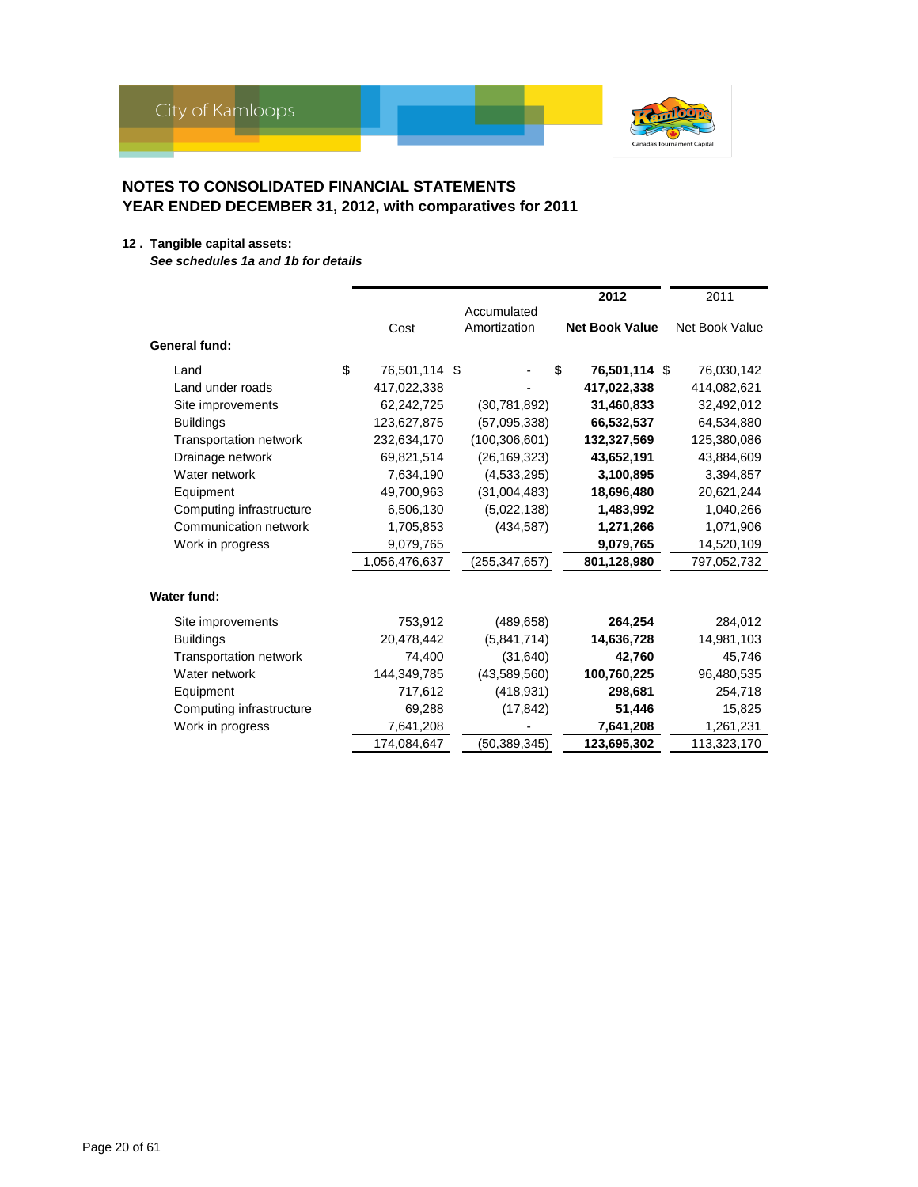## NOTES TO CONSOLIDATED FINANCIAL STATEMENTS
## YEAR ENDED DECEMBER 31, 2012, with comparatives for 2011

### 12 . Tangible capital assets:

*See schedules 1a and 1b for details*

| | Cost | Accumulated Amortization | 2012 Net Book Value | 2011 Net Book Value |
|---|---|---|---|---|
| **General fund:** | | | | |
| Land | $ 76,501,114 | $ - | **$ 76,501,114** | $ 76,030,142 |
| Land under roads | 417,022,338 | - | **417,022,338** | 414,082,621 |
| Site improvements | 62,242,725 | (30,781,892) | **31,460,833** | 32,492,012 |
| Buildings | 123,627,875 | (57,095,338) | **66,532,537** | 64,534,880 |
| Transportation network | 232,634,170 | (100,306,601) | **132,327,569** | 125,380,086 |
| Drainage network | 69,821,514 | (26,169,323) | **43,652,191** | 43,884,609 |
| Water network | 7,634,190 | (4,533,295) | **3,100,895** | 3,394,857 |
| Equipment | 49,700,963 | (31,004,483) | **18,696,480** | 20,621,244 |
| Computing infrastructure | 6,506,130 | (5,022,138) | **1,483,992** | 1,040,266 |
| Communication network | 1,705,853 | (434,587) | **1,271,266** | 1,071,906 |
| Work in progress | 9,079,765 | | **9,079,765** | 14,520,109 |
| | 1,056,476,637 | (255,347,657) | **801,128,980** | 797,052,732 |
| **Water fund:** | | | | |
| Site improvements | 753,912 | (489,658) | **264,254** | 284,012 |
| Buildings | 20,478,442 | (5,841,714) | **14,636,728** | 14,981,103 |
| Transportation network | 74,400 | (31,640) | **42,760** | 45,746 |
| Water network | 144,349,785 | (43,589,560) | **100,760,225** | 96,480,535 |
| Equipment | 717,612 | (418,931) | **298,681** | 254,718 |
| Computing infrastructure | 69,288 | (17,842) | **51,446** | 15,825 |
| Work in progress | 7,641,208 | - | **7,641,208** | 1,261,231 |
| | 174,084,647 | (50,389,345) | **123,695,302** | 113,323,170 |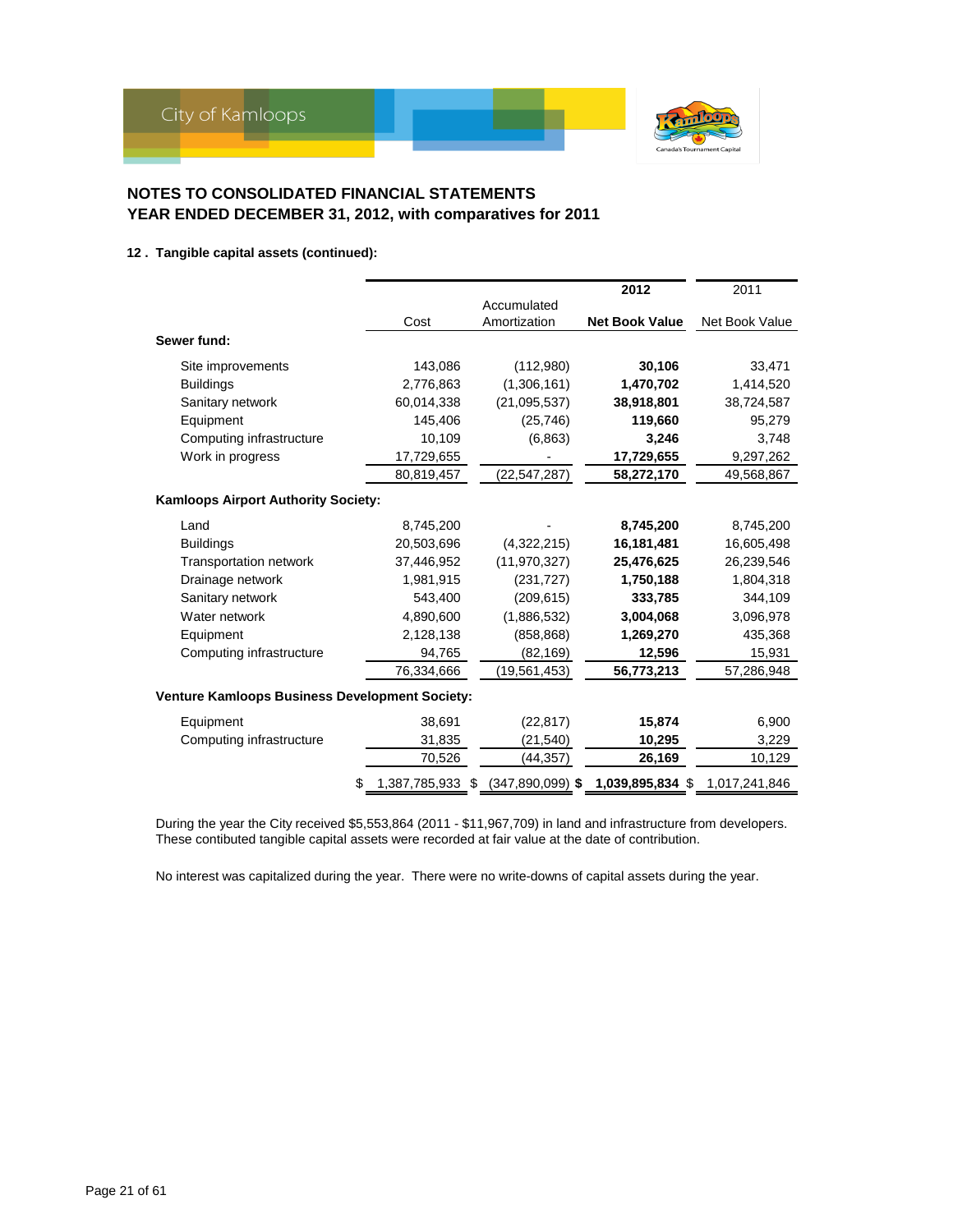# NOTES TO CONSOLIDATED FINANCIAL STATEMENTS
## YEAR ENDED DECEMBER 31, 2012, with comparatives for 2011

### 12 . Tangible capital assets (continued):

| | Cost | Accumulated Amortization | 2012 Net Book Value | 2011 Net Book Value |
|---|---|---|---|---|
| **Sewer fund:** | | | | |
| Site improvements | 143,086 | (112,980) | **30,106** | 33,471 |
| Buildings | 2,776,863 | (1,306,161) | **1,470,702** | 1,414,520 |
| Sanitary network | 60,014,338 | (21,095,537) | **38,918,801** | 38,724,587 |
| Equipment | 145,406 | (25,746) | **119,660** | 95,279 |
| Computing infrastructure | 10,109 | (6,863) | **3,246** | 3,748 |
| Work in progress | 17,729,655 | - | **17,729,655** | 9,297,262 |
| | 80,819,457 | (22,547,287) | **58,272,170** | 49,568,867 |
| **Kamloops Airport Authority Society:** | | | | |
| Land | 8,745,200 | - | **8,745,200** | 8,745,200 |
| Buildings | 20,503,696 | (4,322,215) | **16,181,481** | 16,605,498 |
| Transportation network | 37,446,952 | (11,970,327) | **25,476,625** | 26,239,546 |
| Drainage network | 1,981,915 | (231,727) | **1,750,188** | 1,804,318 |
| Sanitary network | 543,400 | (209,615) | **333,785** | 344,109 |
| Water network | 4,890,600 | (1,886,532) | **3,004,068** | 3,096,978 |
| Equipment | 2,128,138 | (858,868) | **1,269,270** | 435,368 |
| Computing infrastructure | 94,765 | (82,169) | **12,596** | 15,931 |
| | 76,334,666 | (19,561,453) | **56,773,213** | 57,286,948 |
| **Venture Kamloops Business Development Society:** | | | | |
| Equipment | 38,691 | (22,817) | **15,874** | 6,900 |
| Computing infrastructure | 31,835 | (21,540) | **10,295** | 3,229 |
| | 70,526 | (44,357) | **26,169** | 10,129 |
| | $ 1,387,785,933 | $ (347,890,099) | **$ 1,039,895,834** | $ 1,017,241,846 |

During the year the City received $5,553,864 (2011 - $11,967,709) in land and infrastructure from developers. These contibuted tangible capital assets were recorded at fair value at the date of contribution.

No interest was capitalized during the year. There were no write-downs of capital assets during the year.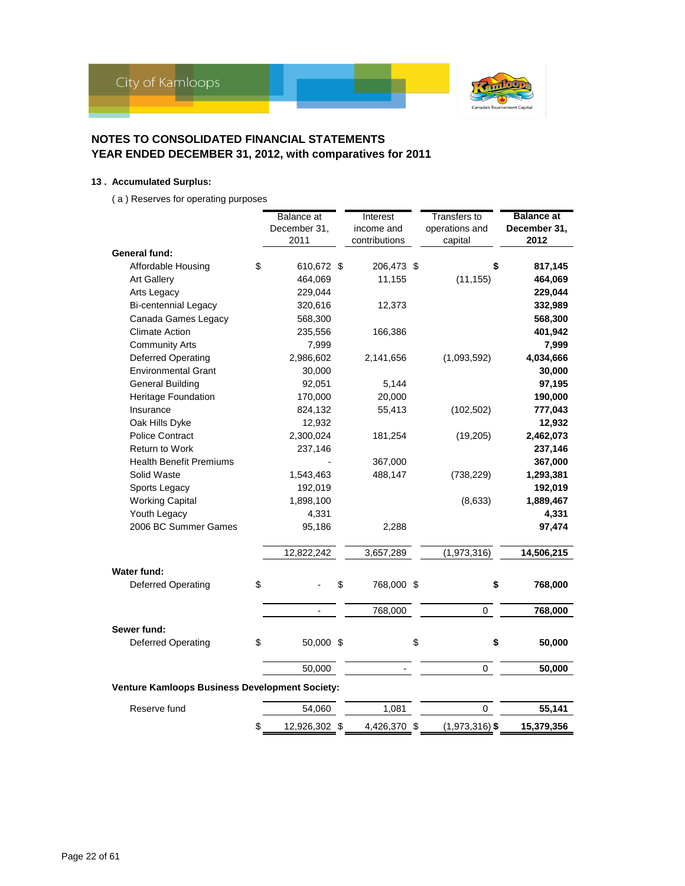# NOTES TO CONSOLIDATED FINANCIAL STATEMENTS
## YEAR ENDED DECEMBER 31, 2012, with comparatives for 2011

### 13 . Accumulated Surplus:

( a ) Reserves for operating purposes

| | Balance at December 31, 2011 | Interest income and contributions | Transfers to operations and capital | **Balance at December 31, 2012** |
|---|---|---|---|---|
| **General fund:** | | | | |
| Affordable Housing | $ 610,672 | $ 206,473 | $ | **$ 817,145** |
| Art Gallery | 464,069 | 11,155 | (11,155) | **464,069** |
| Arts Legacy | 229,044 | | | **229,044** |
| Bi-centennial Legacy | 320,616 | 12,373 | | **332,989** |
| Canada Games Legacy | 568,300 | | | **568,300** |
| Climate Action | 235,556 | 166,386 | | **401,942** |
| Community Arts | 7,999 | | | **7,999** |
| Deferred Operating | 2,986,602 | 2,141,656 | (1,093,592) | **4,034,666** |
| Environmental Grant | 30,000 | | | **30,000** |
| General Building | 92,051 | 5,144 | | **97,195** |
| Heritage Foundation | 170,000 | 20,000 | | **190,000** |
| Insurance | 824,132 | 55,413 | (102,502) | **777,043** |
| Oak Hills Dyke | 12,932 | | | **12,932** |
| Police Contract | 2,300,024 | 181,254 | (19,205) | **2,462,073** |
| Return to Work | 237,146 | | | **237,146** |
| Health Benefit Premiums | - | 367,000 | | **367,000** |
| Solid Waste | 1,543,463 | 488,147 | (738,229) | **1,293,381** |
| Sports Legacy | 192,019 | | | **192,019** |
| Working Capital | 1,898,100 | | (8,633) | **1,889,467** |
| Youth Legacy | 4,331 | | | **4,331** |
| 2006 BC Summer Games | 95,186 | 2,288 | | **97,474** |
| | 12,822,242 | 3,657,289 | (1,973,316) | **14,506,215** |
| **Water fund:** | | | | |
| Deferred Operating | $ - | $ 768,000 | $ | **$ 768,000** |
| | - | 768,000 | 0 | **768,000** |
| **Sewer fund:** | | | | |
| Deferred Operating | $ 50,000 | $ | $ | **$ 50,000** |
| | 50,000 | - | 0 | **50,000** |
| **Venture Kamloops Business Development Society:** | | | | |
| Reserve fund | 54,060 | 1,081 | 0 | **55,141** |
| | $ 12,926,302 | $ 4,426,370 | $ (1,973,316) | **$ 15,379,356** |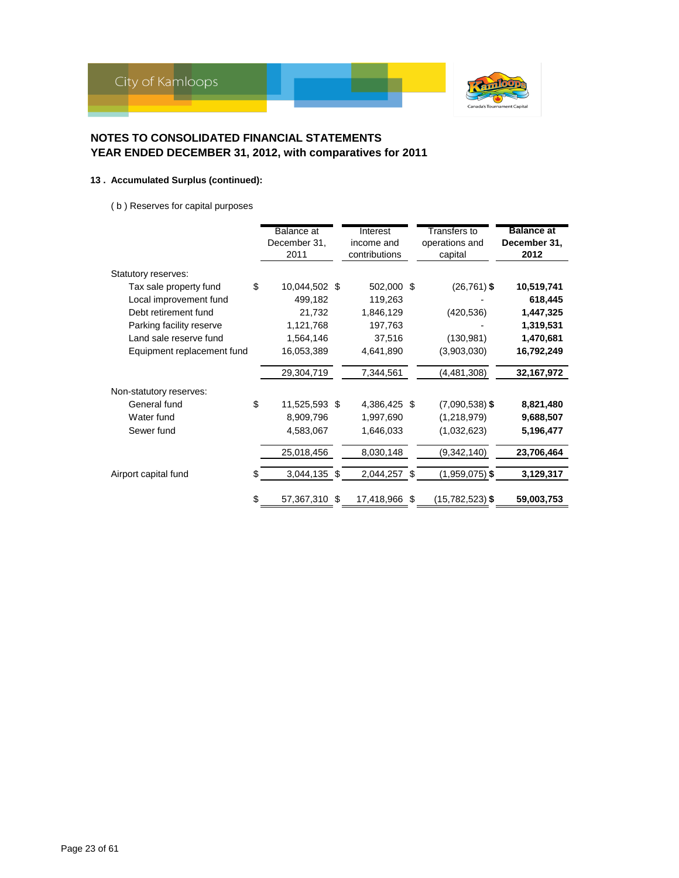## NOTES TO CONSOLIDATED FINANCIAL STATEMENTS
## YEAR ENDED DECEMBER 31, 2012, with comparatives for 2011

### 13 . Accumulated Surplus (continued):

( b ) Reserves for capital purposes

| | Balance at December 31, 2011 | Interest income and contributions | Transfers to operations and capital | **Balance at December 31, 2012** |
|---|---|---|---|---|
| Statutory reserves: | | | | |
| Tax sale property fund | $ 10,044,502 | $ 502,000 | $ (26,761) | **$ 10,519,741** |
| Local improvement fund | 499,182 | 119,263 | - | **618,445** |
| Debt retirement fund | 21,732 | 1,846,129 | (420,536) | **1,447,325** |
| Parking facility reserve | 1,121,768 | 197,763 | - | **1,319,531** |
| Land sale reserve fund | 1,564,146 | 37,516 | (130,981) | **1,470,681** |
| Equipment replacement fund | 16,053,389 | 4,641,890 | (3,903,030) | **16,792,249** |
| | 29,304,719 | 7,344,561 | (4,481,308) | **32,167,972** |
| Non-statutory reserves: | | | | |
| General fund | $ 11,525,593 | $ 4,386,425 | $ (7,090,538) | **$ 8,821,480** |
| Water fund | 8,909,796 | 1,997,690 | (1,218,979) | **9,688,507** |
| Sewer fund | 4,583,067 | 1,646,033 | (1,032,623) | **5,196,477** |
| | 25,018,456 | 8,030,148 | (9,342,140) | **23,706,464** |
| Airport capital fund | $ 3,044,135 | $ 2,044,257 | $ (1,959,075) | **$ 3,129,317** |
| | $ 57,367,310 | $ 17,418,966 | $ (15,782,523) | **$ 59,003,753** |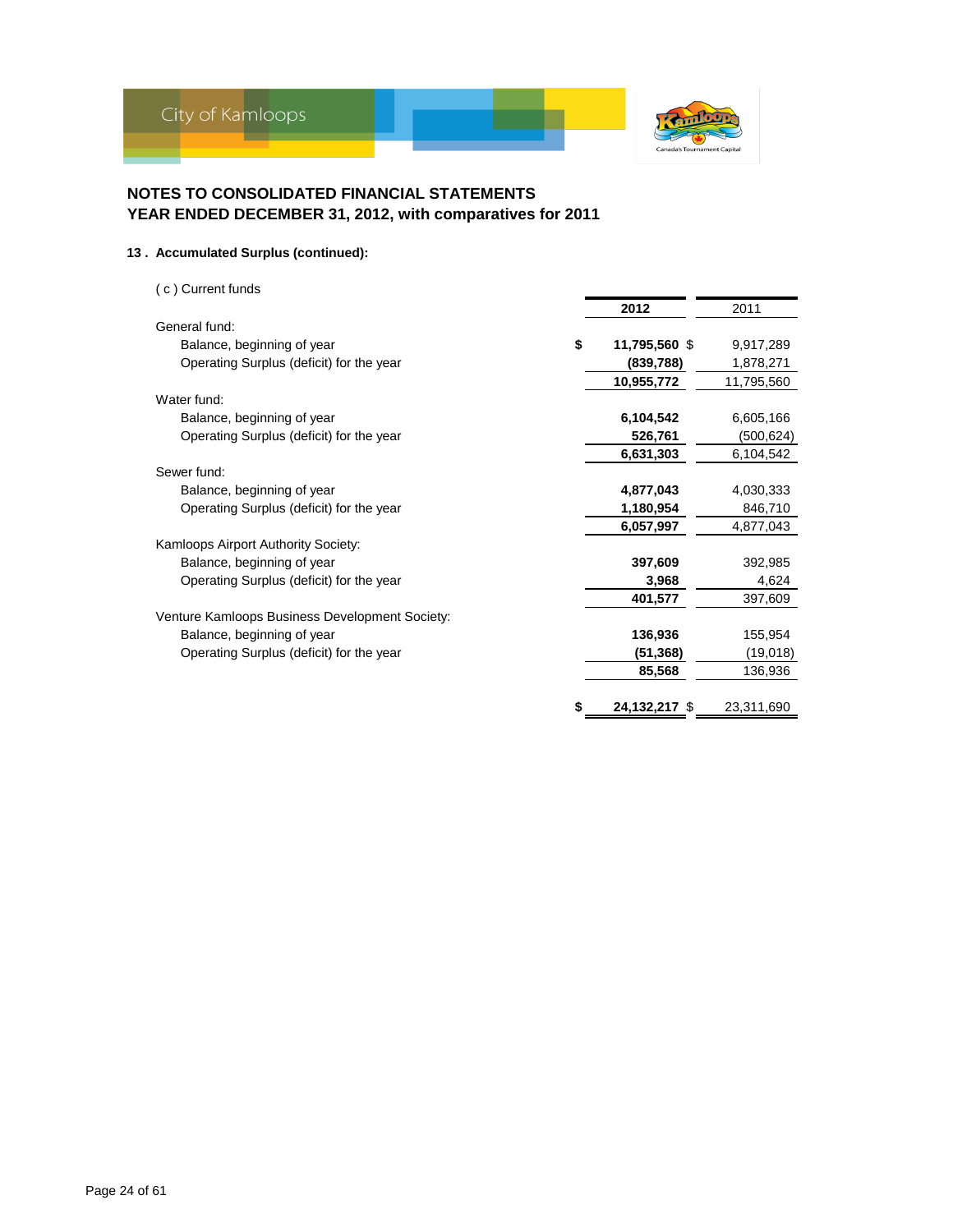## NOTES TO CONSOLIDATED FINANCIAL STATEMENTS
## YEAR ENDED DECEMBER 31, 2012, with comparatives for 2011

### 13 . Accumulated Surplus (continued):

( c ) Current funds

| | 2012 | 2011 |
|---|---|---|
| General fund: | | |
| Balance, beginning of year | $ **11,795,560** | $ 9,917,289 |
| Operating Surplus (deficit) for the year | **(839,788)** | 1,878,271 |
| | **10,955,772** | 11,795,560 |
| Water fund: | | |
| Balance, beginning of year | **6,104,542** | 6,605,166 |
| Operating Surplus (deficit) for the year | **526,761** | (500,624) |
| | **6,631,303** | 6,104,542 |
| Sewer fund: | | |
| Balance, beginning of year | **4,877,043** | 4,030,333 |
| Operating Surplus (deficit) for the year | **1,180,954** | 846,710 |
| | **6,057,997** | 4,877,043 |
| Kamloops Airport Authority Society: | | |
| Balance, beginning of year | **397,609** | 392,985 |
| Operating Surplus (deficit) for the year | **3,968** | 4,624 |
| | **401,577** | 397,609 |
| Venture Kamloops Business Development Society: | | |
| Balance, beginning of year | **136,936** | 155,954 |
| Operating Surplus (deficit) for the year | **(51,368)** | (19,018) |
| | **85,568** | 136,936 |
| | $ **24,132,217** | $ 23,311,690 |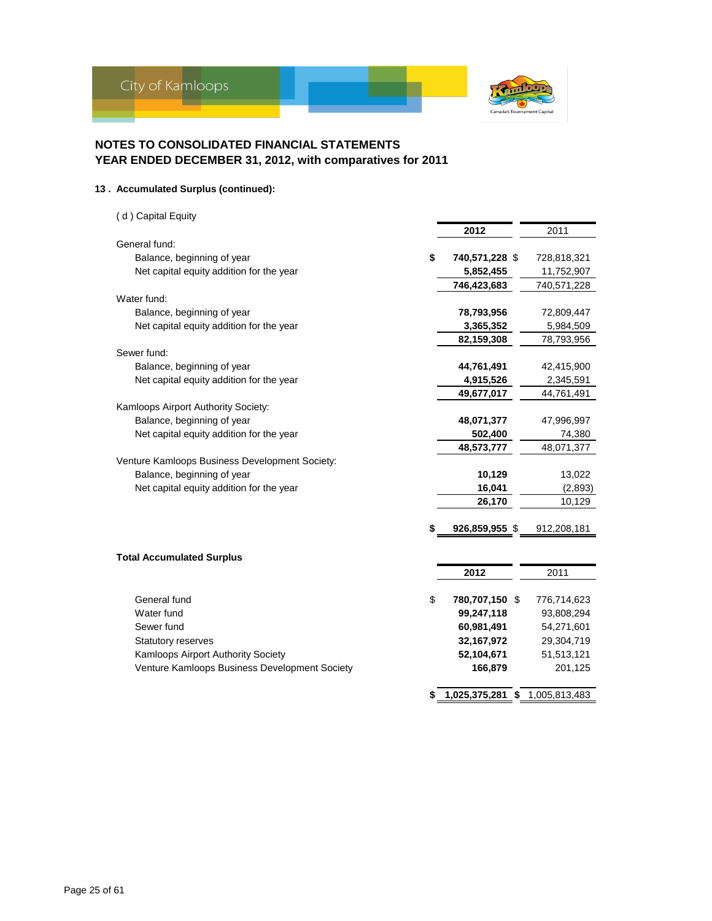## NOTES TO CONSOLIDATED FINANCIAL STATEMENTS
## YEAR ENDED DECEMBER 31, 2012, with comparatives for 2011

### 13 . Accumulated Surplus (continued):

( d ) Capital Equity

| | 2012 | 2011 |
|---|---|---|
| **General fund:** | | |
| Balance, beginning of year | $ 740,571,228 | $ 728,818,321 |
| Net capital equity addition for the year | 5,852,455 | 11,752,907 |
| | 746,423,683 | 740,571,228 |
| **Water fund:** | | |
| Balance, beginning of year | 78,793,956 | 72,809,447 |
| Net capital equity addition for the year | 3,365,352 | 5,984,509 |
| | 82,159,308 | 78,793,956 |
| **Sewer fund:** | | |
| Balance, beginning of year | 44,761,491 | 42,415,900 |
| Net capital equity addition for the year | 4,915,526 | 2,345,591 |
| | 49,677,017 | 44,761,491 |
| **Kamloops Airport Authority Society:** | | |
| Balance, beginning of year | 48,071,377 | 47,996,997 |
| Net capital equity addition for the year | 502,400 | 74,380 |
| | 48,573,777 | 48,071,377 |
| **Venture Kamloops Business Development Society:** | | |
| Balance, beginning of year | 10,129 | 13,022 |
| Net capital equity addition for the year | 16,041 | (2,893) |
| | 26,170 | 10,129 |
| | $ 926,859,955 | $ 912,208,181 |

**Total Accumulated Surplus**

| | 2012 | 2011 |
|---|---|---|
| General fund | $ 780,707,150 | $ 776,714,623 |
| Water fund | 99,247,118 | 93,808,294 |
| Sewer fund | 60,981,491 | 54,271,601 |
| Statutory reserves | 32,167,972 | 29,304,719 |
| Kamloops Airport Authority Society | 52,104,671 | 51,513,121 |
| Venture Kamloops Business Development Society | 166,879 | 201,125 |
| | $ 1,025,375,281 | $ 1,005,813,483 |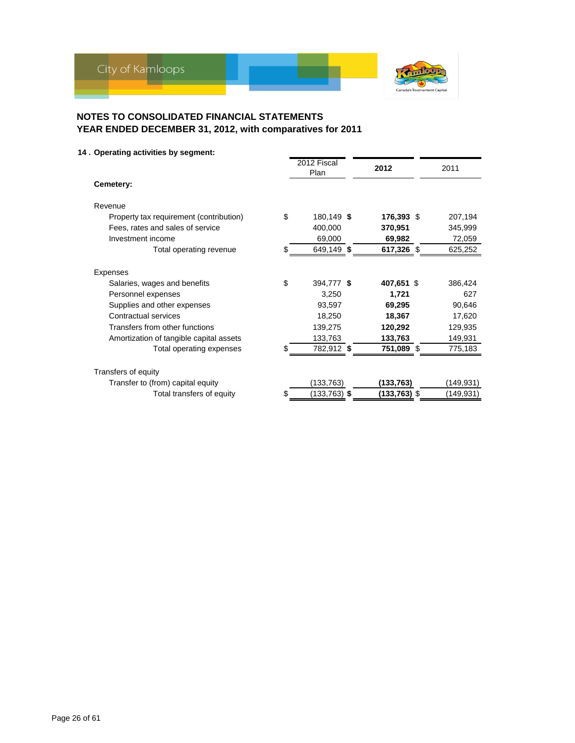## NOTES TO CONSOLIDATED FINANCIAL STATEMENTS
## YEAR ENDED DECEMBER 31, 2012, with comparatives for 2011

**14 . Operating activities by segment:**

| | 2012 Fiscal Plan | **2012** | 2011 |
|---|---|---|---|
| **Cemetery:** | | | |
| Revenue | | | |
| Property tax requirement (contribution) | $ 180,149 | **$ 176,393** | $ 207,194 |
| Fees, rates and sales of service | 400,000 | **370,951** | 345,999 |
| Investment income | 69,000 | **69,982** | 72,059 |
| Total operating revenue | $ 649,149 | **$ 617,326** | $ 625,252 |
| Expenses | | | |
| Salaries, wages and benefits | $ 394,777 | **$ 407,651** | $ 386,424 |
| Personnel expenses | 3,250 | **1,721** | 627 |
| Supplies and other expenses | 93,597 | **69,295** | 90,646 |
| Contractual services | 18,250 | **18,367** | 17,620 |
| Transfers from other functions | 139,275 | **120,292** | 129,935 |
| Amortization of tangible capital assets | 133,763 | **133,763** | 149,931 |
| Total operating expenses | $ 782,912 | **$ 751,089** | $ 775,183 |
| Transfers of equity | | | |
| Transfer to (from) capital equity | (133,763) | **(133,763)** | (149,931) |
| Total transfers of equity | $ (133,763) | **$ (133,763)** | $ (149,931) |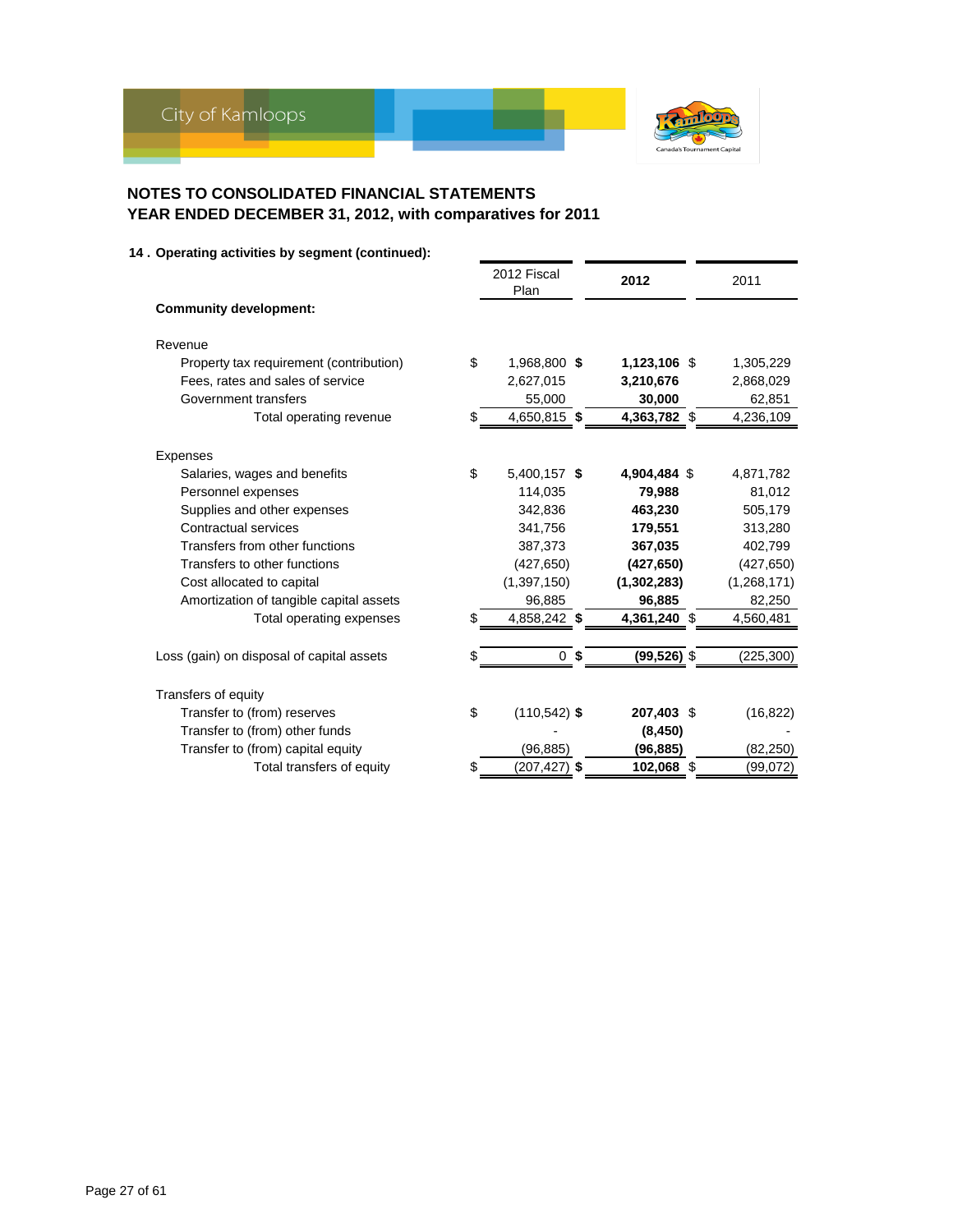## NOTES TO CONSOLIDATED FINANCIAL STATEMENTS
## YEAR ENDED DECEMBER 31, 2012, with comparatives for 2011

### 14 . Operating activities by segment (continued):

| | 2012 Fiscal Plan | 2012 | 2011 |
|---|---|---|---|
| **Community development:** | | | |
| Revenue | | | |
| Property tax requirement (contribution) | $ 1,968,800 | **$ 1,123,106** | $ 1,305,229 |
| Fees, rates and sales of service | 2,627,015 | **3,210,676** | 2,868,029 |
| Government transfers | 55,000 | **30,000** | 62,851 |
| Total operating revenue | $ 4,650,815 | **$ 4,363,782** | $ 4,236,109 |
| Expenses | | | |
| Salaries, wages and benefits | $ 5,400,157 | **$ 4,904,484** | $ 4,871,782 |
| Personnel expenses | 114,035 | **79,988** | 81,012 |
| Supplies and other expenses | 342,836 | **463,230** | 505,179 |
| Contractual services | 341,756 | **179,551** | 313,280 |
| Transfers from other functions | 387,373 | **367,035** | 402,799 |
| Transfers to other functions | (427,650) | **(427,650)** | (427,650) |
| Cost allocated to capital | (1,397,150) | **(1,302,283)** | (1,268,171) |
| Amortization of tangible capital assets | 96,885 | **96,885** | 82,250 |
| Total operating expenses | $ 4,858,242 | **$ 4,361,240** | $ 4,560,481 |
| Loss (gain) on disposal of capital assets | $ 0 | **$ (99,526)** | $ (225,300) |
| Transfers of equity | | | |
| Transfer to (from) reserves | $ (110,542) | **$ 207,403** | $ (16,822) |
| Transfer to (from) other funds | - | **(8,450)** | - |
| Transfer to (from) capital equity | (96,885) | **(96,885)** | (82,250) |
| Total transfers of equity | $ (207,427) | **$ 102,068** | $ (99,072) |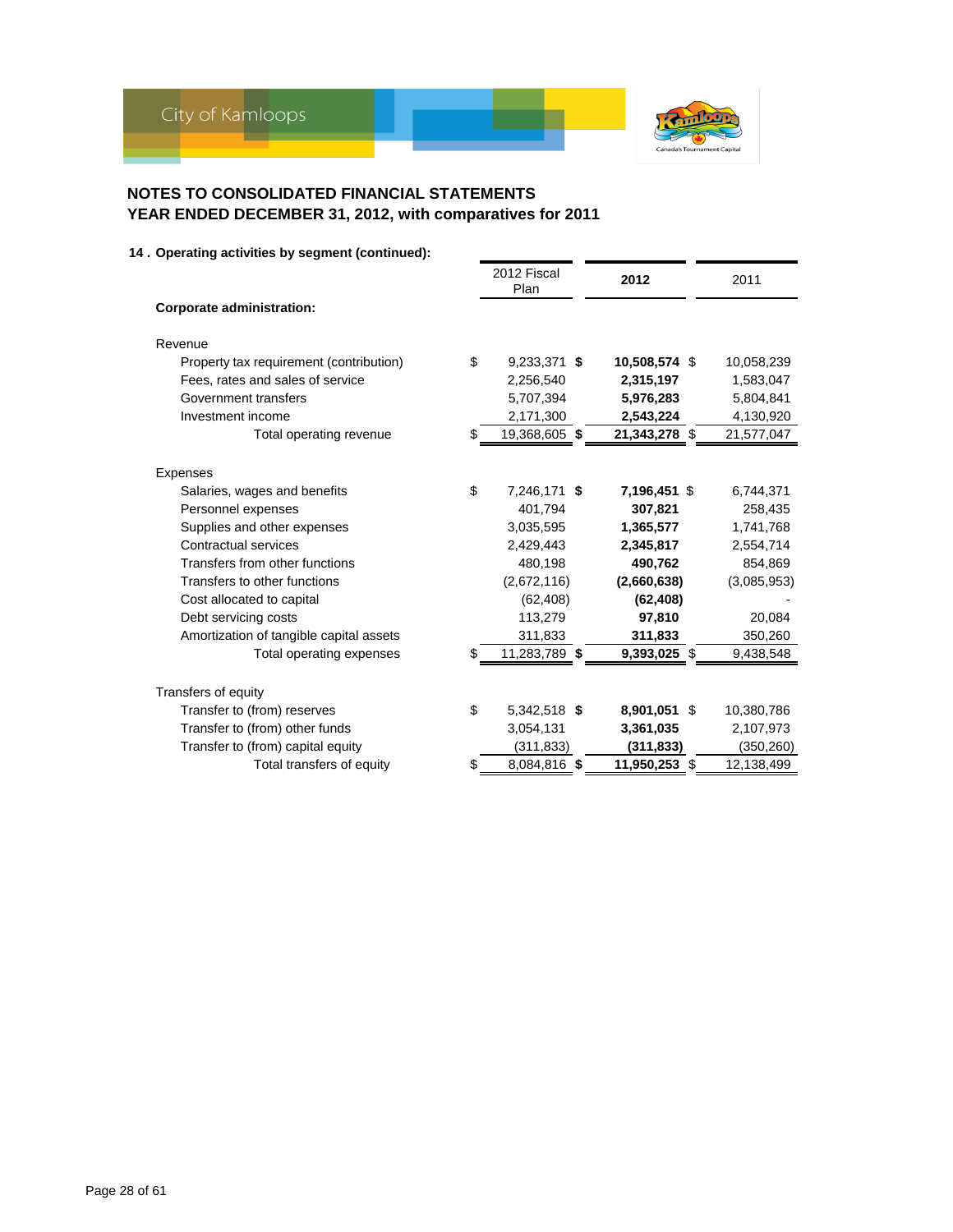## NOTES TO CONSOLIDATED FINANCIAL STATEMENTS
## YEAR ENDED DECEMBER 31, 2012, with comparatives for 2011

### 14 . Operating activities by segment (continued):

| | 2012 Fiscal Plan | 2012 | 2011 |
|---|---|---|---|
| **Corporate administration:** | | | |
| Revenue | | | |
| Property tax requirement (contribution) | $ 9,233,371 | **$ 10,508,574** | $ 10,058,239 |
| Fees, rates and sales of service | 2,256,540 | **2,315,197** | 1,583,047 |
| Government transfers | 5,707,394 | **5,976,283** | 5,804,841 |
| Investment income | 2,171,300 | **2,543,224** | 4,130,920 |
| Total operating revenue | $ 19,368,605 | **$ 21,343,278** | $ 21,577,047 |
| Expenses | | | |
| Salaries, wages and benefits | $ 7,246,171 | **$ 7,196,451** | $ 6,744,371 |
| Personnel expenses | 401,794 | **307,821** | 258,435 |
| Supplies and other expenses | 3,035,595 | **1,365,577** | 1,741,768 |
| Contractual services | 2,429,443 | **2,345,817** | 2,554,714 |
| Transfers from other functions | 480,198 | **490,762** | 854,869 |
| Transfers to other functions | (2,672,116) | **(2,660,638)** | (3,085,953) |
| Cost allocated to capital | (62,408) | **(62,408)** | - |
| Debt servicing costs | 113,279 | **97,810** | 20,084 |
| Amortization of tangible capital assets | 311,833 | **311,833** | 350,260 |
| Total operating expenses | $ 11,283,789 | **$ 9,393,025** | $ 9,438,548 |
| Transfers of equity | | | |
| Transfer to (from) reserves | $ 5,342,518 | **$ 8,901,051** | $ 10,380,786 |
| Transfer to (from) other funds | 3,054,131 | **3,361,035** | 2,107,973 |
| Transfer to (from) capital equity | (311,833) | **(311,833)** | (350,260) |
| Total transfers of equity | $ 8,084,816 | **$ 11,950,253** | $ 12,138,499 |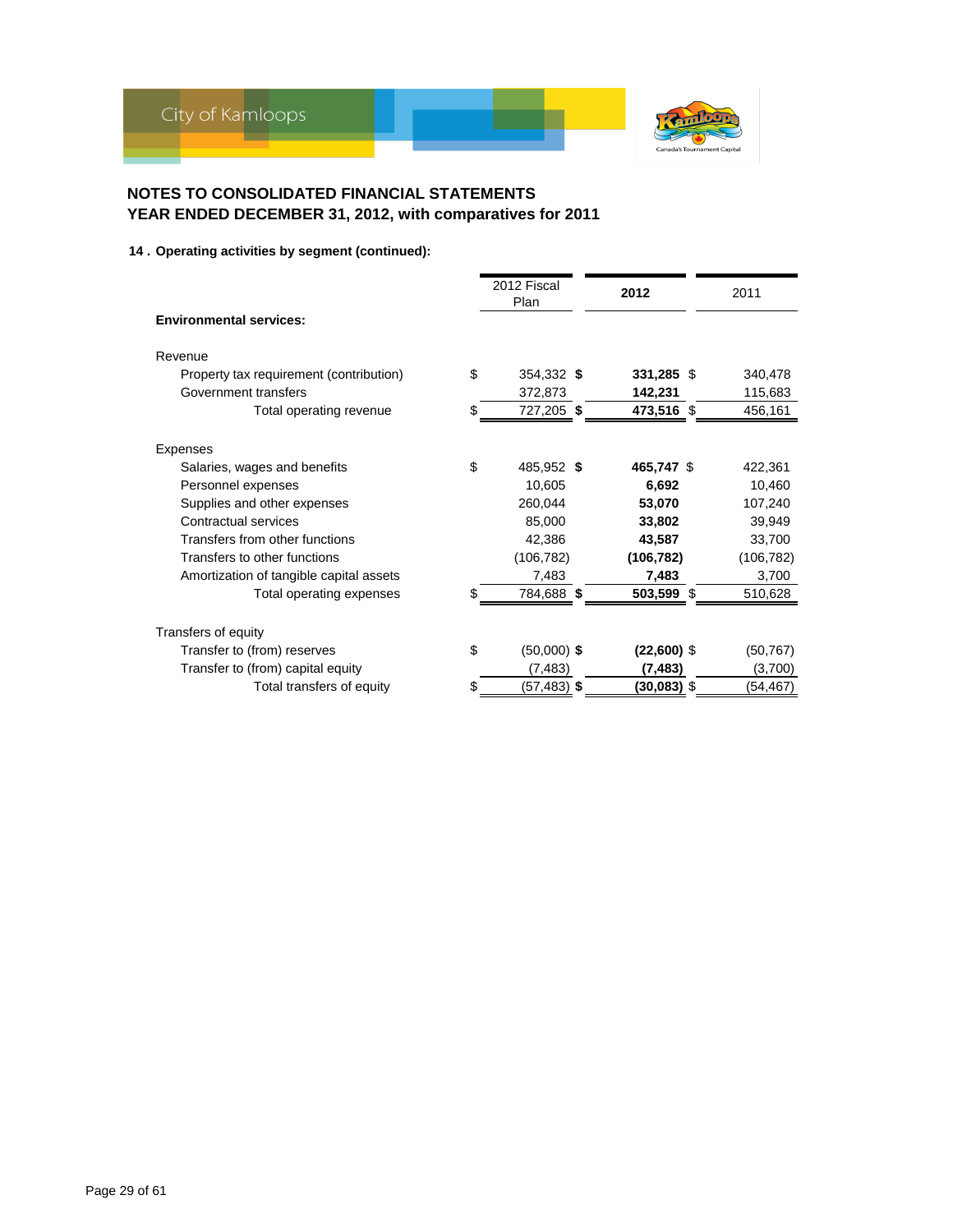## NOTES TO CONSOLIDATED FINANCIAL STATEMENTS
## YEAR ENDED DECEMBER 31, 2012, with comparatives for 2011

### 14 . Operating activities by segment (continued):

| | 2012 Fiscal Plan | **2012** | 2011 |
|---|---|---|---|
| **Environmental services:** | | | |
| Revenue | | | |
| Property tax requirement (contribution) | $ 354,332 | **$ 331,285** | $ 340,478 |
| Government transfers | 372,873 | **142,231** | 115,683 |
| Total operating revenue | $ 727,205 | **$ 473,516** | $ 456,161 |
| Expenses | | | |
| Salaries, wages and benefits | $ 485,952 | **$ 465,747** | $ 422,361 |
| Personnel expenses | 10,605 | **6,692** | 10,460 |
| Supplies and other expenses | 260,044 | **53,070** | 107,240 |
| Contractual services | 85,000 | **33,802** | 39,949 |
| Transfers from other functions | 42,386 | **43,587** | 33,700 |
| Transfers to other functions | (106,782) | **(106,782)** | (106,782) |
| Amortization of tangible capital assets | 7,483 | **7,483** | 3,700 |
| Total operating expenses | $ 784,688 | **$ 503,599** | $ 510,628 |
| Transfers of equity | | | |
| Transfer to (from) reserves | $ (50,000) | **$ (22,600)** | $ (50,767) |
| Transfer to (from) capital equity | (7,483) | **(7,483)** | (3,700) |
| Total transfers of equity | $ (57,483) | **$ (30,083)** | $ (54,467) |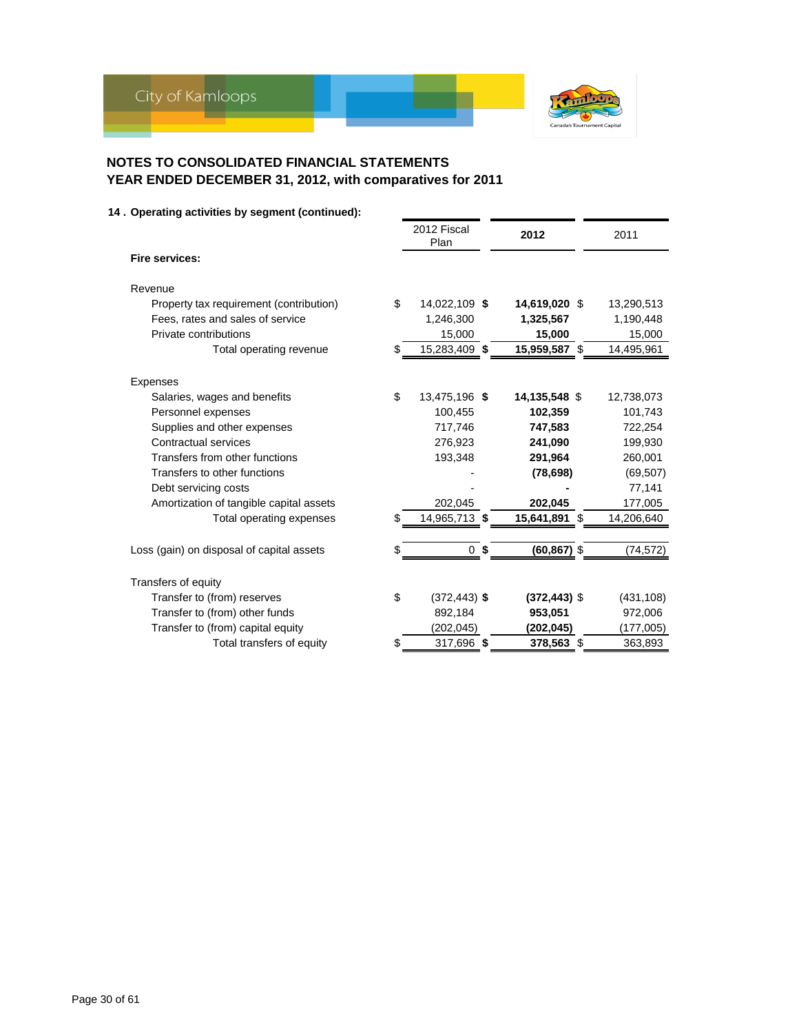## NOTES TO CONSOLIDATED FINANCIAL STATEMENTS
## YEAR ENDED DECEMBER 31, 2012, with comparatives for 2011

**14 . Operating activities by segment (continued):**

| | 2012 Fiscal Plan | **2012** | 2011 |
|---|---|---|---|
| **Fire services:** | | | |
| Revenue | | | |
| Property tax requirement (contribution) | $ 14,022,109 | **$ 14,619,020** | $ 13,290,513 |
| Fees, rates and sales of service | 1,246,300 | **1,325,567** | 1,190,448 |
| Private contributions | 15,000 | **15,000** | 15,000 |
| Total operating revenue | $ 15,283,409 | **$ 15,959,587** | $ 14,495,961 |
| Expenses | | | |
| Salaries, wages and benefits | $ 13,475,196 | **$ 14,135,548** | $ 12,738,073 |
| Personnel expenses | 100,455 | **102,359** | 101,743 |
| Supplies and other expenses | 717,746 | **747,583** | 722,254 |
| Contractual services | 276,923 | **241,090** | 199,930 |
| Transfers from other functions | 193,348 | **291,964** | 260,001 |
| Transfers to other functions | - | **(78,698)** | (69,507) |
| Debt servicing costs | - | **-** | 77,141 |
| Amortization of tangible capital assets | 202,045 | **202,045** | 177,005 |
| Total operating expenses | $ 14,965,713 | **$ 15,641,891** | $ 14,206,640 |
| Loss (gain) on disposal of capital assets | $ 0 | **$ (60,867)** | $ (74,572) |
| Transfers of equity | | | |
| Transfer to (from) reserves | $ (372,443) | **$ (372,443)** | $ (431,108) |
| Transfer to (from) other funds | 892,184 | **953,051** | 972,006 |
| Transfer to (from) capital equity | (202,045) | **(202,045)** | (177,005) |
| Total transfers of equity | $ 317,696 | **$ 378,563** | $ 363,893 |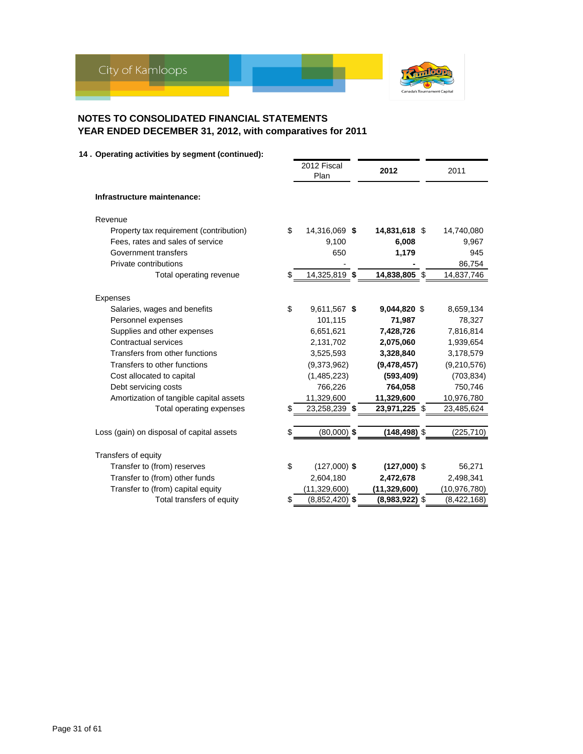# NOTES TO CONSOLIDATED FINANCIAL STATEMENTS
## YEAR ENDED DECEMBER 31, 2012, with comparatives for 2011

### 14 . Operating activities by segment (continued):

| | 2012 Fiscal Plan | 2012 | 2011 |
|---|---|---|---|
| **Infrastructure maintenance:** | | | |
| Revenue | | | |
| Property tax requirement (contribution) | $ 14,316,069 | **$ 14,831,618** | $ 14,740,080 |
| Fees, rates and sales of service | 9,100 | **6,008** | 9,967 |
| Government transfers | 650 | **1,179** | 945 |
| Private contributions | - | **-** | 86,754 |
| Total operating revenue | $ 14,325,819 | **$ 14,838,805** | $ 14,837,746 |
| Expenses | | | |
| Salaries, wages and benefits | $ 9,611,567 | **$ 9,044,820** | $ 8,659,134 |
| Personnel expenses | 101,115 | **71,987** | 78,327 |
| Supplies and other expenses | 6,651,621 | **7,428,726** | 7,816,814 |
| Contractual services | 2,131,702 | **2,075,060** | 1,939,654 |
| Transfers from other functions | 3,525,593 | **3,328,840** | 3,178,579 |
| Transfers to other functions | (9,373,962) | **(9,478,457)** | (9,210,576) |
| Cost allocated to capital | (1,485,223) | **(593,409)** | (703,834) |
| Debt servicing costs | 766,226 | **764,058** | 750,746 |
| Amortization of tangible capital assets | 11,329,600 | **11,329,600** | 10,976,780 |
| Total operating expenses | $ 23,258,239 | **$ 23,971,225** | $ 23,485,624 |
| Loss (gain) on disposal of capital assets | $ (80,000) | **$ (148,498)** | $ (225,710) |
| Transfers of equity | | | |
| Transfer to (from) reserves | $ (127,000) | **$ (127,000)** | $ 56,271 |
| Transfer to (from) other funds | 2,604,180 | **2,472,678** | 2,498,341 |
| Transfer to (from) capital equity | (11,329,600) | **(11,329,600)** | (10,976,780) |
| Total transfers of equity | $ (8,852,420) | **$ (8,983,922)** | $ (8,422,168) |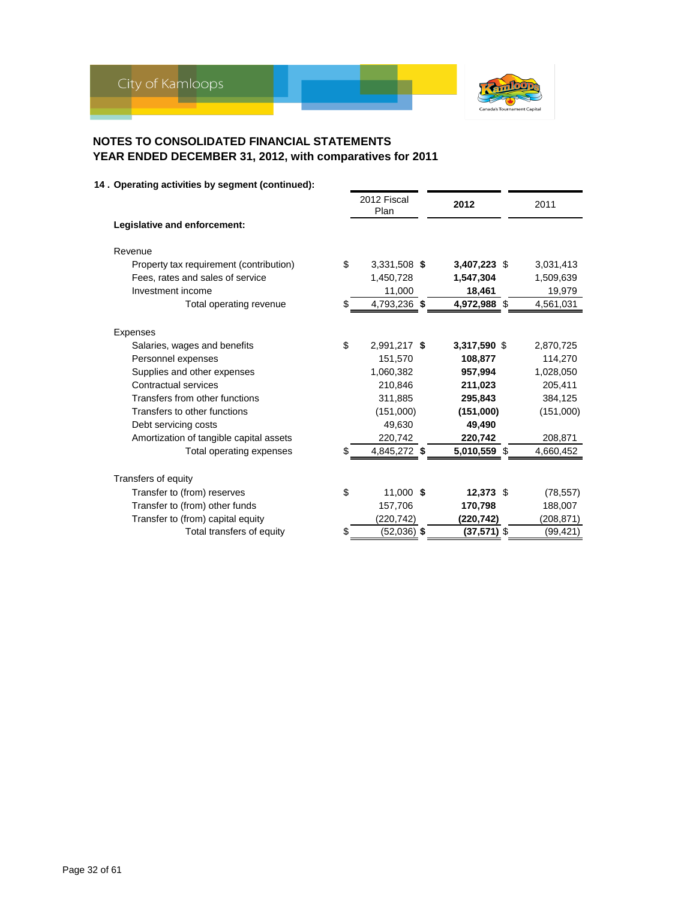## NOTES TO CONSOLIDATED FINANCIAL STATEMENTS
## YEAR ENDED DECEMBER 31, 2012, with comparatives for 2011

### 14 . Operating activities by segment (continued):

| | 2012 Fiscal Plan | **2012** | 2011 |
|---|---|---|---|
| **Legislative and enforcement:** | | | |
| Revenue | | | |
| Property tax requirement (contribution) | $ 3,331,508 | **$ 3,407,223** | $ 3,031,413 |
| Fees, rates and sales of service | 1,450,728 | **1,547,304** | 1,509,639 |
| Investment income | 11,000 | **18,461** | 19,979 |
| Total operating revenue | $ 4,793,236 | **$ 4,972,988** | $ 4,561,031 |
| Expenses | | | |
| Salaries, wages and benefits | $ 2,991,217 | **$ 3,317,590** | $ 2,870,725 |
| Personnel expenses | 151,570 | **108,877** | 114,270 |
| Supplies and other expenses | 1,060,382 | **957,994** | 1,028,050 |
| Contractual services | 210,846 | **211,023** | 205,411 |
| Transfers from other functions | 311,885 | **295,843** | 384,125 |
| Transfers to other functions | (151,000) | **(151,000)** | (151,000) |
| Debt servicing costs | 49,630 | **49,490** | |
| Amortization of tangible capital assets | 220,742 | **220,742** | 208,871 |
| Total operating expenses | $ 4,845,272 | **$ 5,010,559** | $ 4,660,452 |
| Transfers of equity | | | |
| Transfer to (from) reserves | $ 11,000 | **$ 12,373** | $ (78,557) |
| Transfer to (from) other funds | 157,706 | **170,798** | 188,007 |
| Transfer to (from) capital equity | (220,742) | **(220,742)** | (208,871) |
| Total transfers of equity | $ (52,036) | **$ (37,571)** | $ (99,421) |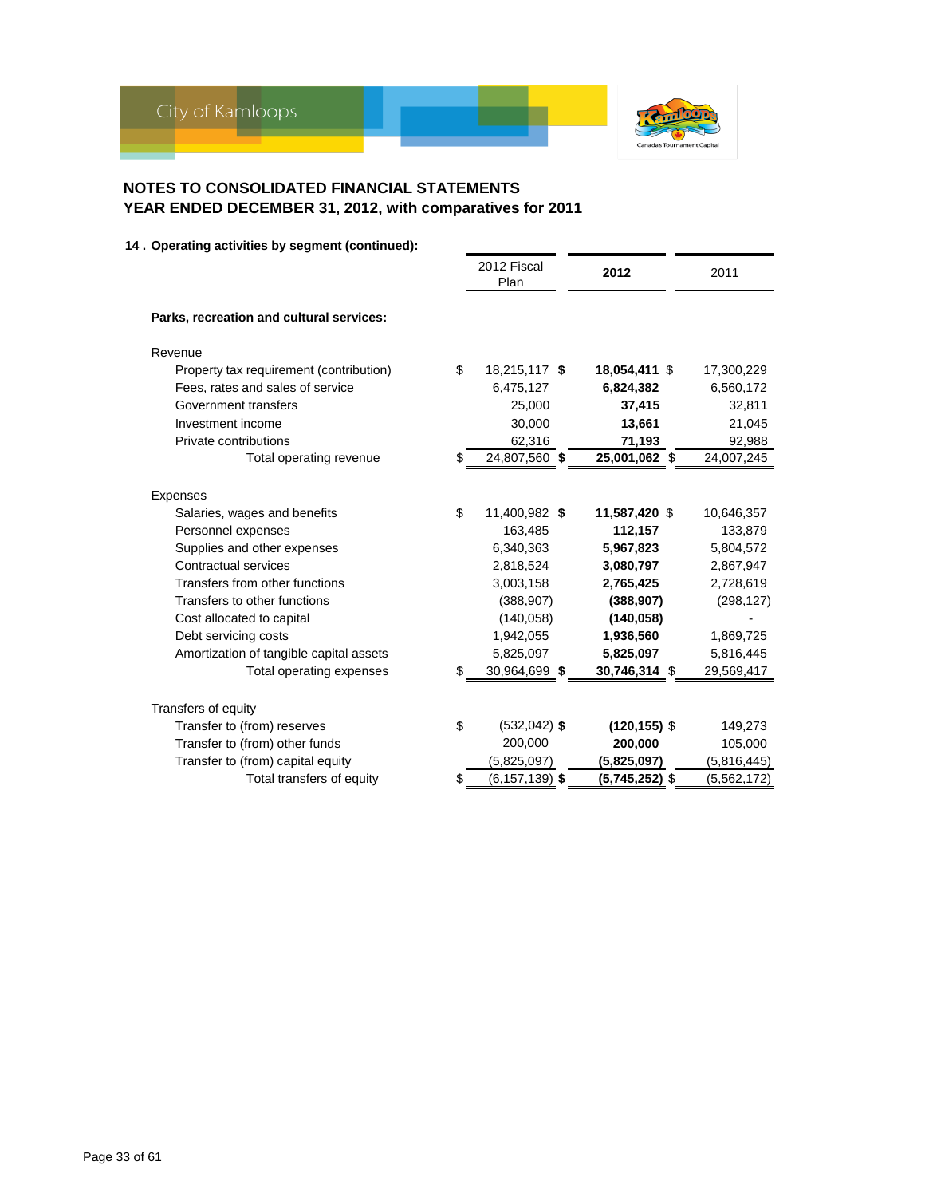## NOTES TO CONSOLIDATED FINANCIAL STATEMENTS
## YEAR ENDED DECEMBER 31, 2012, with comparatives for 2011

### 14 . Operating activities by segment (continued):

| | 2012 Fiscal Plan | **2012** | 2011 |
|---|---|---|---|
| **Parks, recreation and cultural services:** | | | |
| Revenue | | | |
| Property tax requirement (contribution) | $ 18,215,117 | **$ 18,054,411** | $ 17,300,229 |
| Fees, rates and sales of service | 6,475,127 | **6,824,382** | 6,560,172 |
| Government transfers | 25,000 | **37,415** | 32,811 |
| Investment income | 30,000 | **13,661** | 21,045 |
| Private contributions | 62,316 | **71,193** | 92,988 |
| Total operating revenue | $ 24,807,560 | **$ 25,001,062** | $ 24,007,245 |
| Expenses | | | |
| Salaries, wages and benefits | $ 11,400,982 | **$ 11,587,420** | $ 10,646,357 |
| Personnel expenses | 163,485 | **112,157** | 133,879 |
| Supplies and other expenses | 6,340,363 | **5,967,823** | 5,804,572 |
| Contractual services | 2,818,524 | **3,080,797** | 2,867,947 |
| Transfers from other functions | 3,003,158 | **2,765,425** | 2,728,619 |
| Transfers to other functions | (388,907) | **(388,907)** | (298,127) |
| Cost allocated to capital | (140,058) | **(140,058)** | - |
| Debt servicing costs | 1,942,055 | **1,936,560** | 1,869,725 |
| Amortization of tangible capital assets | 5,825,097 | **5,825,097** | 5,816,445 |
| Total operating expenses | $ 30,964,699 | **$ 30,746,314** | $ 29,569,417 |
| Transfers of equity | | | |
| Transfer to (from) reserves | $ (532,042) | **$ (120,155)** | $ 149,273 |
| Transfer to (from) other funds | 200,000 | **200,000** | 105,000 |
| Transfer to (from) capital equity | (5,825,097) | **(5,825,097)** | (5,816,445) |
| Total transfers of equity | $ (6,157,139) | **$ (5,745,252)** | $ (5,562,172) |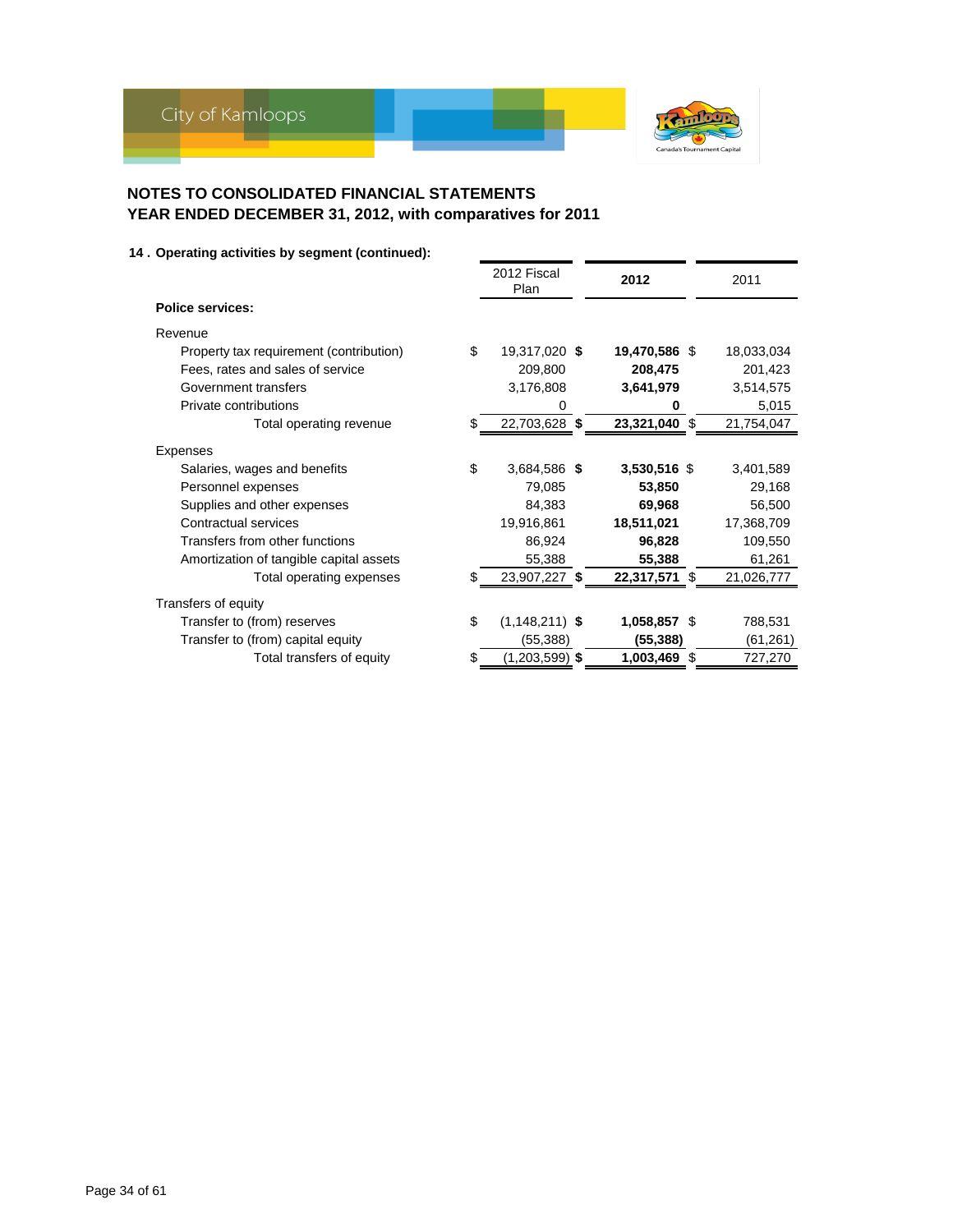## NOTES TO CONSOLIDATED FINANCIAL STATEMENTS
## YEAR ENDED DECEMBER 31, 2012, with comparatives for 2011

### 14 . Operating activities by segment (continued):

| | 2012 Fiscal Plan | **2012** | 2011 |
|---|---|---|---|
| **Police services:** | | | |
| Revenue | | | |
| Property tax requirement (contribution) | $ 19,317,020 | **$ 19,470,586** | $ 18,033,034 |
| Fees, rates and sales of service | 209,800 | **208,475** | 201,423 |
| Government transfers | 3,176,808 | **3,641,979** | 3,514,575 |
| Private contributions | 0 | **0** | 5,015 |
| Total operating revenue | $ 22,703,628 | **$ 23,321,040** | $ 21,754,047 |
| Expenses | | | |
| Salaries, wages and benefits | $ 3,684,586 | **$ 3,530,516** | $ 3,401,589 |
| Personnel expenses | 79,085 | **53,850** | 29,168 |
| Supplies and other expenses | 84,383 | **69,968** | 56,500 |
| Contractual services | 19,916,861 | **18,511,021** | 17,368,709 |
| Transfers from other functions | 86,924 | **96,828** | 109,550 |
| Amortization of tangible capital assets | 55,388 | **55,388** | 61,261 |
| Total operating expenses | $ 23,907,227 | **$ 22,317,571** | $ 21,026,777 |
| Transfers of equity | | | |
| Transfer to (from) reserves | $ (1,148,211) | **$ 1,058,857** | $ 788,531 |
| Transfer to (from) capital equity | (55,388) | **(55,388)** | (61,261) |
| Total transfers of equity | $ (1,203,599) | **$ 1,003,469** | $ 727,270 |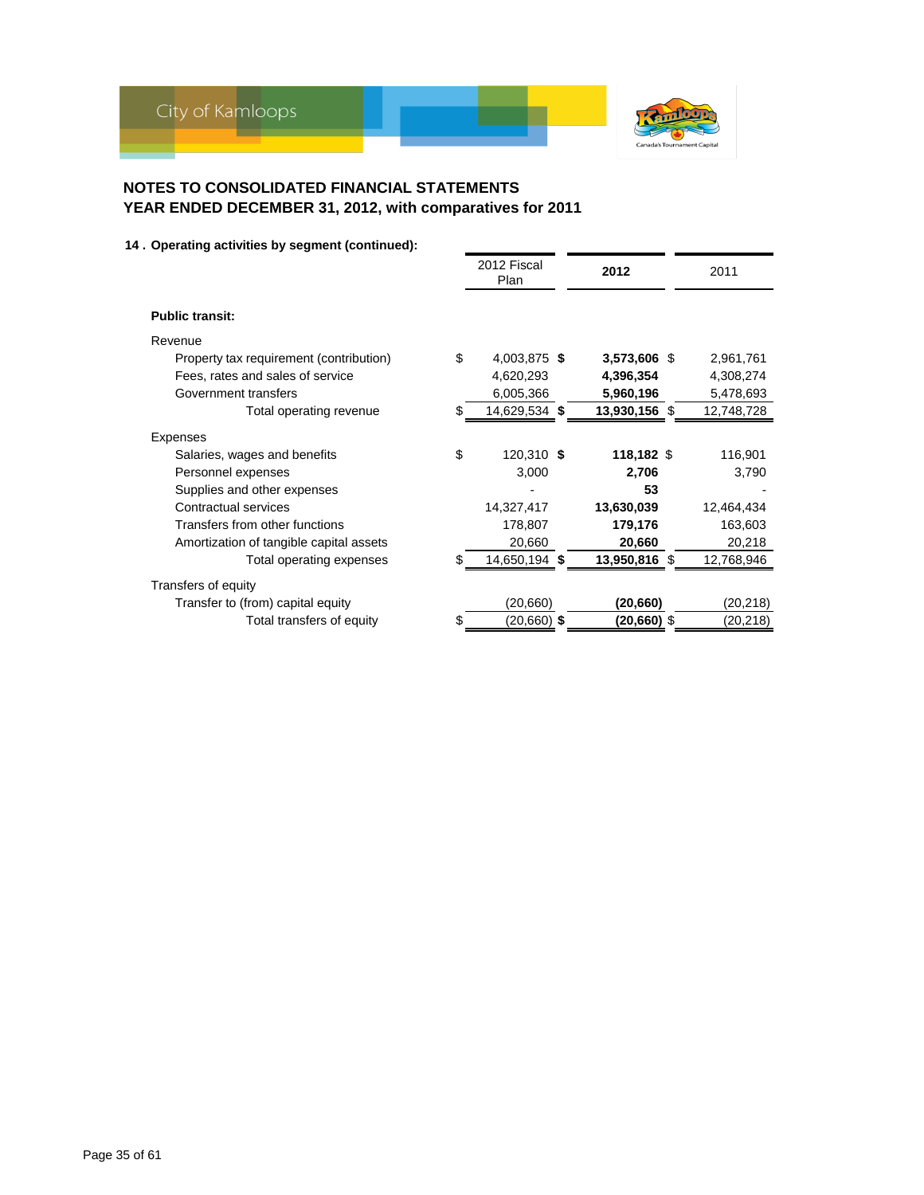## NOTES TO CONSOLIDATED FINANCIAL STATEMENTS
## YEAR ENDED DECEMBER 31, 2012, with comparatives for 2011

### 14 . Operating activities by segment (continued):

| | 2012 Fiscal Plan | **2012** | 2011 |
|---|---|---|---|
| **Public transit:** | | | |
| Revenue | | | |
| Property tax requirement (contribution) | $ 4,003,875 | **$ 3,573,606** | $ 2,961,761 |
| Fees, rates and sales of service | 4,620,293 | **4,396,354** | 4,308,274 |
| Government transfers | 6,005,366 | **5,960,196** | 5,478,693 |
| Total operating revenue | $ 14,629,534 | **$ 13,930,156** | $ 12,748,728 |
| Expenses | | | |
| Salaries, wages and benefits | $ 120,310 | **$ 118,182** | $ 116,901 |
| Personnel expenses | 3,000 | **2,706** | 3,790 |
| Supplies and other expenses | - | **53** | - |
| Contractual services | 14,327,417 | **13,630,039** | 12,464,434 |
| Transfers from other functions | 178,807 | **179,176** | 163,603 |
| Amortization of tangible capital assets | 20,660 | **20,660** | 20,218 |
| Total operating expenses | $ 14,650,194 | **$ 13,950,816** | $ 12,768,946 |
| Transfers of equity | | | |
| Transfer to (from) capital equity | (20,660) | **(20,660)** | (20,218) |
| Total transfers of equity | $ (20,660) | **$ (20,660)** | $ (20,218) |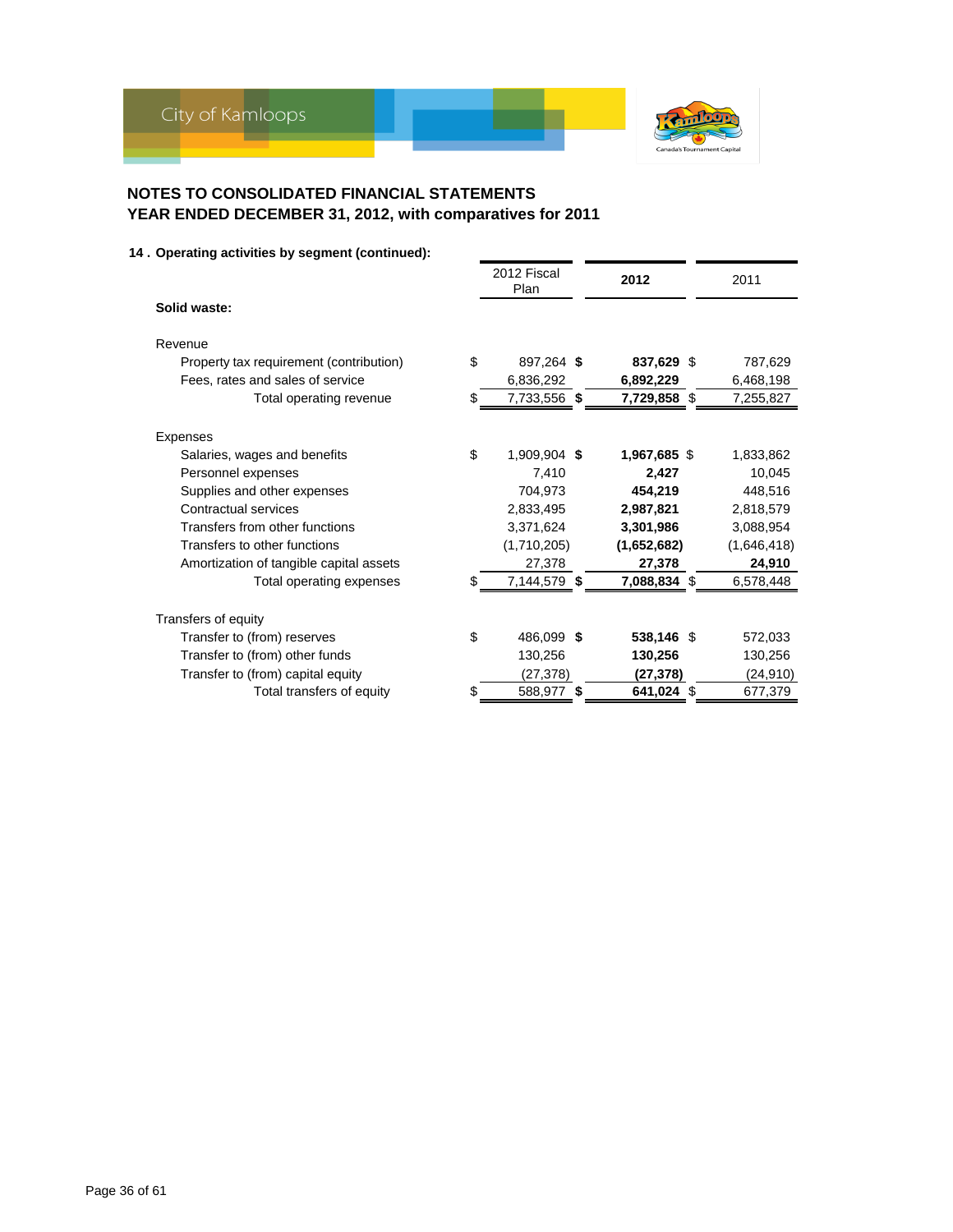## NOTES TO CONSOLIDATED FINANCIAL STATEMENTS
## YEAR ENDED DECEMBER 31, 2012, with comparatives for 2011

**14 . Operating activities by segment (continued):**

| | 2012 Fiscal Plan | **2012** | 2011 |
|---|---|---|---|
| **Solid waste:** | | | |
| Revenue | | | |
| Property tax requirement (contribution) | $ 897,264 | **$ 837,629** | $ 787,629 |
| Fees, rates and sales of service | 6,836,292 | **6,892,229** | 6,468,198 |
| Total operating revenue | $ 7,733,556 | **$ 7,729,858** | $ 7,255,827 |
| Expenses | | | |
| Salaries, wages and benefits | $ 1,909,904 | **$ 1,967,685** | $ 1,833,862 |
| Personnel expenses | 7,410 | **2,427** | 10,045 |
| Supplies and other expenses | 704,973 | **454,219** | 448,516 |
| Contractual services | 2,833,495 | **2,987,821** | 2,818,579 |
| Transfers from other functions | 3,371,624 | **3,301,986** | 3,088,954 |
| Transfers to other functions | (1,710,205) | **(1,652,682)** | (1,646,418) |
| Amortization of tangible capital assets | 27,378 | **27,378** | 24,910 |
| Total operating expenses | $ 7,144,579 | **$ 7,088,834** | $ 6,578,448 |
| Transfers of equity | | | |
| Transfer to (from) reserves | $ 486,099 | **$ 538,146** | $ 572,033 |
| Transfer to (from) other funds | 130,256 | **130,256** | 130,256 |
| Transfer to (from) capital equity | (27,378) | **(27,378)** | (24,910) |
| Total transfers of equity | $ 588,977 | **$ 641,024** | $ 677,379 |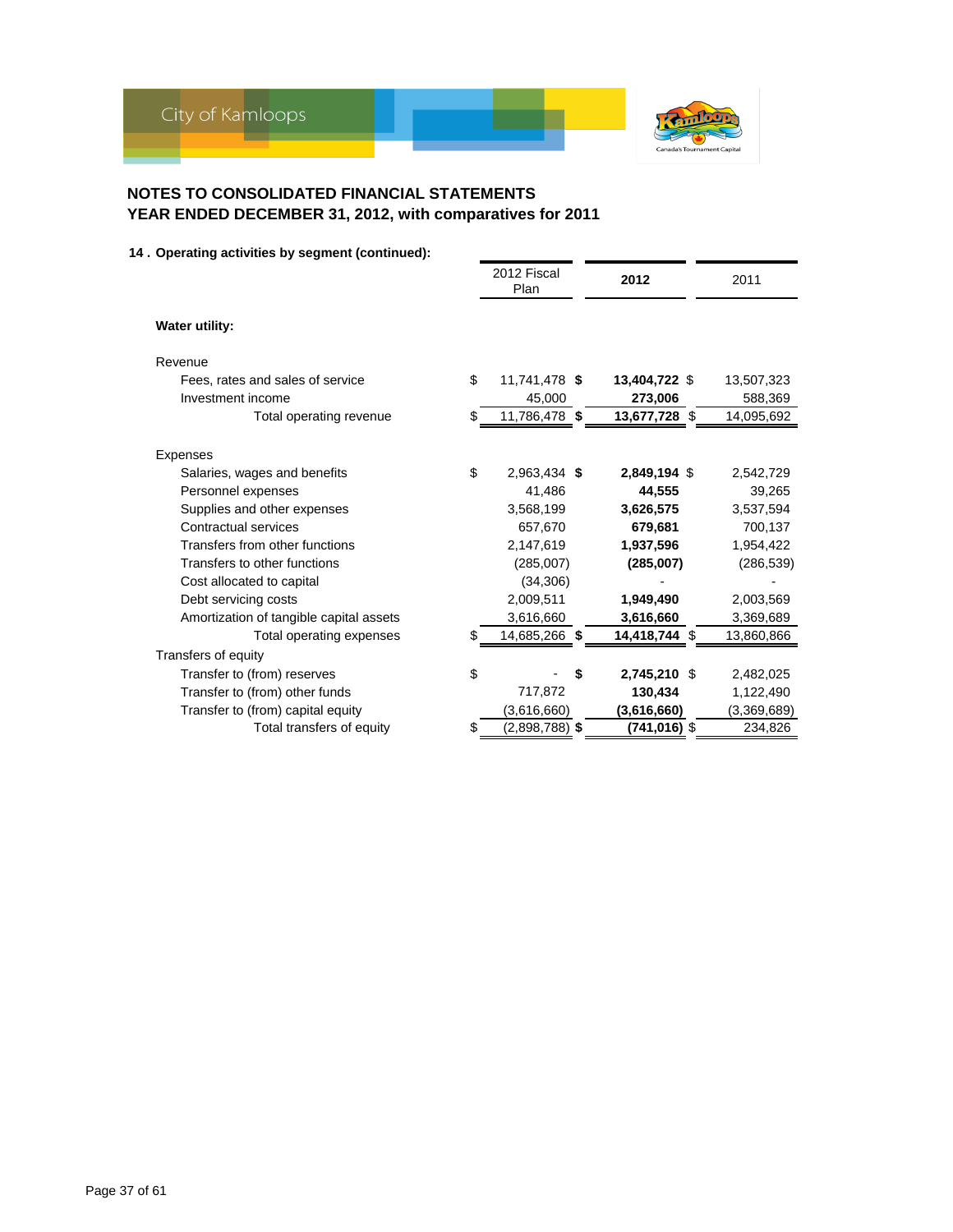## NOTES TO CONSOLIDATED FINANCIAL STATEMENTS
## YEAR ENDED DECEMBER 31, 2012, with comparatives for 2011

### 14 . Operating activities by segment (continued):

| | 2012 Fiscal Plan | 2012 | 2011 |
|---|---|---|---|
| **Water utility:** | | | |
| Revenue | | | |
| Fees, rates and sales of service | $ 11,741,478 | **$ 13,404,722** | $ 13,507,323 |
| Investment income | 45,000 | **273,006** | 588,369 |
| Total operating revenue | $ 11,786,478 | **$ 13,677,728** | $ 14,095,692 |
| Expenses | | | |
| Salaries, wages and benefits | $ 2,963,434 | **$ 2,849,194** | $ 2,542,729 |
| Personnel expenses | 41,486 | **44,555** | 39,265 |
| Supplies and other expenses | 3,568,199 | **3,626,575** | 3,537,594 |
| Contractual services | 657,670 | **679,681** | 700,137 |
| Transfers from other functions | 2,147,619 | **1,937,596** | 1,954,422 |
| Transfers to other functions | (285,007) | **(285,007)** | (286,539) |
| Cost allocated to capital | (34,306) | **-** | - |
| Debt servicing costs | 2,009,511 | **1,949,490** | 2,003,569 |
| Amortization of tangible capital assets | 3,616,660 | **3,616,660** | 3,369,689 |
| Total operating expenses | $ 14,685,266 | **$ 14,418,744** | $ 13,860,866 |
| Transfers of equity | | | |
| Transfer to (from) reserves | $ - | **$ 2,745,210** | $ 2,482,025 |
| Transfer to (from) other funds | 717,872 | **130,434** | 1,122,490 |
| Transfer to (from) capital equity | (3,616,660) | **(3,616,660)** | (3,369,689) |
| Total transfers of equity | $ (2,898,788) | **$ (741,016)** | $ 234,826 |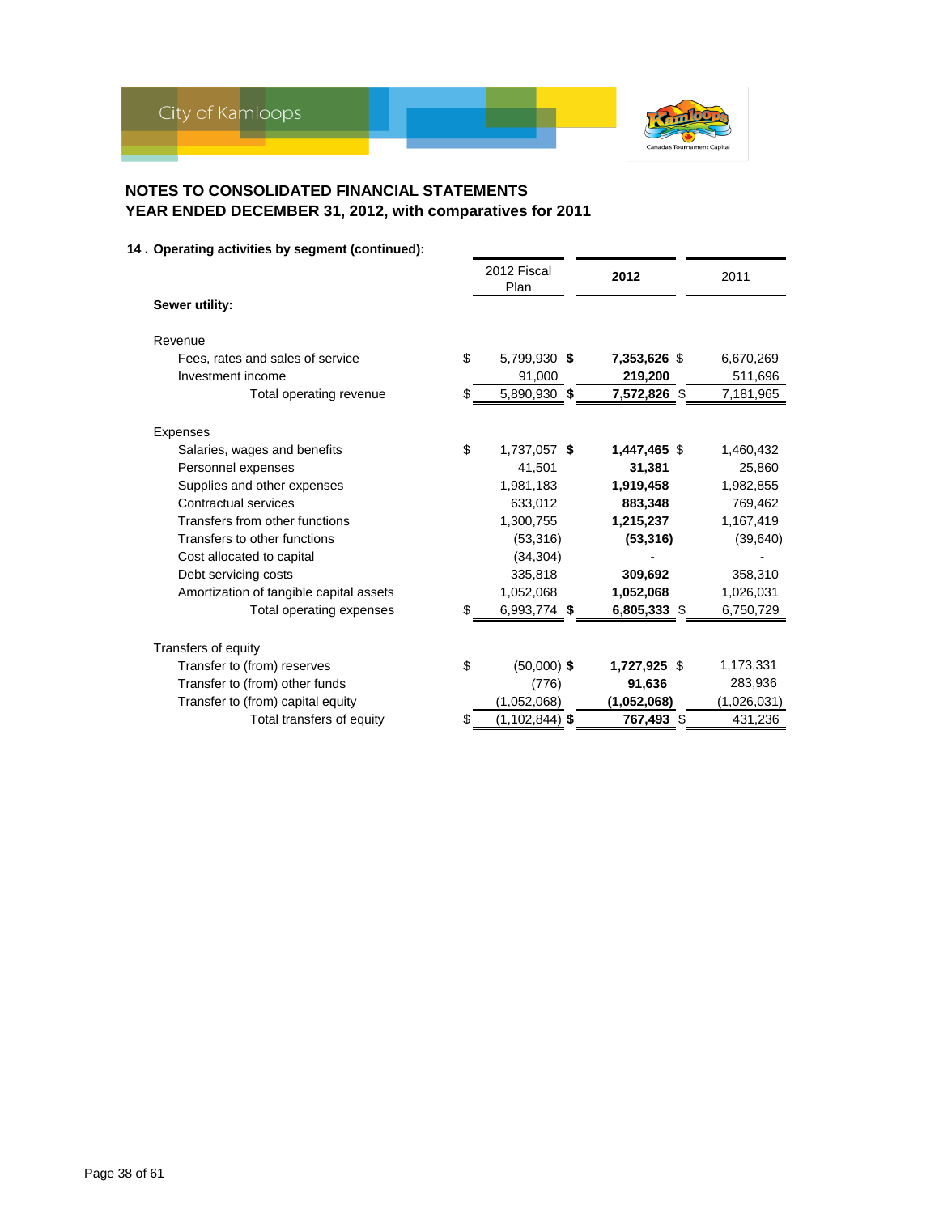## NOTES TO CONSOLIDATED FINANCIAL STATEMENTS
## YEAR ENDED DECEMBER 31, 2012, with comparatives for 2011

**14 . Operating activities by segment (continued):**

| | 2012 Fiscal Plan | **2012** | 2011 |
|---|---|---|---|
| **Sewer utility:** | | | |
| Revenue | | | |
| Fees, rates and sales of service | $ 5,799,930 | **$ 7,353,626** | $ 6,670,269 |
| Investment income | 91,000 | **219,200** | 511,696 |
| Total operating revenue | $ 5,890,930 | **$ 7,572,826** | $ 7,181,965 |
| Expenses | | | |
| Salaries, wages and benefits | $ 1,737,057 | **$ 1,447,465** | $ 1,460,432 |
| Personnel expenses | 41,501 | **31,381** | 25,860 |
| Supplies and other expenses | 1,981,183 | **1,919,458** | 1,982,855 |
| Contractual services | 633,012 | **883,348** | 769,462 |
| Transfers from other functions | 1,300,755 | **1,215,237** | 1,167,419 |
| Transfers to other functions | (53,316) | **(53,316)** | (39,640) |
| Cost allocated to capital | (34,304) | **-** | - |
| Debt servicing costs | 335,818 | **309,692** | 358,310 |
| Amortization of tangible capital assets | 1,052,068 | **1,052,068** | 1,026,031 |
| Total operating expenses | $ 6,993,774 | **$ 6,805,333** | $ 6,750,729 |
| Transfers of equity | | | |
| Transfer to (from) reserves | $ (50,000) | **$ 1,727,925** | $ 1,173,331 |
| Transfer to (from) other funds | (776) | **91,636** | 283,936 |
| Transfer to (from) capital equity | (1,052,068) | **(1,052,068)** | (1,026,031) |
| Total transfers of equity | $ (1,102,844) | **$ 767,493** | $ 431,236 |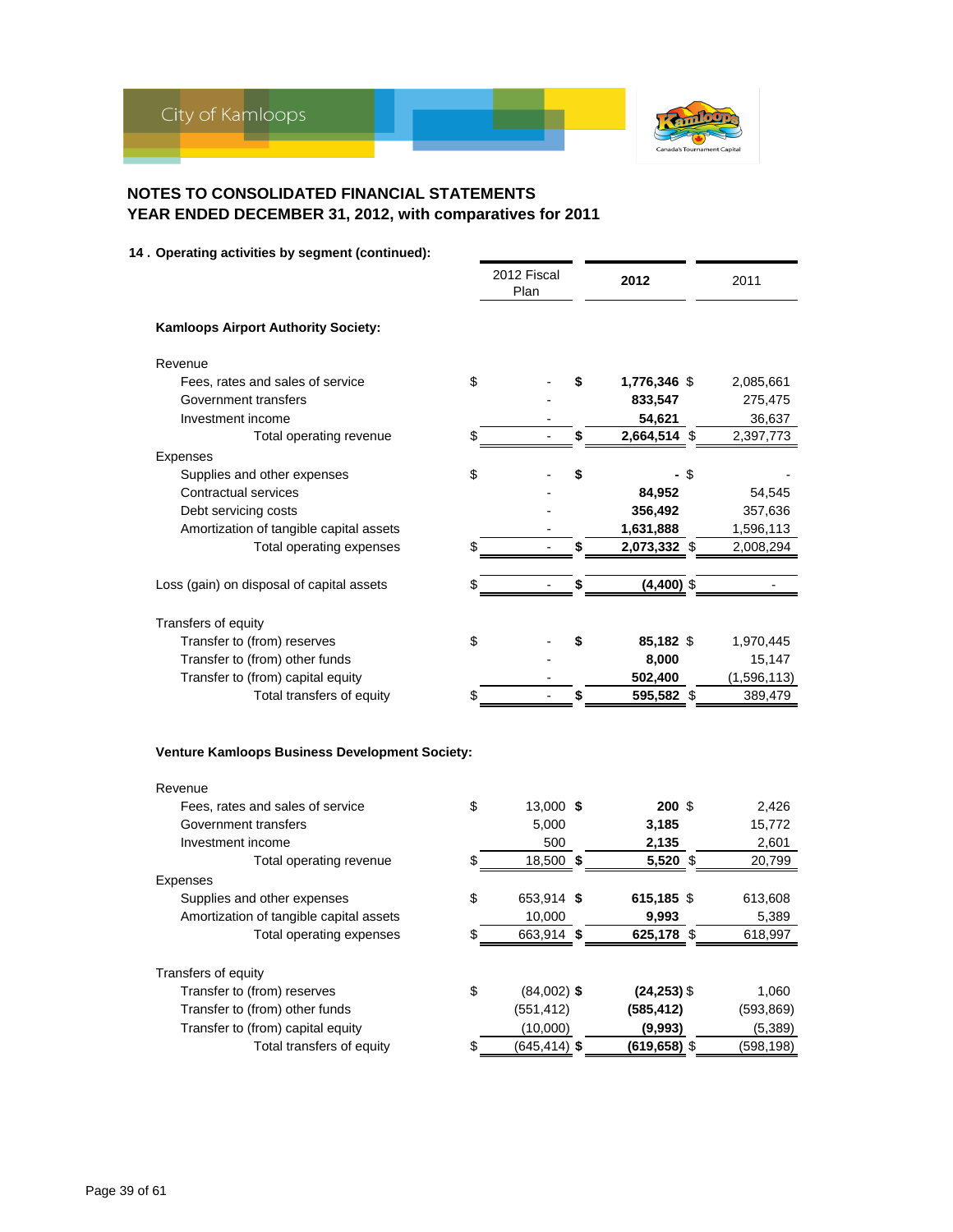## NOTES TO CONSOLIDATED FINANCIAL STATEMENTS
## YEAR ENDED DECEMBER 31, 2012, with comparatives for 2011

**14 . Operating activities by segment (continued):**

| | 2012 Fiscal Plan | 2012 | 2011 |
|---|---|---|---|
| **Kamloops Airport Authority Society:** | | | |
| Revenue | | | |
| Fees, rates and sales of service | $ - | **$ 1,776,346** | $ 2,085,661 |
| Government transfers | - | **833,547** | 275,475 |
| Investment income | - | **54,621** | 36,637 |
| Total operating revenue | $ - | **$ 2,664,514** | $ 2,397,773 |
| Expenses | | | |
| Supplies and other expenses | $ - | **$ -** | $ - |
| Contractual services | - | **84,952** | 54,545 |
| Debt servicing costs | - | **356,492** | 357,636 |
| Amortization of tangible capital assets | - | **1,631,888** | 1,596,113 |
| Total operating expenses | $ - | **$ 2,073,332** | $ 2,008,294 |
| Loss (gain) on disposal of capital assets | $ - | **$ (4,400)** | $ - |
| Transfers of equity | | | |
| Transfer to (from) reserves | $ - | **$ 85,182** | $ 1,970,445 |
| Transfer to (from) other funds | - | **8,000** | 15,147 |
| Transfer to (from) capital equity | - | **502,400** | (1,596,113) |
| Total transfers of equity | $ - | **$ 595,582** | $ 389,479 |

| | 2012 Fiscal Plan | 2012 | 2011 |
|---|---|---|---|
| **Venture Kamloops Business Development Society:** | | | |
| Revenue | | | |
| Fees, rates and sales of service | $ 13,000 | **$ 200** | $ 2,426 |
| Government transfers | 5,000 | **3,185** | 15,772 |
| Investment income | 500 | **2,135** | 2,601 |
| Total operating revenue | $ 18,500 | **$ 5,520** | $ 20,799 |
| Expenses | | | |
| Supplies and other expenses | $ 653,914 | **$ 615,185** | $ 613,608 |
| Amortization of tangible capital assets | 10,000 | **9,993** | 5,389 |
| Total operating expenses | $ 663,914 | **$ 625,178** | $ 618,997 |
| Transfers of equity | | | |
| Transfer to (from) reserves | $ (84,002) | **$ (24,253)** | $ 1,060 |
| Transfer to (from) other funds | (551,412) | **(585,412)** | (593,869) |
| Transfer to (from) capital equity | (10,000) | **(9,993)** | (5,389) |
| Total transfers of equity | $ (645,414) | **$ (619,658)** | $ (598,198) |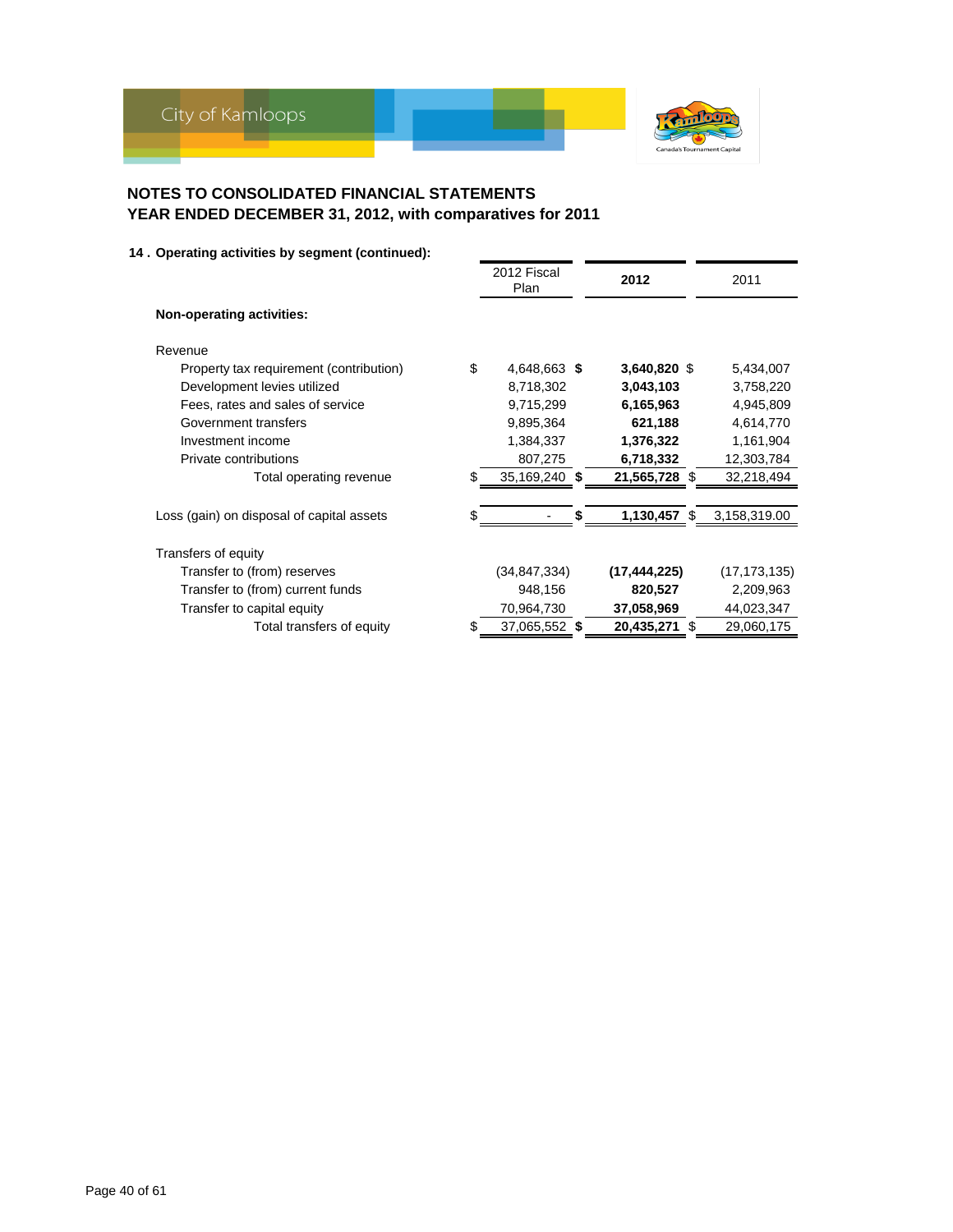## NOTES TO CONSOLIDATED FINANCIAL STATEMENTS
## YEAR ENDED DECEMBER 31, 2012, with comparatives for 2011

**14 . Operating activities by segment (continued):**

| | 2012 Fiscal Plan | **2012** | 2011 |
|---|---|---|---|
| **Non-operating activities:** | | | |
| Revenue | | | |
| Property tax requirement (contribution) | $ 4,648,663 | **$ 3,640,820** | $ 5,434,007 |
| Development levies utilized | 8,718,302 | **3,043,103** | 3,758,220 |
| Fees, rates and sales of service | 9,715,299 | **6,165,963** | 4,945,809 |
| Government transfers | 9,895,364 | **621,188** | 4,614,770 |
| Investment income | 1,384,337 | **1,376,322** | 1,161,904 |
| Private contributions | 807,275 | **6,718,332** | 12,303,784 |
| Total operating revenue | $ 35,169,240 | **$ 21,565,728** | $ 32,218,494 |
| Loss (gain) on disposal of capital assets | $ - | **$ 1,130,457** | $ 3,158,319.00 |
| Transfers of equity | | | |
| Transfer to (from) reserves | (34,847,334) | **(17,444,225)** | (17,173,135) |
| Transfer to (from) current funds | 948,156 | **820,527** | 2,209,963 |
| Transfer to capital equity | 70,964,730 | **37,058,969** | 44,023,347 |
| Total transfers of equity | $ 37,065,552 | **$ 20,435,271** | $ 29,060,175 |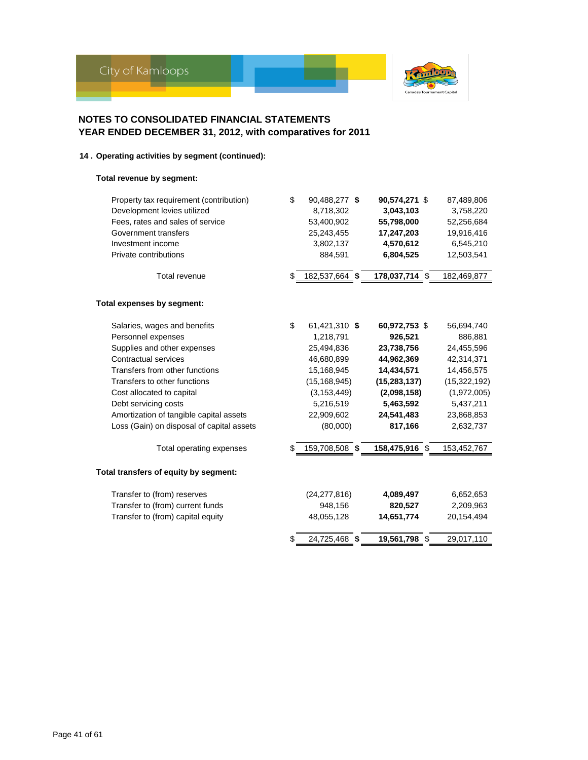# NOTES TO CONSOLIDATED FINANCIAL STATEMENTS
## YEAR ENDED DECEMBER 31, 2012, with comparatives for 2011

### 14 . Operating activities by segment (continued):

**Total revenue by segment:**

| | | | |
|---|---|---|---|
| Property tax requirement (contribution) | $ 90,488,277 | **$ 90,574,271** | $ 87,489,806 |
| Development levies utilized | 8,718,302 | **3,043,103** | 3,758,220 |
| Fees, rates and sales of service | 53,400,902 | **55,798,000** | 52,256,684 |
| Government transfers | 25,243,455 | **17,247,203** | 19,916,416 |
| Investment income | 3,802,137 | **4,570,612** | 6,545,210 |
| Private contributions | 884,591 | **6,804,525** | 12,503,541 |
| Total revenue | $ 182,537,664 | **$ 178,037,714** | $ 182,469,877 |

**Total expenses by segment:**

| | | | |
|---|---|---|---|
| Salaries, wages and benefits | $ 61,421,310 | **$ 60,972,753** | $ 56,694,740 |
| Personnel expenses | 1,218,791 | **926,521** | 886,881 |
| Supplies and other expenses | 25,494,836 | **23,738,756** | 24,455,596 |
| Contractual services | 46,680,899 | **44,962,369** | 42,314,371 |
| Transfers from other functions | 15,168,945 | **14,434,571** | 14,456,575 |
| Transfers to other functions | (15,168,945) | **(15,283,137)** | (15,322,192) |
| Cost allocated to capital | (3,153,449) | **(2,098,158)** | (1,972,005) |
| Debt servicing costs | 5,216,519 | **5,463,592** | 5,437,211 |
| Amortization of tangible capital assets | 22,909,602 | **24,541,483** | 23,868,853 |
| Loss (Gain) on disposal of capital assets | (80,000) | **817,166** | 2,632,737 |
| Total operating expenses | $ 159,708,508 | **$ 158,475,916** | $ 153,452,767 |

**Total transfers of equity by segment:**

| | | | |
|---|---|---|---|
| Transfer to (from) reserves | (24,277,816) | **4,089,497** | 6,652,653 |
| Transfer to (from) current funds | 948,156 | **820,527** | 2,209,963 |
| Transfer to (from) capital equity | 48,055,128 | **14,651,774** | 20,154,494 |
| | $ 24,725,468 | **$ 19,561,798** | $ 29,017,110 |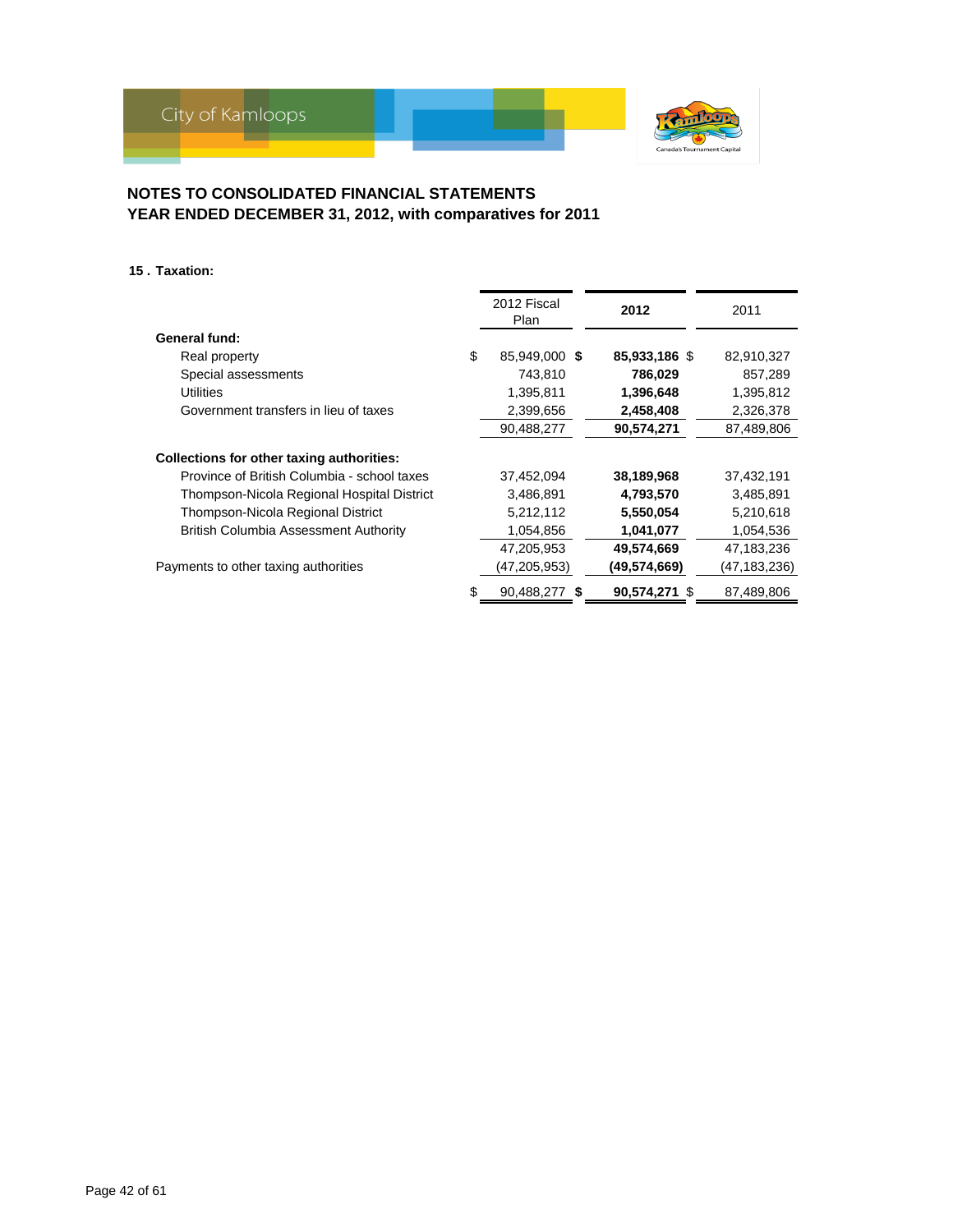## NOTES TO CONSOLIDATED FINANCIAL STATEMENTS
## YEAR ENDED DECEMBER 31, 2012, with comparatives for 2011

### 15 . Taxation:

| | 2012 Fiscal Plan | 2012 | 2011 |
|---|---|---|---|
| **General fund:** | | | |
| Real property | $ 85,949,000 | **$ 85,933,186** | $ 82,910,327 |
| Special assessments | 743,810 | **786,029** | 857,289 |
| Utilities | 1,395,811 | **1,396,648** | 1,395,812 |
| Government transfers in lieu of taxes | 2,399,656 | **2,458,408** | 2,326,378 |
| | 90,488,277 | **90,574,271** | 87,489,806 |
| **Collections for other taxing authorities:** | | | |
| Province of British Columbia - school taxes | 37,452,094 | **38,189,968** | 37,432,191 |
| Thompson-Nicola Regional Hospital District | 3,486,891 | **4,793,570** | 3,485,891 |
| Thompson-Nicola Regional District | 5,212,112 | **5,550,054** | 5,210,618 |
| British Columbia Assessment Authority | 1,054,856 | **1,041,077** | 1,054,536 |
| | 47,205,953 | **49,574,669** | 47,183,236 |
| Payments to other taxing authorities | (47,205,953) | **(49,574,669)** | (47,183,236) |
| | $ 90,488,277 | **$ 90,574,271** | $ 87,489,806 |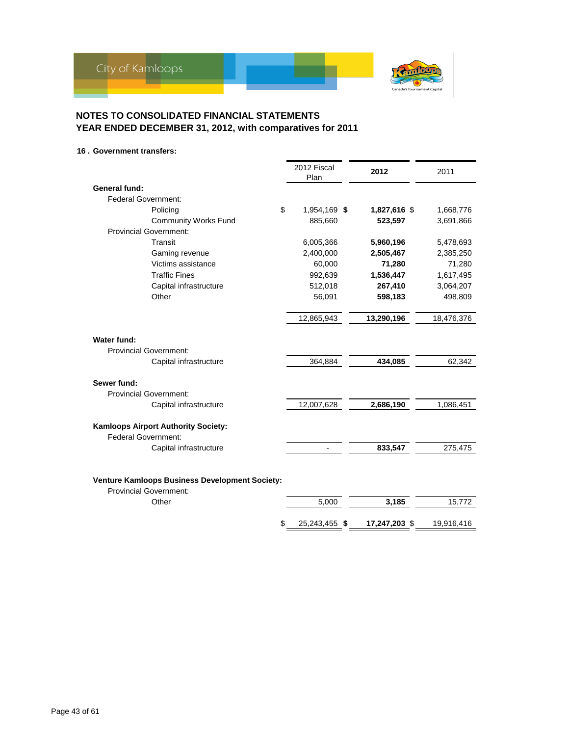## NOTES TO CONSOLIDATED FINANCIAL STATEMENTS
## YEAR ENDED DECEMBER 31, 2012, with comparatives for 2011

### 16 . Government transfers:

| | 2012 Fiscal Plan | **2012** | 2011 |
|---|---|---|---|
| **General fund:** | | | |
| Federal Government: | | | |
| Policing | $ 1,954,169 | **$ 1,827,616** | $ 1,668,776 |
| Community Works Fund | 885,660 | **523,597** | 3,691,866 |
| Provincial Government: | | | |
| Transit | 6,005,366 | **5,960,196** | 5,478,693 |
| Gaming revenue | 2,400,000 | **2,505,467** | 2,385,250 |
| Victims assistance | 60,000 | **71,280** | 71,280 |
| Traffic Fines | 992,639 | **1,536,447** | 1,617,495 |
| Capital infrastructure | 512,018 | **267,410** | 3,064,207 |
| Other | 56,091 | **598,183** | 498,809 |
| | 12,865,943 | **13,290,196** | 18,476,376 |
| **Water fund:** | | | |
| Provincial Government: | | | |
| Capital infrastructure | 364,884 | **434,085** | 62,342 |
| **Sewer fund:** | | | |
| Provincial Government: | | | |
| Capital infrastructure | 12,007,628 | **2,686,190** | 1,086,451 |
| **Kamloops Airport Authority Society:** | | | |
| Federal Government: | | | |
| Capital infrastructure | - | **833,547** | 275,475 |
| **Venture Kamloops Business Development Society:** | | | |
| Provincial Government: | | | |
| Other | 5,000 | **3,185** | 15,772 |
| | $ 25,243,455 | **$ 17,247,203** | $ 19,916,416 |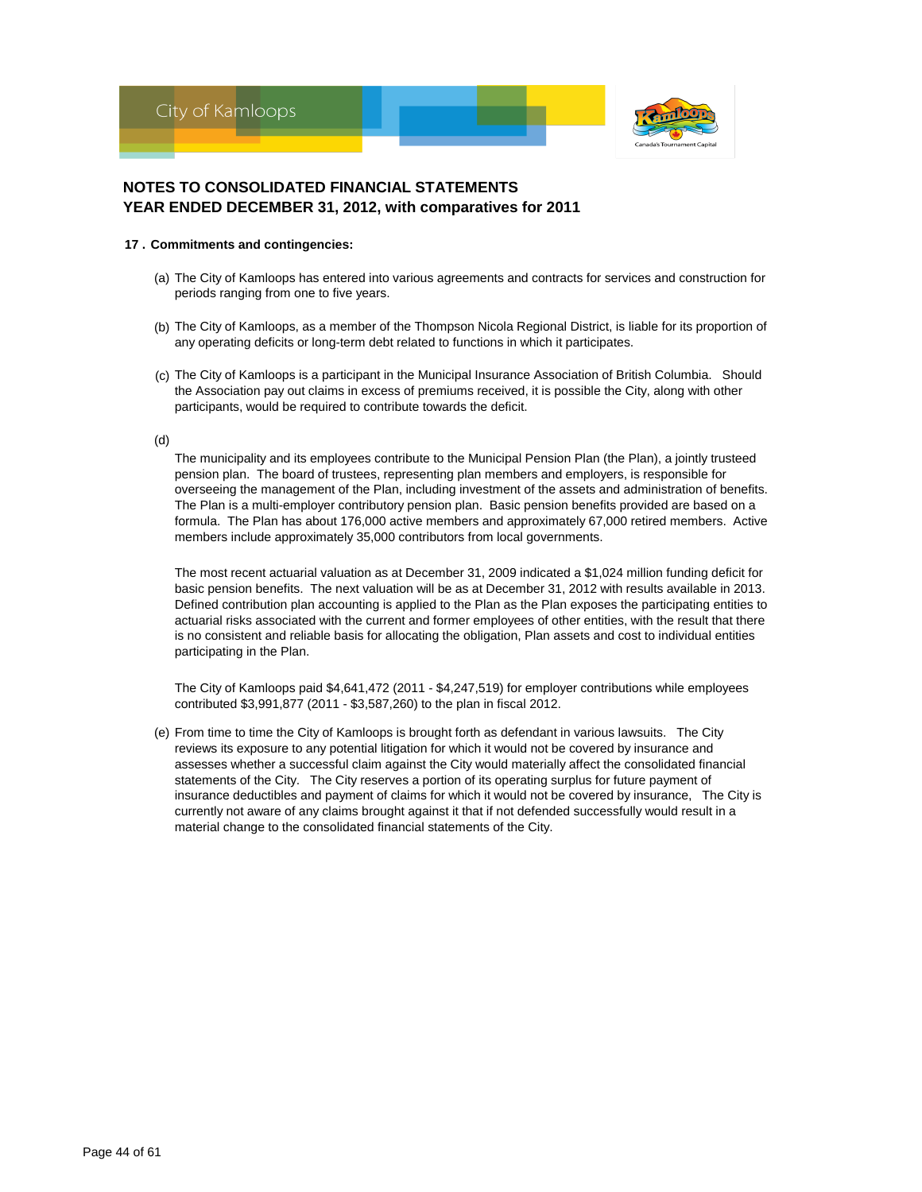## NOTES TO CONSOLIDATED FINANCIAL STATEMENTS
## YEAR ENDED DECEMBER 31, 2012, with comparatives for 2011

**17 . Commitments and contingencies:**

(a) The City of Kamloops has entered into various agreements and contracts for services and construction for periods ranging from one to five years.

(b) The City of Kamloops, as a member of the Thompson Nicola Regional District, is liable for its proportion of any operating deficits or long-term debt related to functions in which it participates.

(c) The City of Kamloops is a participant in the Municipal Insurance Association of British Columbia. Should the Association pay out claims in excess of premiums received, it is possible the City, along with other participants, would be required to contribute towards the deficit.

(d)

The municipality and its employees contribute to the Municipal Pension Plan (the Plan), a jointly trusteed pension plan. The board of trustees, representing plan members and employers, is responsible for overseeing the management of the Plan, including investment of the assets and administration of benefits. The Plan is a multi-employer contributory pension plan. Basic pension benefits provided are based on a formula. The Plan has about 176,000 active members and approximately 67,000 retired members. Active members include approximately 35,000 contributors from local governments.

The most recent actuarial valuation as at December 31, 2009 indicated a $1,024 million funding deficit for basic pension benefits. The next valuation will be as at December 31, 2012 with results available in 2013. Defined contribution plan accounting is applied to the Plan as the Plan exposes the participating entities to actuarial risks associated with the current and former employees of other entities, with the result that there is no consistent and reliable basis for allocating the obligation, Plan assets and cost to individual entities participating in the Plan.

The City of Kamloops paid $4,641,472 (2011 - $4,247,519) for employer contributions while employees contributed $3,991,877 (2011 - $3,587,260) to the plan in fiscal 2012.

(e) From time to time the City of Kamloops is brought forth as defendant in various lawsuits. The City reviews its exposure to any potential litigation for which it would not be covered by insurance and assesses whether a successful claim against the City would materially affect the consolidated financial statements of the City. The City reserves a portion of its operating surplus for future payment of insurance deductibles and payment of claims for which it would not be covered by insurance, The City is currently not aware of any claims brought against it that if not defended successfully would result in a material change to the consolidated financial statements of the City.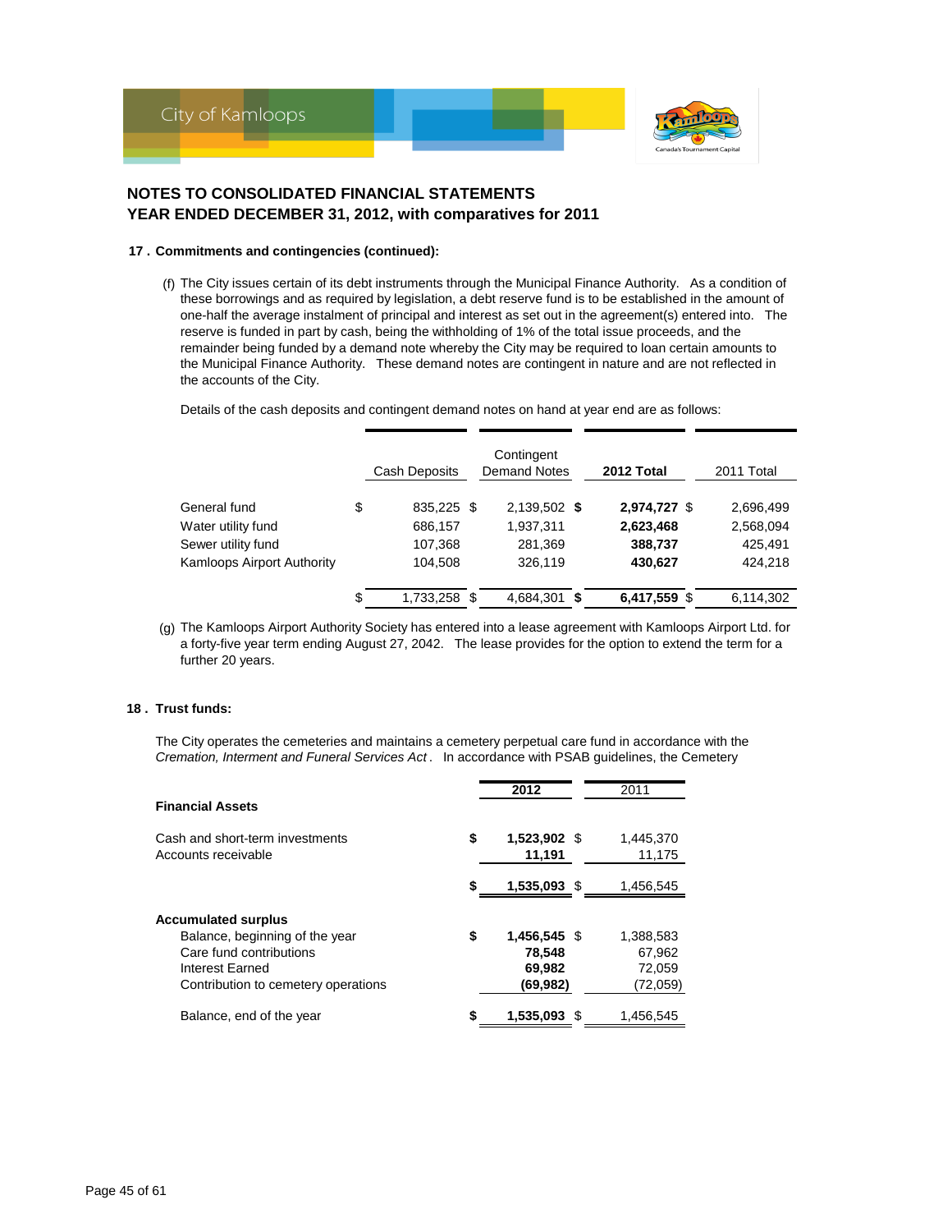## NOTES TO CONSOLIDATED FINANCIAL STATEMENTS
## YEAR ENDED DECEMBER 31, 2012, with comparatives for 2011

### 17 . Commitments and contingencies (continued):

(f) The City issues certain of its debt instruments through the Municipal Finance Authority. As a condition of these borrowings and as required by legislation, a debt reserve fund is to be established in the amount of one-half the average instalment of principal and interest as set out in the agreement(s) entered into. The reserve is funded in part by cash, being the withholding of 1% of the total issue proceeds, and the remainder being funded by a demand note whereby the City may be required to loan certain amounts to the Municipal Finance Authority. These demand notes are contingent in nature and are not reflected in the accounts of the City.

Details of the cash deposits and contingent demand notes on hand at year end are as follows:

| | Cash Deposits | Contingent Demand Notes | **2012 Total** | 2011 Total |
|---|---|---|---|---|
| General fund | $ 835,225 | $ 2,139,502 | **$ 2,974,727** | $ 2,696,499 |
| Water utility fund | 686,157 | 1,937,311 | **2,623,468** | 2,568,094 |
| Sewer utility fund | 107,368 | 281,369 | **388,737** | 425,491 |
| Kamloops Airport Authority | 104,508 | 326,119 | **430,627** | 424,218 |
| | $ 1,733,258 | $ 4,684,301 | **$ 6,417,559** | $ 6,114,302 |

(g) The Kamloops Airport Authority Society has entered into a lease agreement with Kamloops Airport Ltd. for a forty-five year term ending August 27, 2042. The lease provides for the option to extend the term for a further 20 years.

### 18 . Trust funds:

The City operates the cemeteries and maintains a cemetery perpetual care fund in accordance with the *Cremation, Interment and Funeral Services Act*. In accordance with PSAB guidelines, the Cemetery

| | **2012** | 2011 |
|---|---|---|
| **Financial Assets** | | |
| Cash and short-term investments | **$ 1,523,902** | $ 1,445,370 |
| Accounts receivable | **11,191** | 11,175 |
| | **$ 1,535,093** | $ 1,456,545 |
| **Accumulated surplus** | | |
| Balance, beginning of the year | **$ 1,456,545** | $ 1,388,583 |
| Care fund contributions | **78,548** | 67,962 |
| Interest Earned | **69,982** | 72,059 |
| Contribution to cemetery operations | **(69,982)** | (72,059) |
| Balance, end of the year | **$ 1,535,093** | $ 1,456,545 |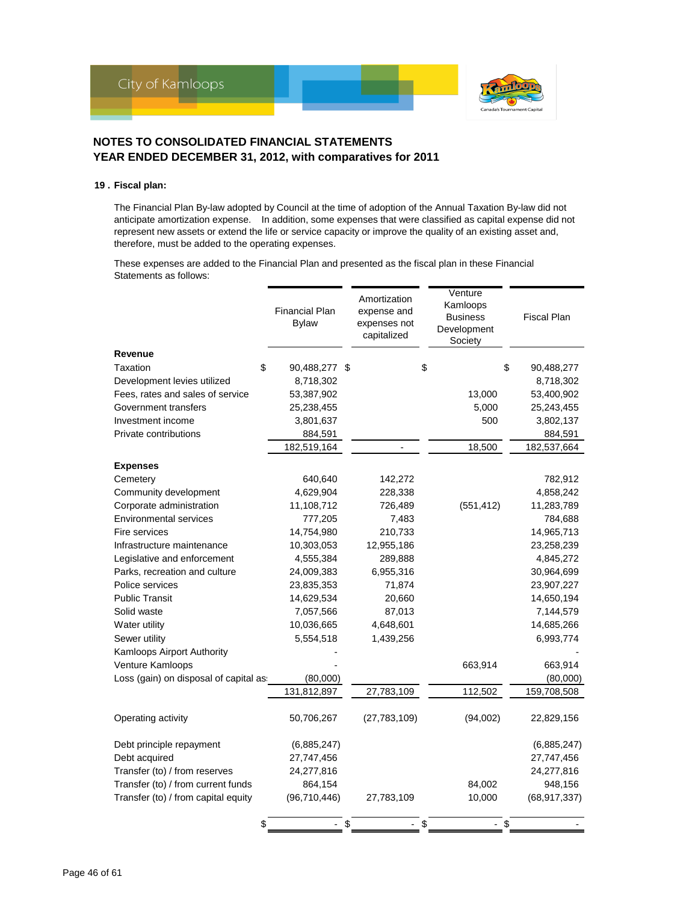# NOTES TO CONSOLIDATED FINANCIAL STATEMENTS
# YEAR ENDED DECEMBER 31, 2012, with comparatives for 2011

## 19 . Fiscal plan:

The Financial Plan By-law adopted by Council at the time of adoption of the Annual Taxation By-law did not anticipate amortization expense. In addition, some expenses that were classified as capital expense did not represent new assets or extend the life or service capacity or improve the quality of an existing asset and, therefore, must be added to the operating expenses.

These expenses are added to the Financial Plan and presented as the fiscal plan in these Financial Statements as follows:

| | Financial Plan Bylaw | Amortization expense and expenses not capitalized | Venture Kamloops Business Development Society | Fiscal Plan |
|---|---|---|---|---|
| **Revenue** | | | | |
| Taxation | $ 90,488,277 | $ | $ | $ 90,488,277 |
| Development levies utilized | 8,718,302 | | | 8,718,302 |
| Fees, rates and sales of service | 53,387,902 | | 13,000 | 53,400,902 |
| Government transfers | 25,238,455 | | 5,000 | 25,243,455 |
| Investment income | 3,801,637 | | 500 | 3,802,137 |
| Private contributions | 884,591 | | | 884,591 |
| | 182,519,164 | - | 18,500 | 182,537,664 |
| **Expenses** | | | | |
| Cemetery | 640,640 | 142,272 | | 782,912 |
| Community development | 4,629,904 | 228,338 | | 4,858,242 |
| Corporate administration | 11,108,712 | 726,489 | (551,412) | 11,283,789 |
| Environmental services | 777,205 | 7,483 | | 784,688 |
| Fire services | 14,754,980 | 210,733 | | 14,965,713 |
| Infrastructure maintenance | 10,303,053 | 12,955,186 | | 23,258,239 |
| Legislative and enforcement | 4,555,384 | 289,888 | | 4,845,272 |
| Parks, recreation and culture | 24,009,383 | 6,955,316 | | 30,964,699 |
| Police services | 23,835,353 | 71,874 | | 23,907,227 |
| Public Transit | 14,629,534 | 20,660 | | 14,650,194 |
| Solid waste | 7,057,566 | 87,013 | | 7,144,579 |
| Water utility | 10,036,665 | 4,648,601 | | 14,685,266 |
| Sewer utility | 5,554,518 | 1,439,256 | | 6,993,774 |
| Kamloops Airport Authority | - | | | - |
| Venture Kamloops | - | | 663,914 | 663,914 |
| Loss (gain) on disposal of capital as | (80,000) | | | (80,000) |
| | 131,812,897 | 27,783,109 | 112,502 | 159,708,508 |
| Operating activity | 50,706,267 | (27,783,109) | (94,002) | 22,829,156 |
| Debt principle repayment | (6,885,247) | | | (6,885,247) |
| Debt acquired | 27,747,456 | | | 27,747,456 |
| Transfer (to) / from reserves | 24,277,816 | | | 24,277,816 |
| Transfer (to) / from current funds | 864,154 | | 84,002 | 948,156 |
| Transfer (to) / from capital equity | (96,710,446) | 27,783,109 | 10,000 | (68,917,337) |
| | $ - | $ - | $ - | $ - |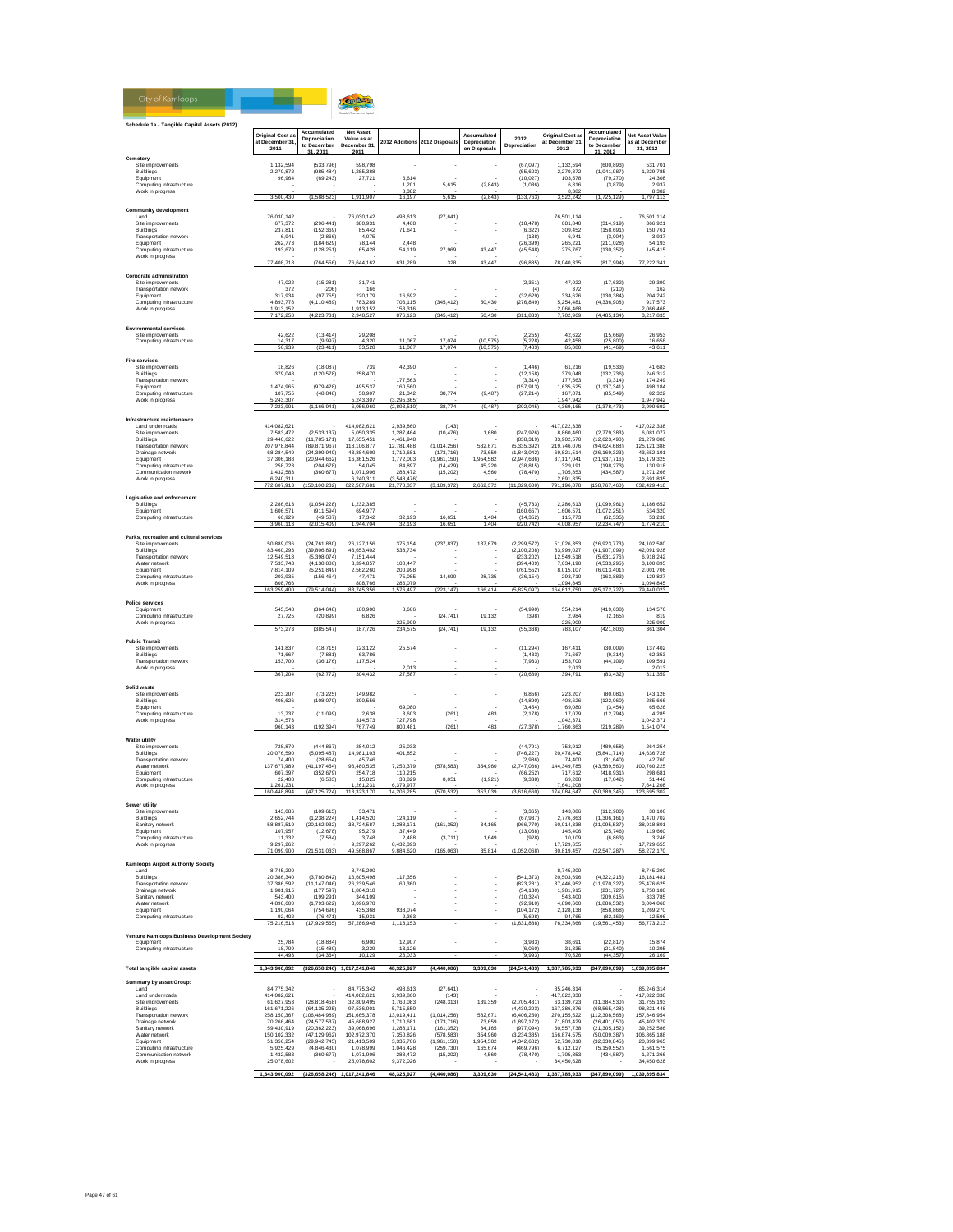## Schedule 1a - Tangible Capital Assets (2012)

| | Original Cost as at December 31, 2011 | Accumulated Depreciation to December 31, 2011 | Net Asset Value as at December 31, 2011 | 2012 Additions | 2012 Disposals | Accumulated Depreciation on Disposals | 2012 Depreciation | Original Cost as at December 31, 2012 | Accumulated Depreciation to December 31, 2012 | Net Asset Value as at December 31, 2012 |
|---|---|---|---|---|---|---|---|---|---|---|
| **Cemetery** | | | | | | | | | | |
| Site improvements | 1,132,594 | (533,796) | 598,798 | - | - | - | (67,097) | 1,132,594 | (600,893) | 531,701 |
| Buildings | 2,270,872 | (985,484) | 1,285,388 | - | - | - | (55,603) | 2,270,872 | (1,041,087) | 1,229,785 |
| Equipment | 96,964 | (69,243) | 27,721 | 6,614 | - | - | (10,027) | 103,578 | (79,270) | 24,308 |
| Computing infrastructure | - | - | - | 1,201 | 5,615 | (2,843) | (1,036) | 6,816 | (3,879) | 2,937 |
| Work in progress | - | - | - | 8,382 | - | - | - | 8,382 | - | 8,382 |
| | 3,500,430 | (1,588,523) | 1,911,907 | 16,197 | 5,615 | (2,843) | (133,763) | 3,522,242 | (1,725,129) | 1,797,113 |
| **Community development** | | | | | | | | | | |
| Land | 76,030,142 | - | 76,030,142 | 498,613 | (27,641) | - | - | 76,501,114 | - | 76,501,114 |
| Site improvements | 677,372 | (296,441) | 380,931 | 4,468 | - | - | (18,478) | 681,840 | (314,919) | 366,921 |
| Buildings | 237,811 | (152,369) | 85,442 | 71,641 | - | - | (6,322) | 309,452 | (158,691) | 150,761 |
| Transportation network | 6,941 | (2,866) | 4,075 | - | - | - | (138) | 6,941 | (3,004) | 3,937 |
| Equipment | 262,773 | (184,629) | 78,144 | 2,448 | - | - | (26,399) | 265,221 | (211,028) | 54,193 |
| Computing infrastructure | 193,679 | (128,251) | 65,428 | 54,119 | 27,969 | 43,447 | (45,548) | 275,767 | (130,352) | 145,415 |
| Work in progress | - | - | - | - | - | - | - | - | - | - |
| | 77,408,718 | (764,556) | 76,644,162 | 631,289 | 328 | 43,447 | (96,885) | 78,040,335 | (817,994) | 77,222,341 |
| **Corporate administration** | | | | | | | | | | |
| Site improvements | 47,022 | (15,281) | 31,741 | - | - | - | (2,351) | 47,022 | (17,632) | 29,390 |
| Transportation network | 372 | (206) | 166 | - | - | - | (4) | 372 | (210) | 162 |
| Equipment | 317,934 | (97,755) | 220,179 | 16,692 | - | - | (32,629) | 334,626 | (130,384) | 204,242 |
| Computing infrastructure | 4,893,778 | (4,110,489) | 783,289 | 706,115 | (345,412) | 50,430 | (276,849) | 5,254,481 | (4,336,908) | 917,573 |
| Work in progress | 1,913,152 | - | 1,913,152 | 153,316 | - | - | - | 2,066,468 | - | 2,066,468 |
| | 7,172,258 | (4,223,731) | 2,948,527 | 876,123 | (345,412) | 50,430 | (311,833) | 7,702,969 | (4,485,134) | 3,217,835 |
| **Environmental services** | | | | | | | | | | |
| Site improvements | 42,622 | (13,414) | 29,208 | - | - | - | (2,255) | 42,622 | (15,669) | 26,953 |
| Computing infrastructure | 14,317 | (9,997) | 4,320 | 11,067 | 17,074 | (10,575) | (5,228) | 42,458 | (25,800) | 16,658 |
| | 56,939 | (23,411) | 33,528 | 11,067 | 17,074 | (10,575) | (7,483) | 85,080 | (41,469) | 43,611 |
| **Fire services** | | | | | | | | | | |
| Site improvements | 18,826 | (18,087) | 739 | 42,390 | - | - | (1,446) | 61,216 | (19,533) | 41,683 |
| Buildings | 379,048 | (120,578) | 258,470 | - | - | - | (12,158) | 379,048 | (132,736) | 246,312 |
| Transportation network | - | - | - | 177,563 | - | - | (3,314) | 177,563 | (3,314) | 174,249 |
| Equipment | 1,474,965 | (979,428) | 495,537 | 160,560 | - | - | (157,913) | 1,635,525 | (1,137,341) | 498,184 |
| Computing infrastructure | 107,755 | (48,848) | 58,907 | 21,342 | 38,774 | (9,487) | (27,214) | 167,871 | (85,549) | 82,322 |
| Work in progress | 5,243,307 | - | 5,243,307 | (3,295,365) | - | - | - | 1,947,942 | - | 1,947,942 |
| | 7,223,901 | (1,166,941) | 6,056,960 | (2,893,510) | 38,774 | (9,487) | (202,045) | 4,369,165 | (1,378,473) | 2,990,692 |
| **Infrastructure maintenance** | | | | | | | | | | |
| Land under roads | 414,082,621 | - | 414,082,621 | 2,939,860 | (143) | - | - | 417,022,338 | - | 417,022,338 |
| Site improvements | 7,583,472 | (2,533,137) | 5,050,335 | 1,287,464 | (10,476) | 1,680 | (247,926) | 8,860,460 | (2,779,383) | 6,081,077 |
| Buildings | 29,440,622 | (11,785,171) | 17,655,451 | 4,461,948 | - | - | (838,319) | 33,902,570 | (12,623,490) | 21,279,080 |
| Transportation network | 207,978,844 | (89,871,967) | 118,106,877 | 12,781,488 | (1,014,256) | 582,671 | (5,335,392) | 219,746,076 | (94,624,688) | 125,121,388 |
| Drainage network | 68,284,549 | (24,399,940) | 43,884,609 | 1,710,681 | (173,716) | 73,659 | (1,843,042) | 69,821,514 | (26,169,323) | 43,652,191 |
| Equipment | 37,306,188 | (20,944,662) | 16,361,526 | 1,772,003 | (1,961,150) | 1,954,582 | (2,947,636) | 37,117,041 | (21,937,716) | 15,179,325 |
| Computing infrastructure | 258,723 | (204,678) | 54,045 | 84,897 | (14,429) | 45,220 | (38,815) | 329,191 | (198,273) | 130,918 |
| Communication network | 1,432,583 | (360,677) | 1,071,906 | 288,472 | (15,202) | 4,560 | (78,470) | 1,705,853 | (434,587) | 1,271,266 |
| Work in progress | 6,240,311 | - | 6,240,311 | (3,548,476) | - | - | - | 2,691,835 | - | 2,691,835 |
| | 772,607,913 | (150,100,232) | 622,507,681 | 21,778,337 | (3,189,372) | 2,662,372 | (11,329,600) | 791,196,878 | (158,767,460) | 632,429,418 |
| **Legislative and enforcement** | | | | | | | | | | |
| Buildings | 2,286,613 | (1,054,228) | 1,232,385 | - | - | - | (45,733) | 2,286,613 | (1,099,961) | 1,186,652 |
| Equipment | 1,606,571 | (911,594) | 694,977 | - | - | - | (160,657) | 1,606,571 | (1,072,251) | 534,320 |
| Computing infrastructure | 66,929 | (49,587) | 17,342 | 32,193 | 16,651 | 1,404 | (14,352) | 115,773 | (62,535) | 53,238 |
| | 3,960,113 | (2,015,409) | 1,944,704 | 32,193 | 16,651 | 1,404 | (220,742) | 4,008,957 | (2,234,747) | 1,774,210 |
| **Parks, recreation and cultural services** | | | | | | | | | | |
| Site improvements | 50,889,036 | (24,761,880) | 26,127,156 | 375,154 | (237,837) | 137,679 | (2,299,572) | 51,026,353 | (26,923,773) | 24,102,580 |
| Buildings | 83,460,293 | (39,806,891) | 43,653,402 | 538,734 | - | - | (2,100,208) | 83,999,027 | (41,907,099) | 42,091,928 |
| Transportation network | 12,549,518 | (5,398,074) | 7,151,444 | - | - | - | (233,202) | 12,549,518 | (5,631,276) | 6,918,242 |
| Water network | 7,533,743 | (4,138,886) | 3,394,857 | 100,447 | - | - | (394,409) | 7,634,190 | (4,533,295) | 3,100,895 |
| Equipment | 7,814,109 | (5,251,849) | 2,562,260 | 200,998 | - | - | (761,552) | 8,015,107 | (6,013,401) | 2,001,706 |
| Computing infrastructure | 203,935 | (156,464) | 47,471 | 75,085 | 14,690 | 28,735 | (36,154) | 293,710 | (163,883) | 129,827 |
| Work in progress | 808,766 | - | 808,766 | 286,079 | - | - | - | 1,094,845 | - | 1,094,845 |
| | 163,259,400 | (79,514,044) | 83,745,356 | 1,576,497 | (223,147) | 166,414 | (5,825,097) | 164,612,750 | (85,172,727) | 79,440,023 |
| **Police services** | | | | | | | | | | |
| Equipment | 545,548 | (364,648) | 180,900 | 8,666 | - | - | (54,990) | 554,214 | (419,638) | 134,576 |
| Computing infrastructure | 27,725 | (20,899) | 6,826 | - | (24,741) | 19,132 | (398) | 2,984 | (2,165) | 819 |
| Work in progress | - | - | - | 225,909 | - | - | - | 225,909 | - | 225,909 |
| | 573,273 | (385,547) | 187,726 | 234,575 | (24,741) | 19,132 | (55,388) | 783,107 | (421,803) | 361,304 |
| **Public Transit** | | | | | | | | | | |
| Site improvements | 141,837 | (18,715) | 123,122 | 25,574 | - | - | (11,294) | 167,411 | (30,009) | 137,402 |
| Buildings | 71,667 | (7,881) | 63,786 | - | - | - | (1,433) | 71,667 | (9,314) | 62,353 |
| Transportation network | 153,700 | (36,176) | 117,524 | - | - | - | (7,933) | 153,700 | (44,109) | 109,591 |
| Work in progress | - | - | - | 2,013 | - | - | - | 2,013 | - | 2,013 |
| | 367,204 | (62,772) | 304,432 | 27,587 | - | - | (20,660) | 394,791 | (83,432) | 311,359 |
| **Solid waste** | | | | | | | | | | |
| Site improvements | 223,207 | (73,225) | 149,982 | - | - | - | (6,856) | 223,207 | (80,081) | 143,126 |
| Buildings | 408,626 | (108,070) | 300,556 | - | - | - | (14,890) | 408,626 | (122,960) | 285,666 |
| Equipment | - | - | - | 69,080 | - | - | (3,454) | 69,080 | (3,454) | 65,626 |
| Computing infrastructure | 13,737 | (11,099) | 2,638 | 3,603 | (261) | 483 | (2,178) | 17,079 | (12,794) | 4,285 |
| Work in progress | 314,573 | - | 314,573 | 727,798 | - | - | - | 1,042,371 | - | 1,042,371 |
| | 960,143 | (192,394) | 767,749 | 800,481 | (261) | 483 | (27,378) | 1,760,363 | (219,289) | 1,541,074 |
| **Water utility** | | | | | | | | | | |
| Site improvements | 728,879 | (444,867) | 284,012 | 25,033 | - | - | (44,791) | 753,912 | (489,658) | 264,254 |
| Buildings | 20,076,590 | (5,095,487) | 14,981,103 | 401,852 | - | - | (746,227) | 20,478,442 | (5,841,714) | 14,636,728 |
| Transportation network | 74,400 | (28,654) | 45,746 | - | - | - | (2,986) | 74,400 | (31,640) | 42,760 |
| Water network | 137,677,989 | (41,197,454) | 96,480,535 | 7,250,379 | (578,583) | 354,960 | (2,747,066) | 144,349,785 | (43,589,560) | 100,760,225 |
| Equipment | 607,397 | (352,679) | 254,718 | 110,215 | - | - | (66,252) | 717,612 | (418,931) | 298,681 |
| Computing infrastructure | 22,408 | (6,583) | 15,825 | 38,829 | 8,051 | (1,921) | (9,338) | 69,288 | (17,842) | 51,446 |
| Work in progress | 1,261,231 | - | 1,261,231 | 6,379,977 | - | - | - | 7,641,208 | - | 7,641,208 |
| | 160,448,894 | (47,125,724) | 113,323,170 | 14,206,285 | (570,532) | 353,039 | (3,616,660) | 174,084,647 | (50,389,345) | 123,695,302 |
| **Sewer utility** | | | | | | | | | | |
| Site improvements | 143,086 | (109,615) | 33,471 | - | - | - | (3,365) | 143,086 | (112,980) | 30,106 |
| Buildings | 2,652,744 | (1,238,224) | 1,414,520 | 124,119 | - | - | (67,937) | 2,776,863 | (1,306,161) | 1,470,702 |
| Sanitary network | 58,887,519 | (20,162,932) | 38,724,587 | 1,288,171 | (161,352) | 34,165 | (966,770) | 60,014,338 | (21,095,537) | 38,918,801 |
| Equipment | 107,957 | (12,678) | 95,279 | 37,449 | - | - | (13,068) | 145,406 | (25,746) | 119,660 |
| Computing infrastructure | 11,332 | (7,584) | 3,748 | 2,488 | (3,711) | 1,649 | (928) | 10,109 | (6,863) | 3,246 |
| Work in progress | 9,297,262 | - | 9,297,262 | 8,432,393 | - | - | - | 17,729,655 | - | 17,729,655 |
| | 71,099,900 | (21,531,033) | 49,568,867 | 9,884,620 | (165,063) | 35,814 | (1,052,068) | 80,819,457 | (22,547,287) | 58,272,170 |
| **Kamloops Airport Authority Society** | | | | | | | | | | |
| Land | 8,745,200 | - | 8,745,200 | - | - | - | - | 8,745,200 | - | 8,745,200 |
| Buildings | 20,386,340 | (3,780,842) | 16,605,498 | 117,356 | - | - | (541,373) | 20,503,696 | (4,322,215) | 16,181,481 |
| Transportation network | 37,386,592 | (11,147,046) | 26,239,546 | 60,360 | - | - | (823,281) | 37,446,952 | (11,970,327) | 25,476,625 |
| Drainage network | 1,981,915 | (177,597) | 1,804,318 | - | - | - | (54,130) | 1,981,915 | (231,727) | 1,750,188 |
| Sanitary network | 543,400 | (199,291) | 344,109 | - | - | - | (10,324) | 543,400 | (209,615) | 333,785 |
| Water network | 4,890,600 | (1,793,622) | 3,096,978 | - | - | - | (92,910) | 4,890,600 | (1,886,532) | 3,004,068 |
| Equipment | 1,190,064 | (754,696) | 435,368 | 938,074 | - | - | (104,172) | 2,128,138 | (858,868) | 1,269,270 |
| Computing infrastructure | 92,402 | (76,471) | 15,931 | 2,363 | - | - | (5,698) | 94,765 | (82,169) | 12,596 |
| | 75,216,513 | (17,929,565) | 57,286,948 | 1,118,153 | - | - | (1,631,888) | 76,334,666 | (19,561,453) | 56,773,213 |
| **Venture Kamloops Business Development Society** | | | | | | | | | | |
| Equipment | 25,784 | (18,884) | 6,900 | 12,907 | - | - | (3,933) | 38,691 | (22,817) | 15,874 |
| Computing infrastructure | 18,709 | (15,480) | 3,229 | 13,126 | - | - | (6,060) | 31,835 | (21,540) | 10,295 |
| | 44,493 | (34,364) | 10,129 | 26,033 | - | - | (9,993) | 70,526 | (44,357) | 26,169 |
| **Total tangible capital assets** | **1,343,900,092** | **(326,658,246)** | **1,017,241,846** | **48,325,927** | **(4,440,086)** | **3,309,630** | **(24,541,483)** | **1,387,785,933** | **(347,890,099)** | **1,039,895,834** |
| **Summary by asset Group:** | | | | | | | | | | |
| Land | 84,775,342 | - | 84,775,342 | 498,613 | (27,641) | - | - | 85,246,314 | - | 85,246,314 |
| Land under roads | 414,082,621 | - | 414,082,621 | 2,939,860 | (143) | - | - | 417,022,338 | - | 417,022,338 |
| Site improvements | 61,627,953 | (28,818,458) | 32,809,495 | 1,760,083 | (248,313) | 139,359 | (2,705,431) | 63,139,723 | (31,384,530) | 31,755,193 |
| Buildings | 161,671,226 | (64,135,225) | 97,536,001 | 5,715,650 | - | - | (4,430,203) | 167,386,876 | (68,565,428) | 98,821,448 |
| Transportation network | 258,150,367 | (106,484,989) | 151,665,378 | 13,019,411 | (1,014,256) | 582,671 | (6,406,250) | 270,155,522 | (112,308,568) | 157,846,954 |
| Drainage network | 70,266,464 | (24,577,537) | 45,688,927 | 1,710,681 | (173,716) | 73,659 | (1,897,172) | 71,803,429 | (26,401,050) | 45,402,379 |
| Sanitary network | 59,430,919 | (20,362,223) | 39,068,696 | 1,288,171 | (161,352) | 34,165 | (977,094) | 60,557,738 | (21,305,152) | 39,252,586 |
| Water network | 150,102,332 | (47,129,962) | 102,972,370 | 7,350,826 | (578,583) | 354,960 | (3,234,385) | 156,874,575 | (50,009,387) | 106,865,188 |
| Equipment | 51,356,254 | (29,942,745) | 21,413,509 | 3,335,706 | (1,961,150) | 1,954,582 | (4,342,682) | 52,730,810 | (32,330,845) | 20,399,965 |
| Computing infrastructure | 5,925,429 | (4,846,430) | 1,078,999 | 1,046,428 | (259,730) | 165,674 | (469,796) | 6,712,127 | (5,150,552) | 1,561,575 |
| Communication network | 1,432,583 | (360,677) | 1,071,906 | 288,472 | (15,202) | 4,560 | (78,470) | 1,705,853 | (434,587) | 1,271,266 |
| Work in progress | 25,078,602 | - | 25,078,602 | 9,372,026 | - | - | - | 34,450,628 | - | 34,450,628 |
| | **1,343,900,092** | **(326,658,246)** | **1,017,241,846** | **48,325,927** | **(4,440,086)** | **3,309,630** | **(24,541,483)** | **1,387,785,933** | **(347,890,099)** | **1,039,895,834** |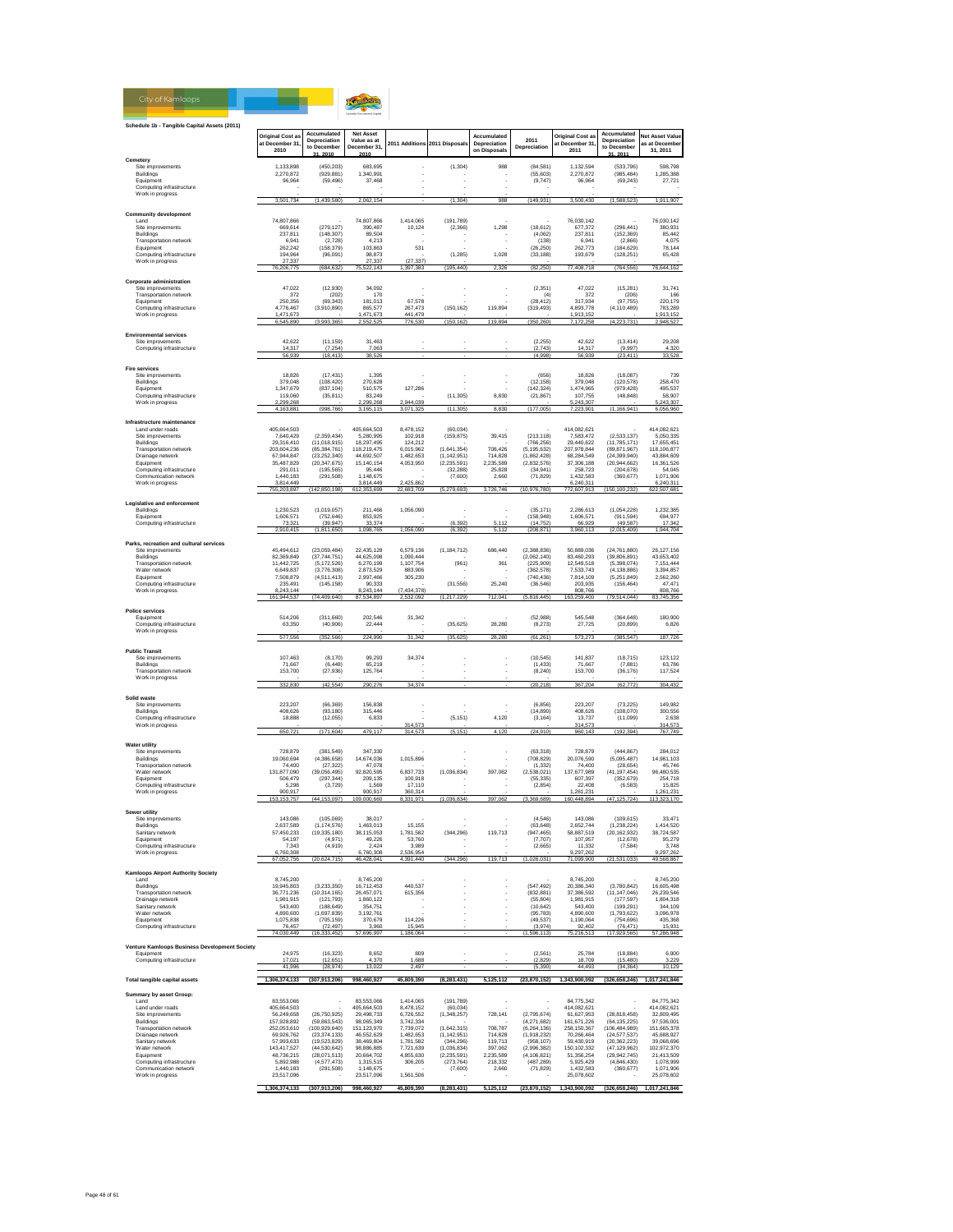## Schedule 1b - Tangible Capital Assets (2011)

| | Original Cost as at December 31, 2010 | Accumulated Depreciation to December 31, 2010 | Net Asset Value as at December 31, 2010 | 2011 Additions | 2011 Disposals | Accumulated Depreciation on Disposals | 2011 Depreciation | Original Cost as at December 31, 2011 | Accumulated Depreciation to December 31, 2011 | Net Asset Value as at December 31, 2011 |
|---|---|---|---|---|---|---|---|---|---|---|
| **Cemetery** | | | | | | | | | | |
| Site improvements | 1,133,898 | (450,203) | 683,695 | - | (1,304) | 988 | (84,581) | 1,132,594 | (533,796) | 598,798 |
| Buildings | 2,270,872 | (929,881) | 1,340,991 | - | - | - | (55,603) | 2,270,872 | (985,484) | 1,285,388 |
| Equipment | 96,964 | (59,496) | 37,468 | - | - | - | (9,747) | 96,964 | (69,243) | 27,721 |
| Computing infrastructure | - | - | - | - | - | - | - | - | - | - |
| Work in progress | - | - | - | - | - | - | - | - | - | - |
| | 3,501,734 | (1,439,580) | 2,062,154 | - | (1,304) | 988 | (149,931) | 3,500,430 | (1,588,523) | 1,911,907 |
| **Community development** | | | | | | | | | | |
| Land | 74,807,866 | - | 74,807,866 | 1,414,065 | (191,789) | - | - | 76,030,142 | - | 76,030,142 |
| Site improvements | 669,614 | (279,127) | 390,487 | 10,124 | (2,366) | 1,298 | (18,612) | 677,372 | (296,441) | 380,931 |
| Buildings | 237,811 | (148,307) | 89,504 | - | - | - | (4,062) | 237,811 | (152,369) | 85,442 |
| Transportation network | 6,941 | (2,728) | 4,213 | - | - | - | (138) | 6,941 | (2,866) | 4,075 |
| Equipment | 262,242 | (158,379) | 103,863 | 531 | - | - | (26,250) | 262,773 | (184,629) | 78,144 |
| Computing infrastructure | 194,964 | (96,091) | 98,873 | - | (1,285) | 1,028 | (33,188) | 193,679 | (128,251) | 65,428 |
| Work in progress | 27,337 | - | 27,337 | (27,337) | - | - | - | - | - | - |
| | 76,206,775 | (684,632) | 75,522,143 | 1,397,383 | (195,440) | 2,326 | (82,250) | 77,408,718 | (764,556) | 76,644,162 |
| **Corporate administration** | | | | | | | | | | |
| Site improvements | 47,022 | (12,930) | 34,092 | - | - | - | (2,351) | 47,022 | (15,281) | 31,741 |
| Transportation network | 372 | (202) | 170 | - | - | - | (4) | 372 | (206) | 166 |
| Equipment | 250,356 | (69,343) | 181,013 | 67,578 | - | - | (28,412) | 317,934 | (97,755) | 220,179 |
| Computing infrastructure | 4,776,467 | (3,910,890) | 865,577 | 267,473 | (150,162) | 119,894 | (319,493) | 4,893,778 | (4,110,489) | 783,289 |
| Work in progress | 1,471,673 | - | 1,471,673 | 441,479 | - | - | - | 1,913,152 | - | 1,913,152 |
| | 6,545,890 | (3,993,365) | 2,552,525 | 776,530 | (150,162) | 119,894 | (350,260) | 7,172,258 | (4,223,731) | 2,948,527 |
| **Environmental services** | | | | | | | | | | |
| Site improvements | 42,622 | (11,159) | 31,463 | - | - | - | (2,255) | 42,622 | (13,414) | 29,208 |
| Computing infrastructure | 14,317 | (7,254) | 7,063 | - | - | - | (2,743) | 14,317 | (9,997) | 4,320 |
| | 56,939 | (18,413) | 38,526 | - | - | - | (4,998) | 56,939 | (23,411) | 33,528 |
| **Fire services** | | | | | | | | | | |
| Site improvements | 18,826 | (17,431) | 1,395 | - | - | - | (656) | 18,826 | (18,087) | 739 |
| Buildings | 379,048 | (108,420) | 270,628 | - | - | - | (12,158) | 379,048 | (120,578) | 258,470 |
| Equipment | 1,347,679 | (837,104) | 510,575 | 127,286 | - | - | (142,324) | 1,474,965 | (979,428) | 495,537 |
| Computing infrastructure | 119,060 | (35,811) | 83,249 | - | (11,305) | 8,830 | (21,867) | 107,755 | (48,848) | 58,907 |
| Work in progress | 2,299,268 | - | 2,299,268 | 2,944,039 | - | - | - | 5,243,307 | - | 5,243,307 |
| | 4,163,881 | (998,766) | 3,165,115 | 3,071,325 | (11,305) | 8,830 | (177,005) | 7,223,901 | (1,166,941) | 6,056,960 |
| **Infrastructure maintenance** | | | | | | | | | | |
| Land under roads | 405,664,503 | - | 405,664,503 | 8,478,152 | (60,034) | - | - | 414,082,621 | - | 414,082,621 |
| Site improvements | 7,640,429 | (2,359,434) | 5,280,995 | 102,918 | (159,875) | 39,415 | (213,118) | 7,583,472 | (2,533,137) | 5,050,335 |
| Buildings | 29,316,410 | (11,018,915) | 18,297,495 | 124,212 | - | - | (766,256) | 29,440,622 | (11,785,171) | 17,655,451 |
| Transportation network | 203,604,236 | (85,384,761) | 118,219,475 | 6,015,962 | (1,641,354) | 708,426 | (5,195,632) | 207,978,844 | (89,871,967) | 118,106,877 |
| Drainage network | 67,944,847 | (23,252,340) | 44,692,507 | 1,482,653 | (1,142,951) | 714,828 | (1,862,428) | 68,284,549 | (24,399,940) | 43,884,609 |
| Equipment | 35,487,829 | (20,347,675) | 15,140,154 | 4,053,950 | (2,235,591) | 2,235,589 | (2,832,576) | 37,306,188 | (20,944,662) | 16,361,526 |
| Computing infrastructure | 291,011 | (195,565) | 95,446 | - | (32,288) | 25,828 | (34,941) | 258,723 | (204,678) | 54,045 |
| Communication network | 1,440,183 | (291,508) | 1,148,675 | - | (7,600) | 2,660 | (71,829) | 1,432,583 | (360,677) | 1,071,906 |
| Work in progress | 3,814,449 | - | 3,814,449 | 2,425,862 | - | - | - | 6,240,311 | - | 6,240,311 |
| | 755,203,897 | (142,850,198) | 612,353,699 | 22,683,709 | (5,279,693) | 3,726,746 | (10,976,780) | 772,607,913 | (150,100,232) | 622,507,681 |
| **Legislative and enforcement** | | | | | | | | | | |
| Buildings | 1,230,523 | (1,019,057) | 211,466 | 1,056,090 | - | - | (35,171) | 2,286,613 | (1,054,228) | 1,232,385 |
| Equipment | 1,606,571 | (752,646) | 853,925 | - | - | - | (158,948) | 1,606,571 | (911,594) | 694,977 |
| Computing infrastructure | 73,321 | (39,947) | 33,374 | - | (6,392) | 5,112 | (14,752) | 66,929 | (49,587) | 17,342 |
| | 2,910,415 | (1,811,650) | 1,098,765 | 1,056,090 | (6,392) | 5,112 | (208,871) | 3,960,113 | (2,015,409) | 1,944,704 |
| **Parks, recreation and cultural services** | | | | | | | | | | |
| Site improvements | 45,494,612 | (23,059,484) | 22,435,128 | 6,579,136 | (1,184,712) | 686,440 | (2,388,836) | 50,889,036 | (24,761,880) | 26,127,156 |
| Buildings | 82,369,849 | (37,744,751) | 44,625,098 | 1,090,444 | - | - | (2,062,140) | 83,460,293 | (39,806,891) | 43,653,402 |
| Transportation network | 11,442,725 | (5,172,526) | 6,270,199 | 1,107,754 | (961) | 361 | (225,909) | 12,549,518 | (5,398,074) | 7,151,444 |
| Water network | 6,649,837 | (3,776,308) | 2,873,529 | 883,906 | - | - | (362,578) | 7,533,743 | (4,138,886) | 3,394,857 |
| Equipment | 7,508,879 | (4,511,413) | 2,997,466 | 305,230 | - | - | (740,436) | 7,814,109 | (5,251,849) | 2,562,260 |
| Computing infrastructure | 235,491 | (145,158) | 90,333 | - | (31,556) | 25,240 | (36,546) | 203,935 | (156,464) | 47,471 |
| Work in progress | 8,243,144 | - | 8,243,144 | (7,434,378) | - | - | - | 808,766 | - | 808,766 |
| | 161,944,537 | (74,409,640) | 87,534,897 | 2,532,092 | (1,217,229) | 712,041 | (5,816,445) | 163,259,400 | (79,514,044) | 83,745,356 |
| **Police services** | | | | | | | | | | |
| Equipment | 514,206 | (311,660) | 202,546 | 31,342 | - | - | (52,988) | 545,548 | (364,648) | 180,900 |
| Computing infrastructure | 63,350 | (40,906) | 22,444 | - | (35,625) | 28,280 | (8,273) | 27,725 | (20,899) | 6,826 |
| Work in progress | - | - | - | - | - | - | - | - | - | - |
| | 577,556 | (352,566) | 224,990 | 31,342 | (35,625) | 28,280 | (61,261) | 573,273 | (385,547) | 187,726 |
| **Public Transit** | | | | | | | | | | |
| Site improvements | 107,463 | (8,170) | 99,293 | 34,374 | - | - | (10,545) | 141,837 | (18,715) | 123,122 |
| Buildings | 71,667 | (6,448) | 65,219 | - | - | - | (1,433) | 71,667 | (7,881) | 63,786 |
| Transportation network | 153,700 | (27,936) | 125,764 | - | - | - | (8,240) | 153,700 | (36,176) | 117,524 |
| Work in progress | - | - | - | - | - | - | - | - | - | - |
| | 332,830 | (42,554) | 290,276 | 34,374 | - | - | (20,218) | 367,204 | (62,772) | 304,432 |
| **Solid waste** | | | | | | | | | | |
| Site improvements | 223,207 | (66,369) | 156,838 | - | - | - | (6,856) | 223,207 | (73,225) | 149,982 |
| Buildings | 408,626 | (93,180) | 315,446 | - | - | - | (14,890) | 408,626 | (108,070) | 300,556 |
| Computing infrastructure | 18,888 | (12,055) | 6,833 | - | (5,151) | 4,120 | (3,164) | 13,737 | (11,099) | 2,638 |
| Work in progress | - | - | - | 314,573 | - | - | - | 314,573 | - | 314,573 |
| | 650,721 | (171,604) | 479,117 | 314,573 | (5,151) | 4,120 | (24,910) | 960,143 | (192,394) | 767,749 |
| **Water utility** | | | | | | | | | | |
| Site improvements | 728,879 | (381,549) | 347,330 | - | - | - | (63,318) | 728,879 | (444,867) | 284,012 |
| Buildings | 19,060,694 | (4,386,658) | 14,674,036 | 1,015,896 | - | - | (708,829) | 20,076,590 | (5,095,487) | 14,981,103 |
| Transportation network | 74,400 | (27,322) | 47,078 | - | - | - | (1,332) | 74,400 | (28,654) | 45,746 |
| Water network | 131,877,090 | (39,056,495) | 92,820,595 | 6,837,733 | (1,036,834) | 397,062 | (2,538,021) | 137,677,989 | (41,197,454) | 96,480,535 |
| Equipment | 506,479 | (297,344) | 209,135 | 100,918 | - | - | (55,335) | 607,397 | (352,679) | 254,718 |
| Computing infrastructure | 5,298 | (3,729) | 1,569 | 17,110 | - | - | (2,854) | 22,408 | (6,583) | 15,825 |
| Work in progress | 900,917 | - | 900,917 | 360,314 | - | - | - | 1,261,231 | - | 1,261,231 |
| | 153,153,757 | (44,153,097) | 109,000,660 | 8,331,971 | (1,036,834) | 397,062 | (3,369,689) | 160,448,894 | (47,125,724) | 113,323,170 |
| **Sewer utility** | | | | | | | | | | |
| Site improvements | 143,086 | (105,069) | 38,017 | - | - | - | (4,546) | 143,086 | (109,615) | 33,471 |
| Buildings | 2,637,589 | (1,174,576) | 1,463,013 | 15,155 | - | - | (63,648) | 2,652,744 | (1,238,224) | 1,414,520 |
| Sanitary network | 57,450,233 | (19,335,180) | 38,115,053 | 1,781,582 | (344,296) | 119,713 | (947,465) | 58,887,519 | (20,162,932) | 38,724,587 |
| Equipment | 54,197 | (4,971) | 49,226 | 53,760 | - | - | (7,707) | 107,957 | (12,678) | 95,279 |
| Computing infrastructure | 7,343 | (4,919) | 2,424 | 3,989 | - | - | (2,665) | 11,332 | (7,584) | 3,748 |
| Work in progress | 6,760,308 | - | 6,760,308 | 2,536,954 | - | - | - | 9,297,262 | - | 9,297,262 |
| | 67,052,756 | (20,624,715) | 46,428,041 | 4,391,440 | (344,296) | 119,713 | (1,026,031) | 71,099,900 | (21,531,033) | 49,568,867 |
| **Kamloops Airport Authority Society** | | | | | | | | | | |
| Land | 8,745,200 | - | 8,745,200 | - | - | - | - | 8,745,200 | - | 8,745,200 |
| Buildings | 19,945,803 | (3,233,350) | 16,712,453 | 440,537 | - | - | (547,492) | 20,386,340 | (3,780,842) | 16,605,498 |
| Transportation network | 36,771,236 | (10,314,165) | 26,457,071 | 615,356 | - | - | (832,881) | 37,386,592 | (11,147,046) | 26,239,546 |
| Drainage network | 1,981,915 | (121,793) | 1,860,122 | - | - | - | (55,804) | 1,981,915 | (177,597) | 1,804,318 |
| Sanitary network | 543,400 | (188,649) | 354,751 | - | - | - | (10,642) | 543,400 | (199,291) | 344,109 |
| Water network | 4,890,600 | (1,697,839) | 3,192,761 | - | - | - | (95,783) | 4,890,600 | (1,793,622) | 3,096,978 |
| Equipment | 1,075,838 | (705,159) | 370,679 | 114,226 | - | - | (49,537) | 1,190,064 | (754,696) | 435,368 |
| Computing infrastructure | 76,457 | (72,497) | 3,960 | 15,945 | - | - | (3,974) | 92,402 | (76,471) | 15,931 |
| | 74,030,449 | (16,333,452) | 57,696,997 | 1,186,064 | - | - | (1,596,113) | 75,216,513 | (17,929,565) | 57,286,948 |
| **Venture Kamloops Business Development Society** | | | | | | | | | | |
| Equipment | 24,975 | (16,323) | 8,652 | 809 | - | - | (2,561) | 25,784 | (18,884) | 6,900 |
| Computing infrastructure | 17,021 | (12,651) | 4,370 | 1,688 | - | - | (2,829) | 18,709 | (15,480) | 3,229 |
| | 41,996 | (28,974) | 13,022 | 2,497 | - | - | (5,390) | 44,493 | (34,364) | 10,129 |
| **Total tangible capital assets** | 1,306,374,133 | (307,913,206) | 998,460,927 | 45,809,390 | (8,283,431) | 5,125,112 | (23,870,152) | 1,343,900,092 | (326,658,246) | 1,017,241,846 |
| **Summary by asset Group:** | | | | | | | | | | |
| Land | 83,553,066 | - | 83,553,066 | 1,414,065 | (191,789) | - | - | 84,775,342 | - | 84,775,342 |
| Land under roads | 405,664,503 | - | 405,664,503 | 8,478,152 | (60,034) | - | - | 414,082,621 | - | 414,082,621 |
| Site improvements | 56,249,658 | (26,750,925) | 29,498,733 | 6,726,552 | (1,348,257) | 728,141 | (2,795,674) | 61,627,953 | (28,818,458) | 32,809,495 |
| Buildings | 157,928,892 | (59,863,543) | 98,065,349 | 3,742,334 | - | - | (4,271,682) | 161,671,226 | (64,135,225) | 97,536,001 |
| Transportation network | 252,053,610 | (100,929,640) | 151,123,970 | 7,739,072 | (1,642,315) | 708,787 | (6,264,136) | 258,150,367 | (106,484,989) | 151,665,378 |
| Drainage network | 69,926,762 | (23,374,133) | 46,552,629 | 1,482,653 | (1,142,951) | 714,828 | (1,918,232) | 70,266,464 | (24,577,537) | 45,688,927 |
| Sanitary network | 57,993,633 | (19,523,829) | 38,469,804 | 1,781,582 | (344,296) | 119,713 | (958,107) | 59,430,919 | (20,362,223) | 39,068,696 |
| Water network | 143,417,527 | (44,530,642) | 98,886,885 | 7,721,639 | (1,036,834) | 397,062 | (2,996,382) | 150,102,332 | (47,129,962) | 102,972,370 |
| Equipment | 48,736,215 | (28,071,513) | 20,664,702 | 4,855,630 | (2,235,591) | 2,235,589 | (4,106,821) | 51,356,254 | (29,942,745) | 21,413,509 |
| Computing infrastructure | 5,892,988 | (4,577,473) | 1,315,515 | 306,205 | (273,764) | 218,332 | (487,289) | 5,925,429 | (4,846,430) | 1,078,999 |
| Communication network | 1,440,183 | (291,508) | 1,148,675 | - | (7,600) | 2,660 | (71,829) | 1,432,583 | (360,677) | 1,071,906 |
| Work in progress | 23,517,096 | - | 23,517,096 | 1,561,506 | - | - | - | 25,078,602 | - | 25,078,602 |
| | 1,306,374,133 | (307,913,206) | 998,460,927 | 45,809,390 | (8,283,431) | 5,125,112 | (23,870,152) | 1,343,900,092 | (326,658,246) | 1,017,241,846 |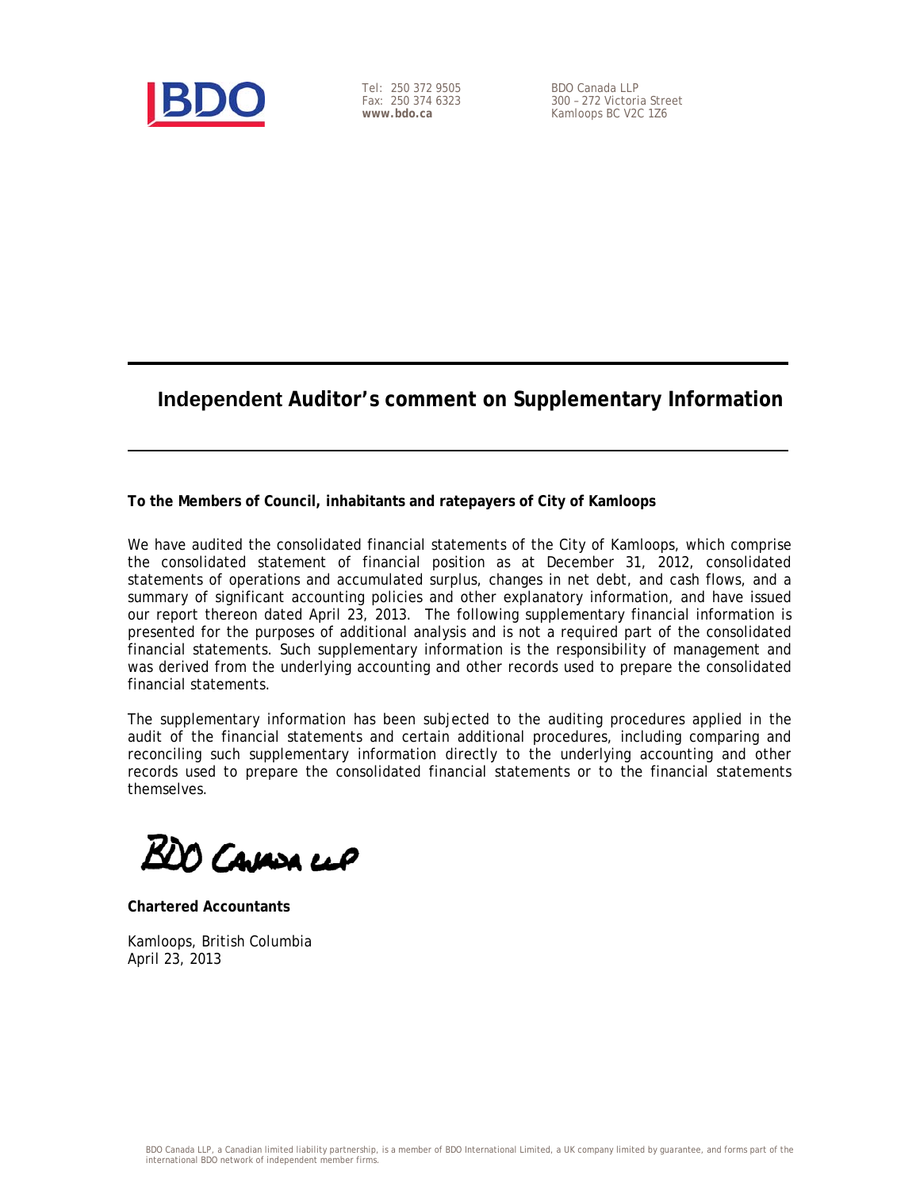BDO

Tel: 250 372 9505
Fax: 250 374 6323
**www.bdo.ca**

BDO Canada LLP
300 – 272 Victoria Street
Kamloops BC V2C 1Z6

## Independent Auditor's comment on Supplementary Information

**To the Members of Council, inhabitants and ratepayers of City of Kamloops**

We have audited the consolidated financial statements of the City of Kamloops, which comprise the consolidated statement of financial position as at December 31, 2012, consolidated statements of operations and accumulated surplus, changes in net debt, and cash flows, and a summary of significant accounting policies and other explanatory information, and have issued our report thereon dated April 23, 2013. The following supplementary financial information is presented for the purposes of additional analysis and is not a required part of the consolidated financial statements. Such supplementary information is the responsibility of management and was derived from the underlying accounting and other records used to prepare the consolidated financial statements.

The supplementary information has been subjected to the auditing procedures applied in the audit of the financial statements and certain additional procedures, including comparing and reconciling such supplementary information directly to the underlying accounting and other records used to prepare the consolidated financial statements or to the financial statements themselves.

BDO Canada LLP

**Chartered Accountants**

Kamloops, British Columbia
April 23, 2013

BDO Canada LLP, a Canadian limited liability partnership, is a member of BDO International Limited, a UK company limited by guarantee, and forms part of the international BDO network of independent member firms.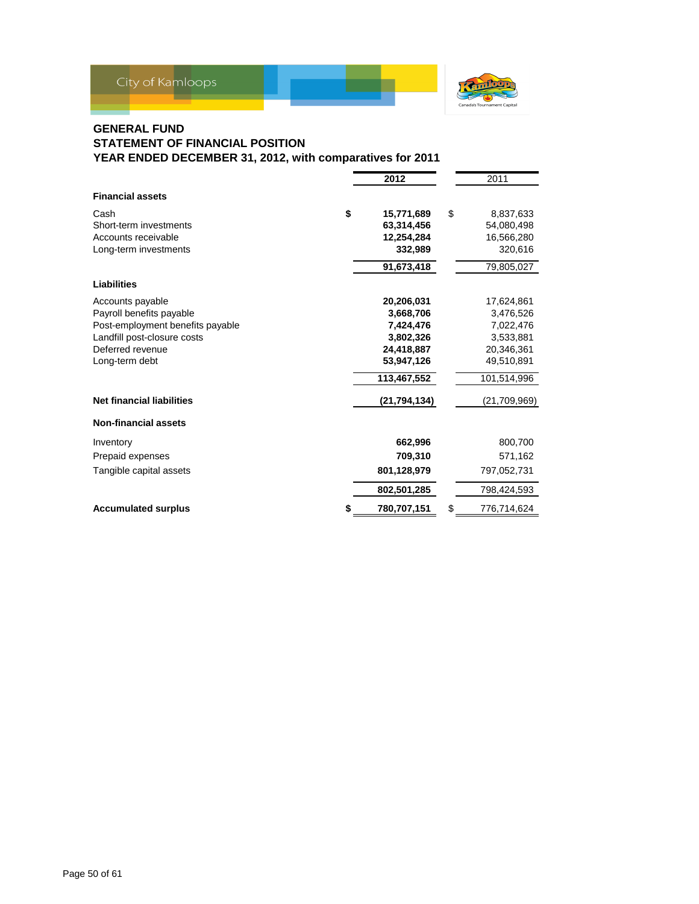## GENERAL FUND
## STATEMENT OF FINANCIAL POSITION
## YEAR ENDED DECEMBER 31, 2012, with comparatives for 2011

| | 2012 | 2011 |
|---|---|---|
| **Financial assets** | | |
| Cash | $ 15,771,689 | $ 8,837,633 |
| Short-term investments | 63,314,456 | 54,080,498 |
| Accounts receivable | 12,254,284 | 16,566,280 |
| Long-term investments | 332,989 | 320,616 |
| | 91,673,418 | 79,805,027 |
| **Liabilities** | | |
| Accounts payable | 20,206,031 | 17,624,861 |
| Payroll benefits payable | 3,668,706 | 3,476,526 |
| Post-employment benefits payable | 7,424,476 | 7,022,476 |
| Landfill post-closure costs | 3,802,326 | 3,533,881 |
| Deferred revenue | 24,418,887 | 20,346,361 |
| Long-term debt | 53,947,126 | 49,510,891 |
| | 113,467,552 | 101,514,996 |
| **Net financial liabilities** | (21,794,134) | (21,709,969) |
| **Non-financial assets** | | |
| Inventory | 662,996 | 800,700 |
| Prepaid expenses | 709,310 | 571,162 |
| Tangible capital assets | 801,128,979 | 797,052,731 |
| | 802,501,285 | 798,424,593 |
| **Accumulated surplus** | $ 780,707,151 | $ 776,714,624 |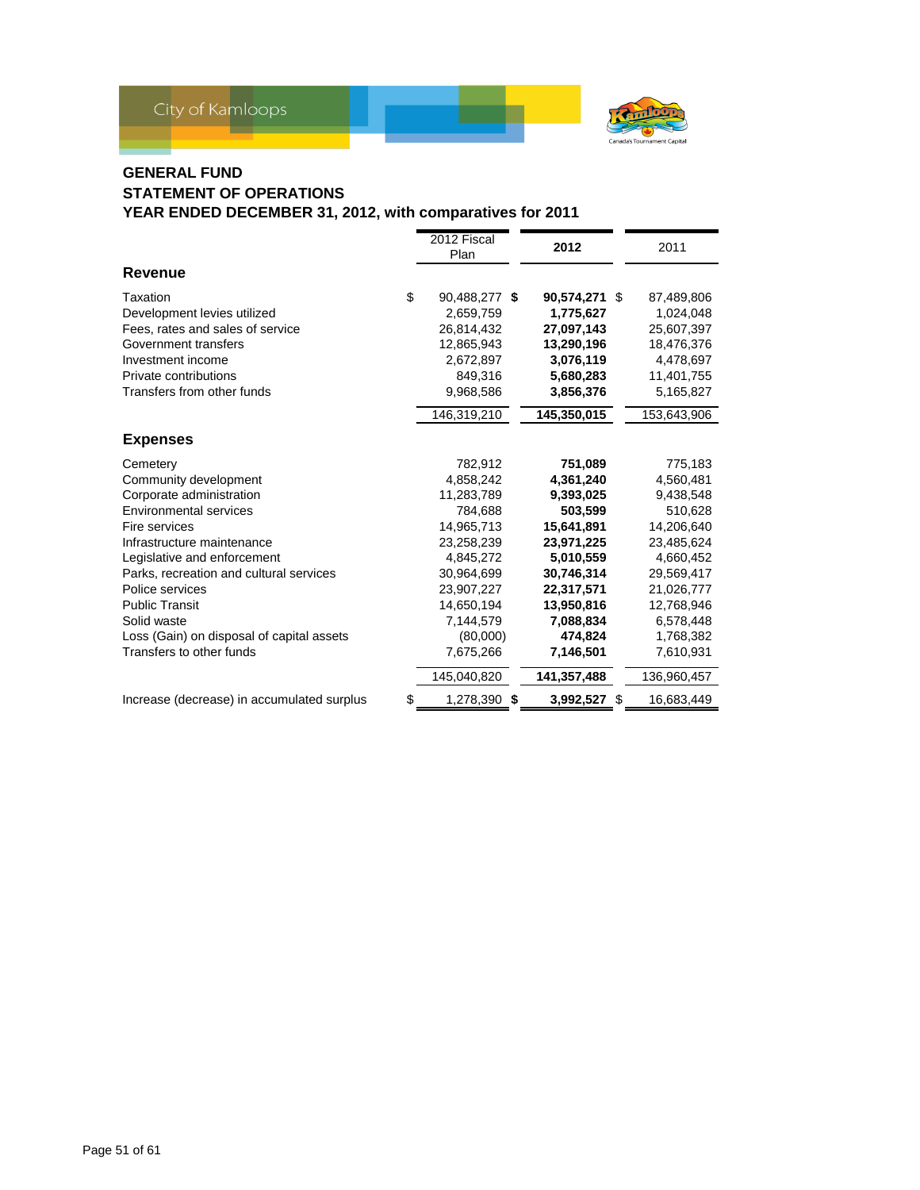City of Kamloops

## GENERAL FUND
## STATEMENT OF OPERATIONS
## YEAR ENDED DECEMBER 31, 2012, with comparatives for 2011

| | 2012 Fiscal Plan | **2012** | 2011 |
|---|---|---|---|
| **Revenue** | | | |
| Taxation | $ 90,488,277 | **$ 90,574,271** | $ 87,489,806 |
| Development levies utilized | 2,659,759 | **1,775,627** | 1,024,048 |
| Fees, rates and sales of service | 26,814,432 | **27,097,143** | 25,607,397 |
| Government transfers | 12,865,943 | **13,290,196** | 18,476,376 |
| Investment income | 2,672,897 | **3,076,119** | 4,478,697 |
| Private contributions | 849,316 | **5,680,283** | 11,401,755 |
| Transfers from other funds | 9,968,586 | **3,856,376** | 5,165,827 |
| | 146,319,210 | **145,350,015** | 153,643,906 |
| **Expenses** | | | |
| Cemetery | 782,912 | **751,089** | 775,183 |
| Community development | 4,858,242 | **4,361,240** | 4,560,481 |
| Corporate administration | 11,283,789 | **9,393,025** | 9,438,548 |
| Environmental services | 784,688 | **503,599** | 510,628 |
| Fire services | 14,965,713 | **15,641,891** | 14,206,640 |
| Infrastructure maintenance | 23,258,239 | **23,971,225** | 23,485,624 |
| Legislative and enforcement | 4,845,272 | **5,010,559** | 4,660,452 |
| Parks, recreation and cultural services | 30,964,699 | **30,746,314** | 29,569,417 |
| Police services | 23,907,227 | **22,317,571** | 21,026,777 |
| Public Transit | 14,650,194 | **13,950,816** | 12,768,946 |
| Solid waste | 7,144,579 | **7,088,834** | 6,578,448 |
| Loss (Gain) on disposal of capital assets | (80,000) | **474,824** | 1,768,382 |
| Transfers to other funds | 7,675,266 | **7,146,501** | 7,610,931 |
| | 145,040,820 | **141,357,488** | 136,960,457 |
| Increase (decrease) in accumulated surplus | $ 1,278,390 | **$ 3,992,527** | $ 16,683,449 |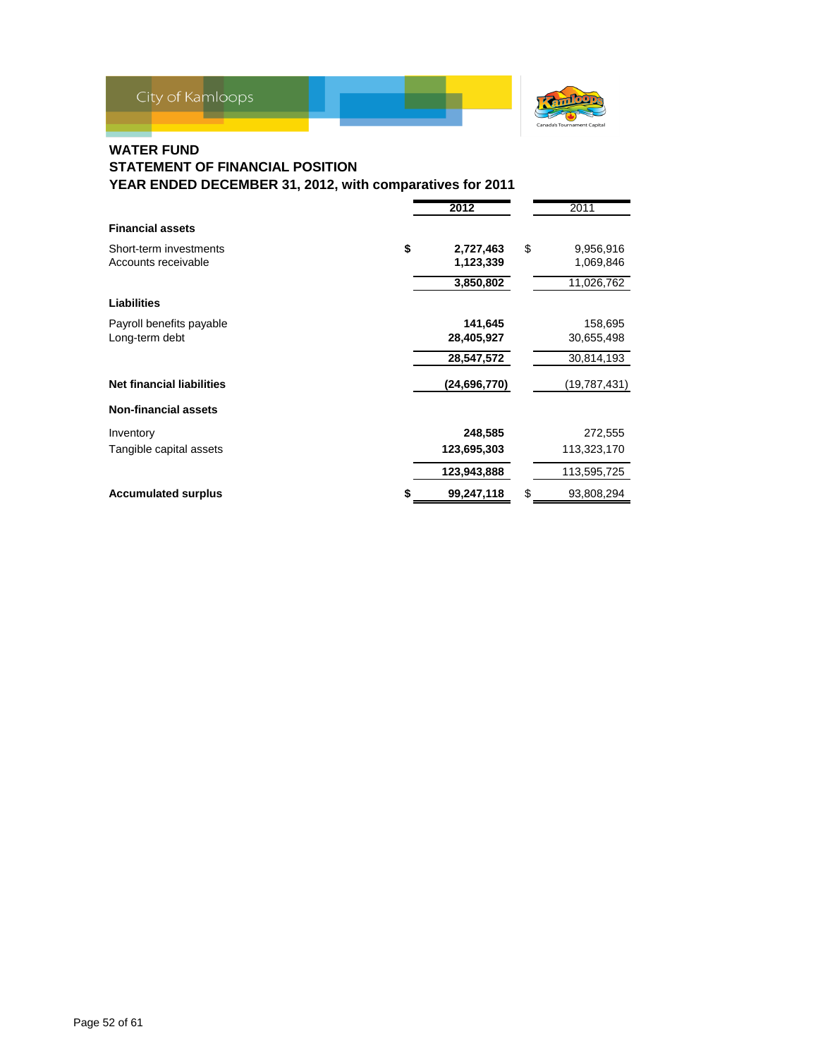City of Kamloops

# WATER FUND
## STATEMENT OF FINANCIAL POSITION
## YEAR ENDED DECEMBER 31, 2012, with comparatives for 2011

| | 2012 | 2011 |
|---|---|---|
| **Financial assets** | | |
| Short-term investments | $ **2,727,463** | $ 9,956,916 |
| Accounts receivable | **1,123,339** | 1,069,846 |
| | **3,850,802** | 11,026,762 |
| **Liabilities** | | |
| Payroll benefits payable | **141,645** | 158,695 |
| Long-term debt | **28,405,927** | 30,655,498 |
| | **28,547,572** | 30,814,193 |
| **Net financial liabilities** | **(24,696,770)** | (19,787,431) |
| **Non-financial assets** | | |
| Inventory | **248,585** | 272,555 |
| Tangible capital assets | **123,695,303** | 113,323,170 |
| | **123,943,888** | 113,595,725 |
| **Accumulated surplus** | $ **99,247,118** | $ 93,808,294 |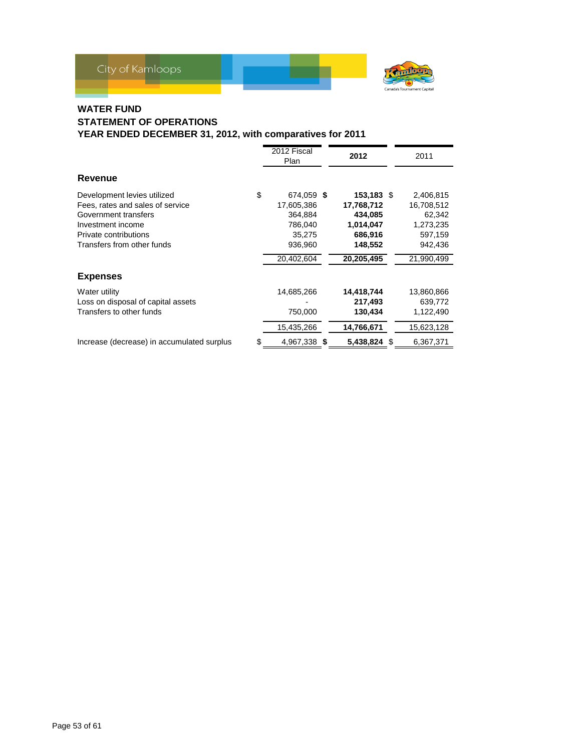# WATER FUND
## STATEMENT OF OPERATIONS
### YEAR ENDED DECEMBER 31, 2012, with comparatives for 2011

| | 2012 Fiscal Plan | **2012** | 2011 |
|---|---|---|---|
| **Revenue** | | | |
| Development levies utilized | $ 674,059 | **$ 153,183** | $ 2,406,815 |
| Fees, rates and sales of service | 17,605,386 | **17,768,712** | 16,708,512 |
| Government transfers | 364,884 | **434,085** | 62,342 |
| Investment income | 786,040 | **1,014,047** | 1,273,235 |
| Private contributions | 35,275 | **686,916** | 597,159 |
| Transfers from other funds | 936,960 | **148,552** | 942,436 |
| | 20,402,604 | **20,205,495** | 21,990,499 |
| **Expenses** | | | |
| Water utility | 14,685,266 | **14,418,744** | 13,860,866 |
| Loss on disposal of capital assets | - | **217,493** | 639,772 |
| Transfers to other funds | 750,000 | **130,434** | 1,122,490 |
| | 15,435,266 | **14,766,671** | 15,623,128 |
| Increase (decrease) in accumulated surplus | $ 4,967,338 | **$ 5,438,824** | $ 6,367,371 |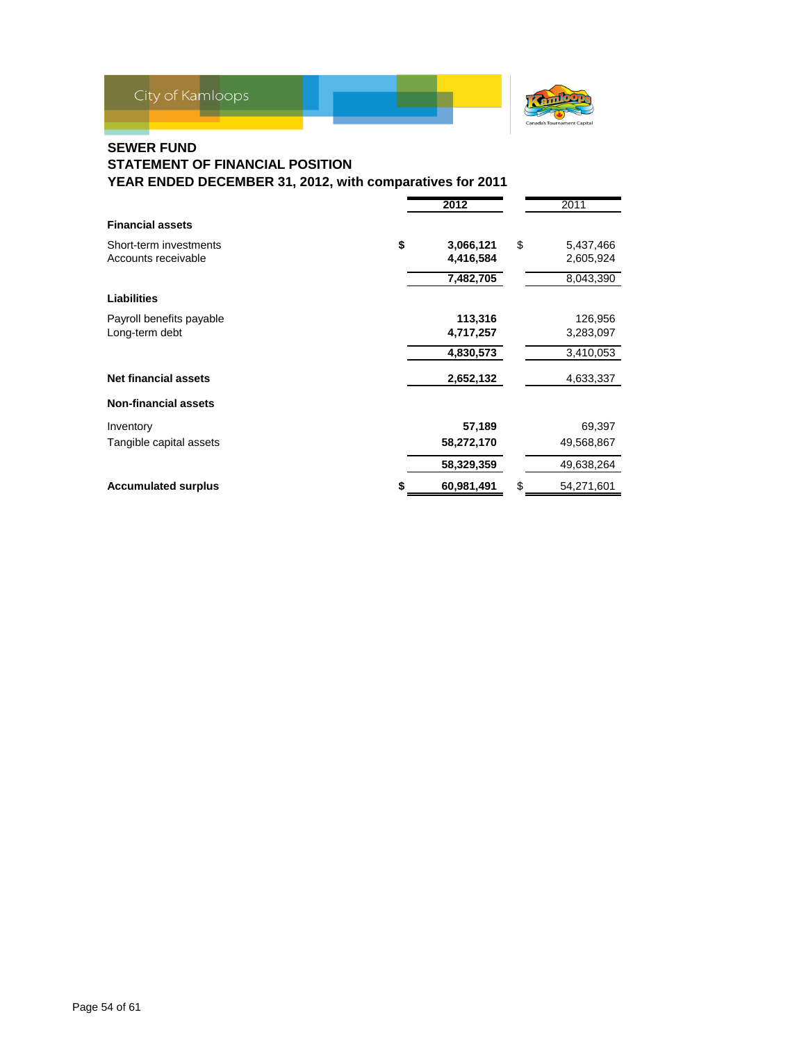City of Kamloops

## SEWER FUND
## STATEMENT OF FINANCIAL POSITION
## YEAR ENDED DECEMBER 31, 2012, with comparatives for 2011

| | 2012 | 2011 |
|---|---|---|
| **Financial assets** | | |
| Short-term investments | **$ 3,066,121** | $ 5,437,466 |
| Accounts receivable | **4,416,584** | 2,605,924 |
| | **7,482,705** | 8,043,390 |
| **Liabilities** | | |
| Payroll benefits payable | **113,316** | 126,956 |
| Long-term debt | **4,717,257** | 3,283,097 |
| | **4,830,573** | 3,410,053 |
| **Net financial assets** | **2,652,132** | 4,633,337 |
| **Non-financial assets** | | |
| Inventory | **57,189** | 69,397 |
| Tangible capital assets | **58,272,170** | 49,568,867 |
| | **58,329,359** | 49,638,264 |
| **Accumulated surplus** | **$ 60,981,491** | $ 54,271,601 |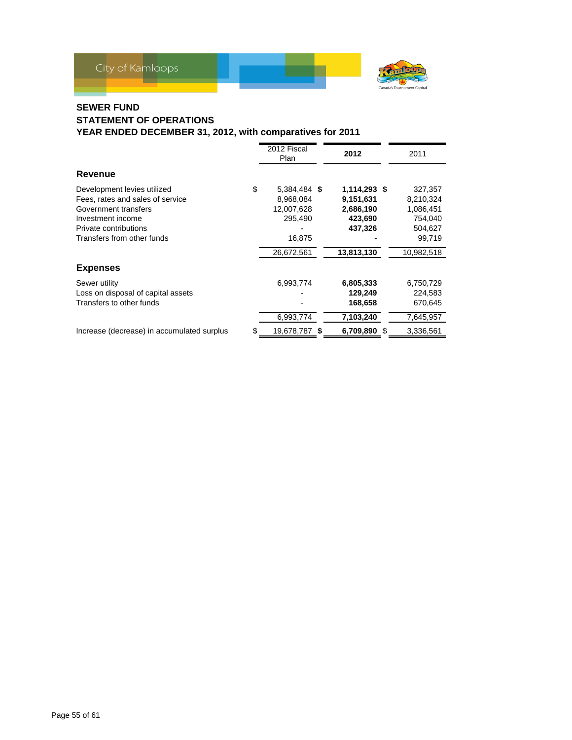**SEWER FUND**
**STATEMENT OF OPERATIONS**
**YEAR ENDED DECEMBER 31, 2012, with comparatives for 2011**

| | 2012 Fiscal Plan | **2012** | 2011 |
|---|---|---|---|
| **Revenue** | | | |
| Development levies utilized | $ 5,384,484 | **$ 1,114,293** | $ 327,357 |
| Fees, rates and sales of service | 8,968,084 | **9,151,631** | 8,210,324 |
| Government transfers | 12,007,628 | **2,686,190** | 1,086,451 |
| Investment income | 295,490 | **423,690** | 754,040 |
| Private contributions | - | **437,326** | 504,627 |
| Transfers from other funds | 16,875 | **-** | 99,719 |
| | 26,672,561 | **13,813,130** | 10,982,518 |
| **Expenses** | | | |
| Sewer utility | 6,993,774 | **6,805,333** | 6,750,729 |
| Loss on disposal of capital assets | - | **129,249** | 224,583 |
| Transfers to other funds | - | **168,658** | 670,645 |
| | 6,993,774 | **7,103,240** | 7,645,957 |
| Increase (decrease) in accumulated surplus | $ 19,678,787 | **$ 6,709,890** | $ 3,336,561 |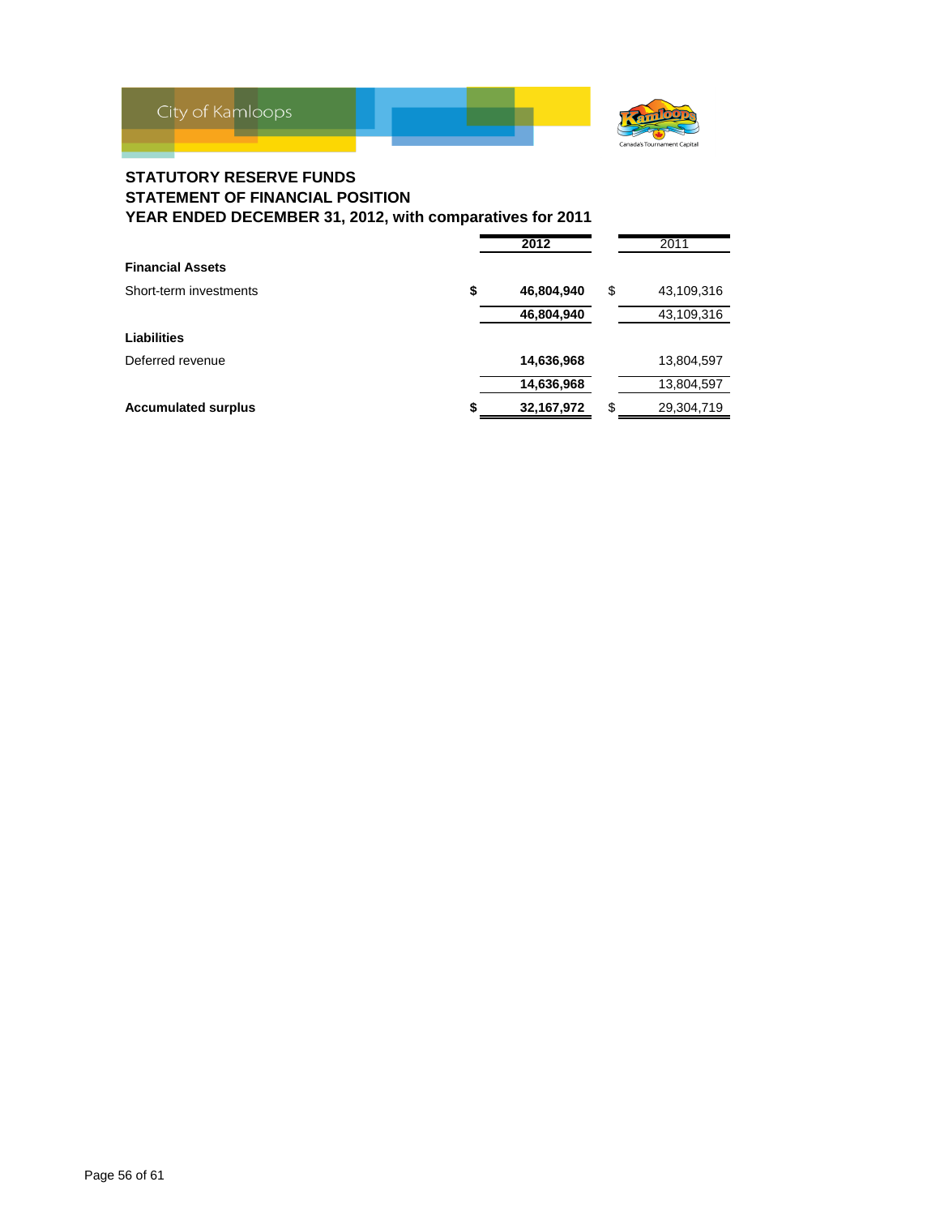City of Kamloops

## STATUTORY RESERVE FUNDS
## STATEMENT OF FINANCIAL POSITION
## YEAR ENDED DECEMBER 31, 2012, with comparatives for 2011

| | 2012 | 2011 |
|---|---|---|
| **Financial Assets** | | |
| Short-term investments | **$ 46,804,940** | $ 43,109,316 |
| | **46,804,940** | 43,109,316 |
| **Liabilities** | | |
| Deferred revenue | **14,636,968** | 13,804,597 |
| | **14,636,968** | 13,804,597 |
| **Accumulated surplus** | **$ 32,167,972** | $ 29,304,719 |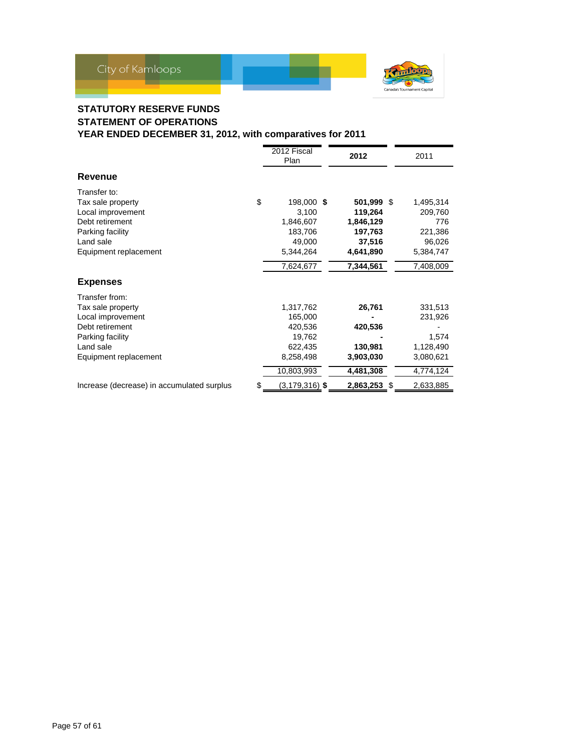City of Kamloops

## STATUTORY RESERVE FUNDS
## STATEMENT OF OPERATIONS
## YEAR ENDED DECEMBER 31, 2012, with comparatives for 2011

| | 2012 Fiscal Plan | **2012** | 2011 |
|---|---|---|---|
| **Revenue** | | | |
| Transfer to: | | | |
| Tax sale property | $ 198,000 | **$ 501,999** | $ 1,495,314 |
| Local improvement | 3,100 | **119,264** | 209,760 |
| Debt retirement | 1,846,607 | **1,846,129** | 776 |
| Parking facility | 183,706 | **197,763** | 221,386 |
| Land sale | 49,000 | **37,516** | 96,026 |
| Equipment replacement | 5,344,264 | **4,641,890** | 5,384,747 |
| | 7,624,677 | **7,344,561** | 7,408,009 |
| **Expenses** | | | |
| Transfer from: | | | |
| Tax sale property | 1,317,762 | **26,761** | 331,513 |
| Local improvement | 165,000 | **-** | 231,926 |
| Debt retirement | 420,536 | **420,536** | - |
| Parking facility | 19,762 | **-** | 1,574 |
| Land sale | 622,435 | **130,981** | 1,128,490 |
| Equipment replacement | 8,258,498 | **3,903,030** | 3,080,621 |
| | 10,803,993 | **4,481,308** | 4,774,124 |
| Increase (decrease) in accumulated surplus | $ (3,179,316) | **$ 2,863,253** | $ 2,633,885 |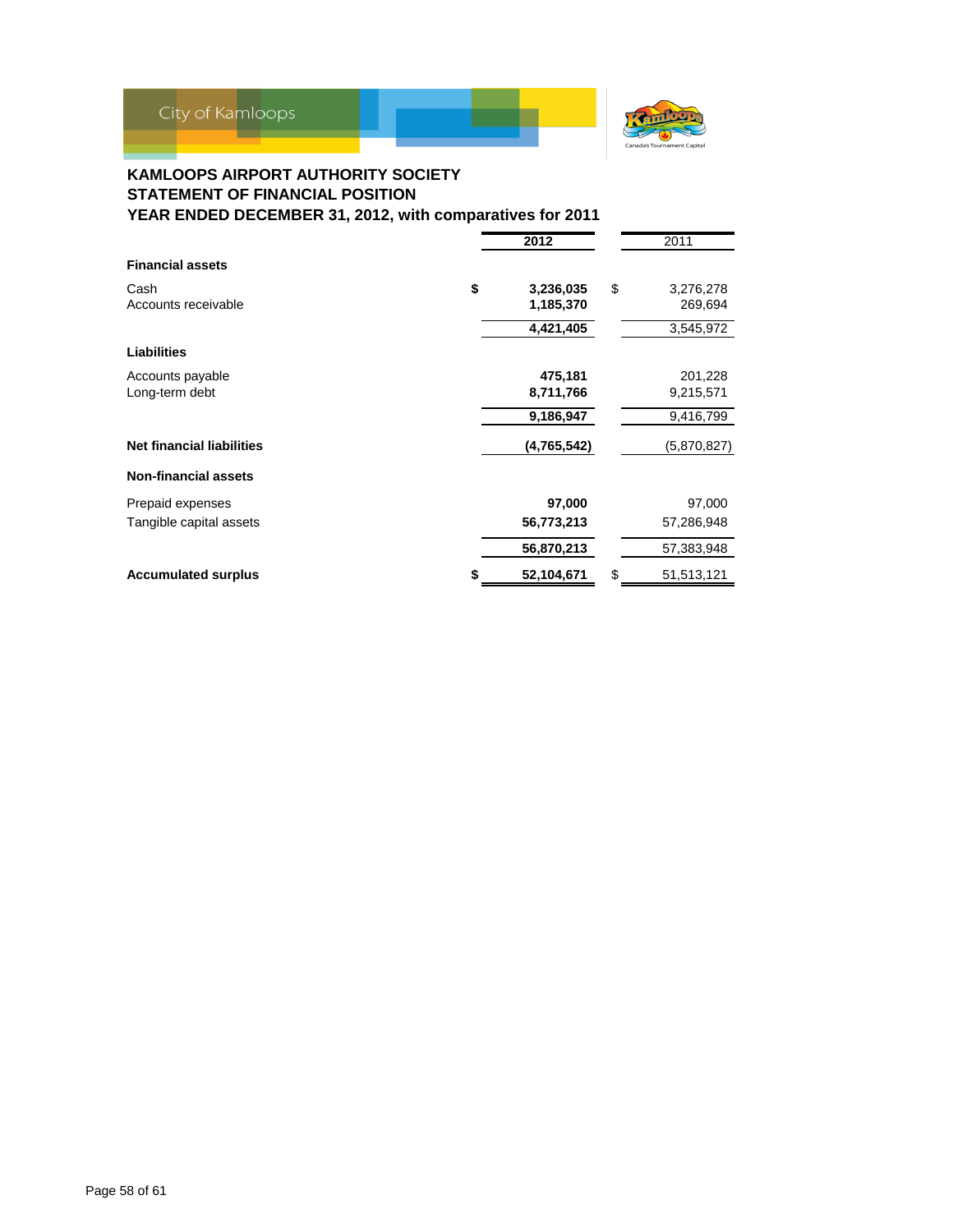**KAMLOOPS AIRPORT AUTHORITY SOCIETY**
**STATEMENT OF FINANCIAL POSITION**
**YEAR ENDED DECEMBER 31, 2012, with comparatives for 2011**

| | 2012 | 2011 |
|---|---|---|
| **Financial assets** | | |
| Cash | $ 3,236,035 | $ 3,276,278 |
| Accounts receivable | 1,185,370 | 269,694 |
| | 4,421,405 | 3,545,972 |
| **Liabilities** | | |
| Accounts payable | 475,181 | 201,228 |
| Long-term debt | 8,711,766 | 9,215,571 |
| | 9,186,947 | 9,416,799 |
| **Net financial liabilities** | (4,765,542) | (5,870,827) |
| **Non-financial assets** | | |
| Prepaid expenses | 97,000 | 97,000 |
| Tangible capital assets | 56,773,213 | 57,286,948 |
| | 56,870,213 | 57,383,948 |
| **Accumulated surplus** | $ 52,104,671 | $ 51,513,121 |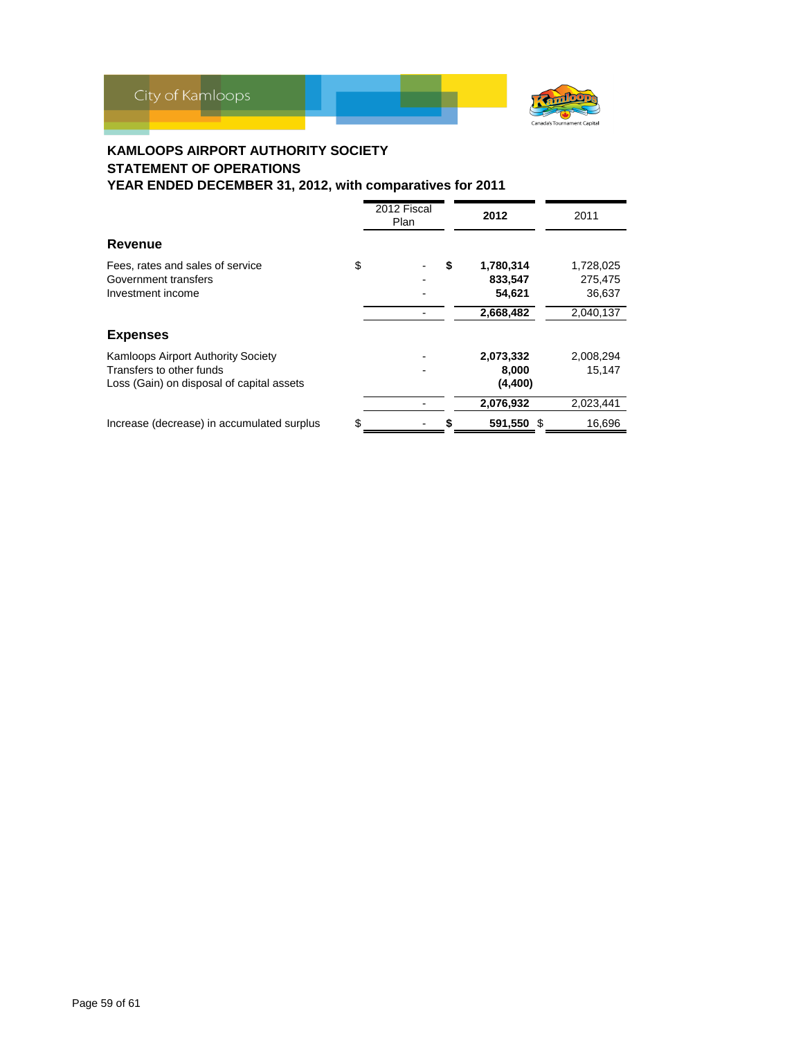## KAMLOOPS AIRPORT AUTHORITY SOCIETY
## STATEMENT OF OPERATIONS
## YEAR ENDED DECEMBER 31, 2012, with comparatives for 2011

| | 2012 Fiscal Plan | 2012 | 2011 |
|---|---|---|---|
| **Revenue** | | | |
| Fees, rates and sales of service | $ - | **$ 1,780,314** | 1,728,025 |
| Government transfers | - | **833,547** | 275,475 |
| Investment income | - | **54,621** | 36,637 |
| | - | **2,668,482** | 2,040,137 |
| **Expenses** | | | |
| Kamloops Airport Authority Society | - | **2,073,332** | 2,008,294 |
| Transfers to other funds | - | **8,000** | 15,147 |
| Loss (Gain) on disposal of capital assets | | **(4,400)** | |
| | - | **2,076,932** | 2,023,441 |
| Increase (decrease) in accumulated surplus | $ - | **$ 591,550** | $ 16,696 |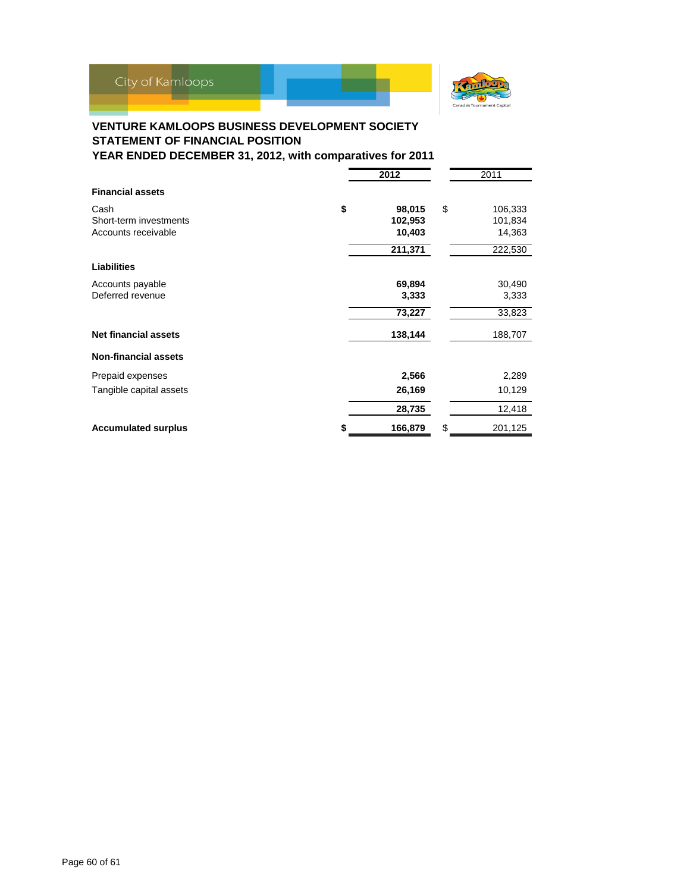City of Kamloops

## VENTURE KAMLOOPS BUSINESS DEVELOPMENT SOCIETY
## STATEMENT OF FINANCIAL POSITION
## YEAR ENDED DECEMBER 31, 2012, with comparatives for 2011

| | 2012 | 2011 |
|---|---|---|
| **Financial assets** | | |
| Cash | $ 98,015 | $ 106,333 |
| Short-term investments | 102,953 | 101,834 |
| Accounts receivable | 10,403 | 14,363 |
| | 211,371 | 222,530 |
| **Liabilities** | | |
| Accounts payable | 69,894 | 30,490 |
| Deferred revenue | 3,333 | 3,333 |
| | 73,227 | 33,823 |
| **Net financial assets** | 138,144 | 188,707 |
| **Non-financial assets** | | |
| Prepaid expenses | 2,566 | 2,289 |
| Tangible capital assets | 26,169 | 10,129 |
| | 28,735 | 12,418 |
| **Accumulated surplus** | $ 166,879 | $ 201,125 |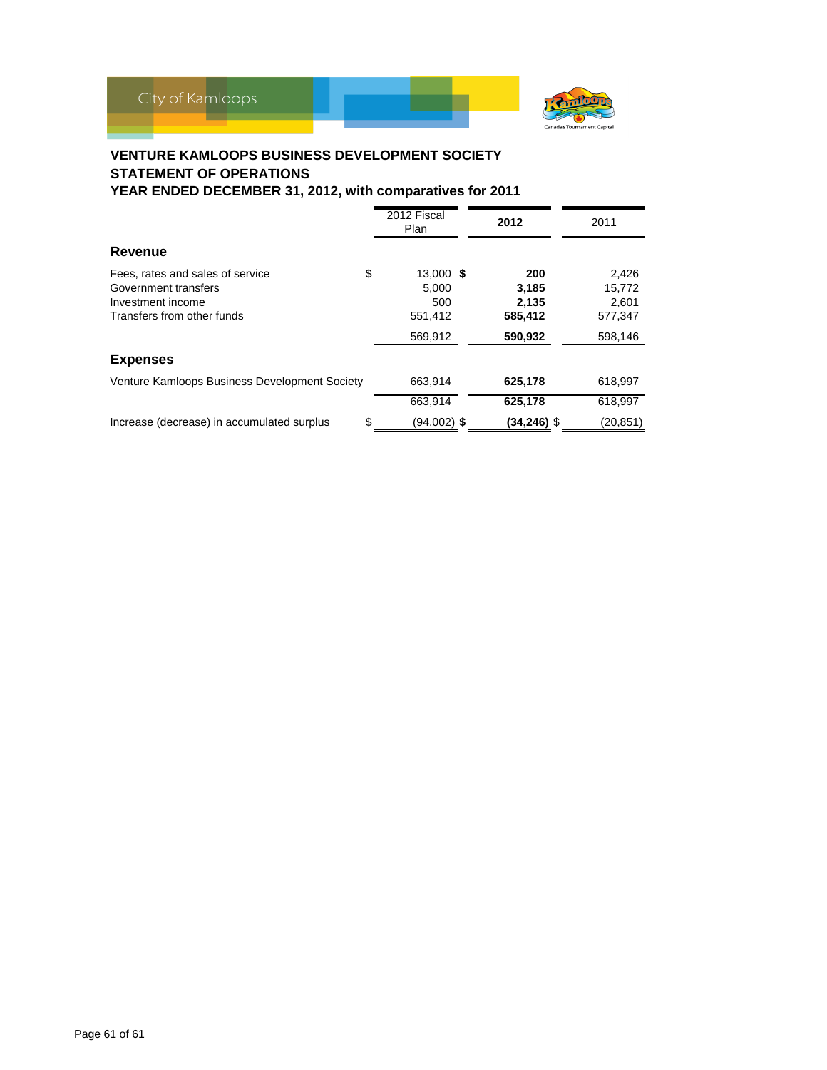## VENTURE KAMLOOPS BUSINESS DEVELOPMENT SOCIETY
## STATEMENT OF OPERATIONS
## YEAR ENDED DECEMBER 31, 2012, with comparatives for 2011

| | 2012 Fiscal Plan | 2012 | 2011 |
|---|---|---|---|
| **Revenue** | | | |
| Fees, rates and sales of service | $ 13,000 | **$ 200** | 2,426 |
| Government transfers | 5,000 | **3,185** | 15,772 |
| Investment income | 500 | **2,135** | 2,601 |
| Transfers from other funds | 551,412 | **585,412** | 577,347 |
| | 569,912 | **590,932** | 598,146 |
| **Expenses** | | | |
| Venture Kamloops Business Development Society | 663,914 | **625,178** | 618,997 |
| | 663,914 | **625,178** | 618,997 |
| Increase (decrease) in accumulated surplus | $ (94,002) | **$ (34,246)** | $ (20,851) |